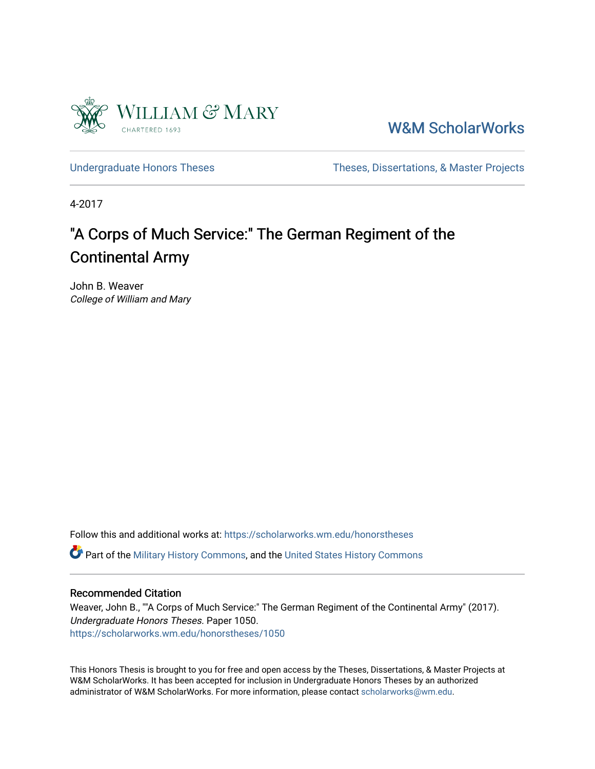William & Mary
CHARTERED 1693

W&M ScholarWorks

Undergraduate Honors Theses

Theses, Dissertations, & Master Projects

4-2017

# "A Corps of Much Service:" The German Regiment of the Continental Army

John B. Weaver
*College of William and Mary*

Follow this and additional works at: https://scholarworks.wm.edu/honorstheses

Part of the Military History Commons, and the United States History Commons

## Recommended Citation

Weaver, John B., ""A Corps of Much Service:" The German Regiment of the Continental Army" (2017). *Undergraduate Honors Theses.* Paper 1050.
https://scholarworks.wm.edu/honorstheses/1050

This Honors Thesis is brought to you for free and open access by the Theses, Dissertations, & Master Projects at W&M ScholarWorks. It has been accepted for inclusion in Undergraduate Honors Theses by an authorized administrator of W&M ScholarWorks. For more information, please contact scholarworks@wm.edu.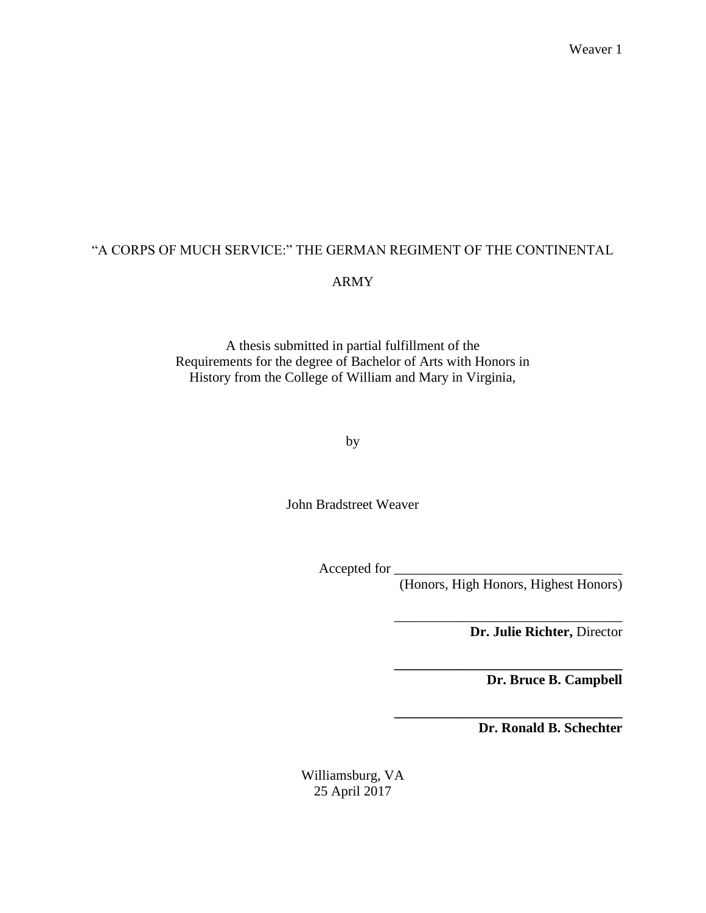# "A CORPS OF MUCH SERVICE:" THE GERMAN REGIMENT OF THE CONTINENTAL ARMY

A thesis submitted in partial fulfillment of the
Requirements for the degree of Bachelor of Arts with Honors in
History from the College of William and Mary in Virginia,

by

John Bradstreet Weaver

Accepted for ________________________________
(Honors, High Honors, Highest Honors)

________________________________
**Dr. Julie Richter,** Director

________________________________
**Dr. Bruce B. Campbell**

________________________________
**Dr. Ronald B. Schechter**

Williamsburg, VA
25 April 2017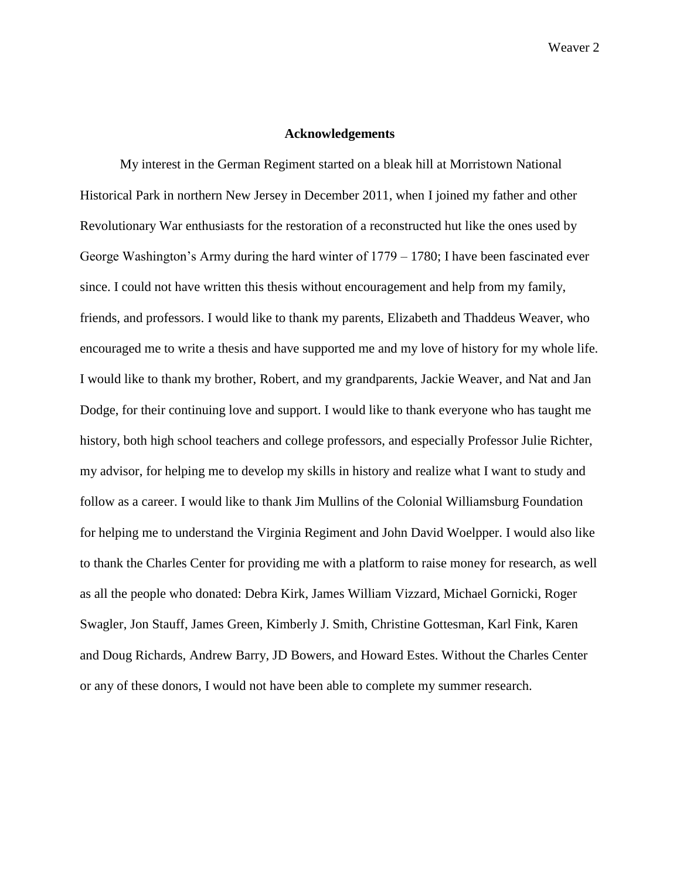## Acknowledgements

My interest in the German Regiment started on a bleak hill at Morristown National Historical Park in northern New Jersey in December 2011, when I joined my father and other Revolutionary War enthusiasts for the restoration of a reconstructed hut like the ones used by George Washington's Army during the hard winter of 1779 – 1780; I have been fascinated ever since. I could not have written this thesis without encouragement and help from my family, friends, and professors. I would like to thank my parents, Elizabeth and Thaddeus Weaver, who encouraged me to write a thesis and have supported me and my love of history for my whole life. I would like to thank my brother, Robert, and my grandparents, Jackie Weaver, and Nat and Jan Dodge, for their continuing love and support. I would like to thank everyone who has taught me history, both high school teachers and college professors, and especially Professor Julie Richter, my advisor, for helping me to develop my skills in history and realize what I want to study and follow as a career. I would like to thank Jim Mullins of the Colonial Williamsburg Foundation for helping me to understand the Virginia Regiment and John David Woelpper. I would also like to thank the Charles Center for providing me with a platform to raise money for research, as well as all the people who donated: Debra Kirk, James William Vizzard, Michael Gornicki, Roger Swagler, Jon Stauff, James Green, Kimberly J. Smith, Christine Gottesman, Karl Fink, Karen and Doug Richards, Andrew Barry, JD Bowers, and Howard Estes. Without the Charles Center or any of these donors, I would not have been able to complete my summer research.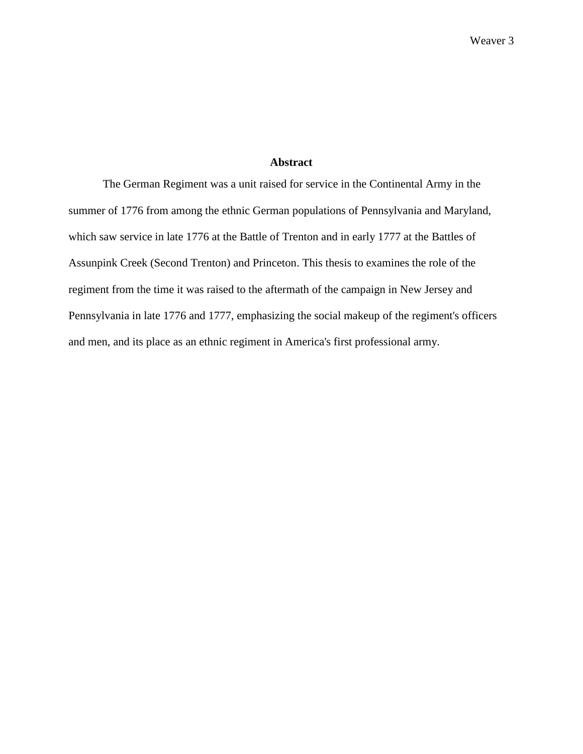# Abstract

The German Regiment was a unit raised for service in the Continental Army in the summer of 1776 from among the ethnic German populations of Pennsylvania and Maryland, which saw service in late 1776 at the Battle of Trenton and in early 1777 at the Battles of Assunpink Creek (Second Trenton) and Princeton. This thesis to examines the role of the regiment from the time it was raised to the aftermath of the campaign in New Jersey and Pennsylvania in late 1776 and 1777, emphasizing the social makeup of the regiment's officers and men, and its place as an ethnic regiment in America's first professional army.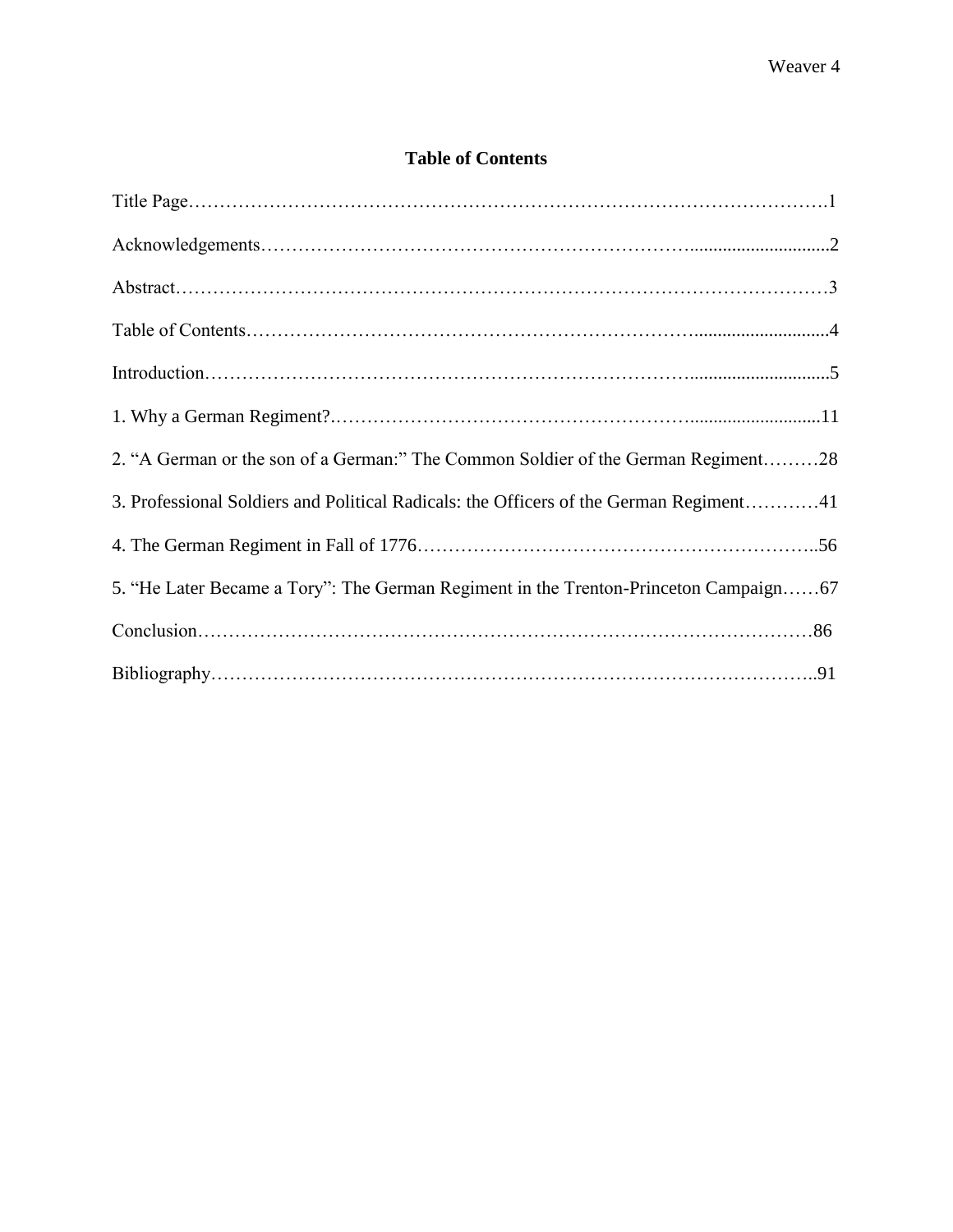## Table of Contents

Title Page……………………………………………………………………………………….1

Acknowledgements………………………………………………………….............................2

Abstract…………………………………………………………………………………………3

Table of Contents………………………………………………………………...........................4

Introduction………………………………………………………………….............................5

1. Why a German Regiment?.……………………………………………….............................11

2. "A German or the son of a German:" The Common Soldier of the German Regiment………28

3. Professional Soldiers and Political Radicals: the Officers of the German Regiment…………41

4. The German Regiment in Fall of 1776………………………………………………………..56

5. "He Later Became a Tory": The German Regiment in the Trenton-Princeton Campaign……67

Conclusion……………………………………………………………………………………86

Bibliography…………………………………………………………………………………..91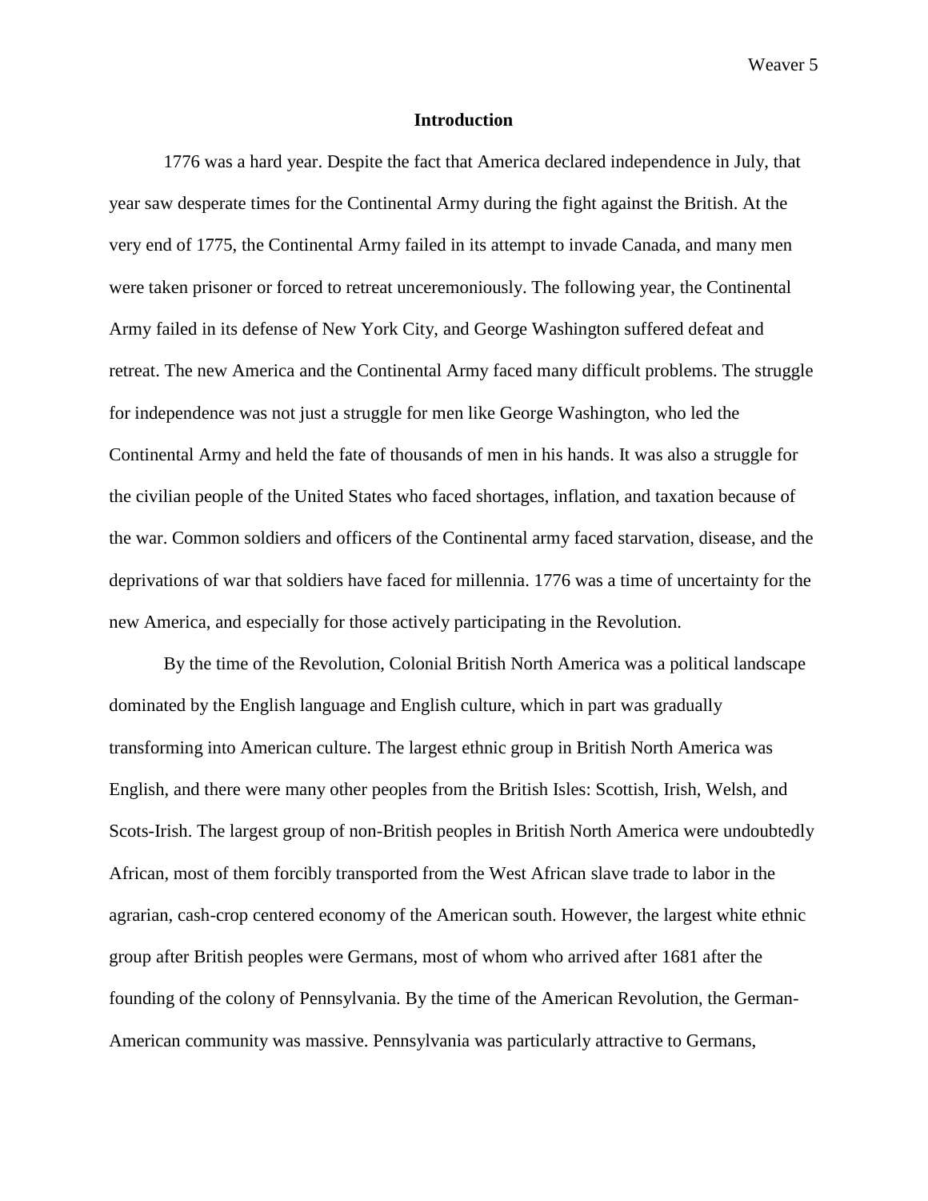## Introduction

1776 was a hard year. Despite the fact that America declared independence in July, that year saw desperate times for the Continental Army during the fight against the British. At the very end of 1775, the Continental Army failed in its attempt to invade Canada, and many men were taken prisoner or forced to retreat unceremoniously. The following year, the Continental Army failed in its defense of New York City, and George Washington suffered defeat and retreat. The new America and the Continental Army faced many difficult problems. The struggle for independence was not just a struggle for men like George Washington, who led the Continental Army and held the fate of thousands of men in his hands. It was also a struggle for the civilian people of the United States who faced shortages, inflation, and taxation because of the war. Common soldiers and officers of the Continental army faced starvation, disease, and the deprivations of war that soldiers have faced for millennia. 1776 was a time of uncertainty for the new America, and especially for those actively participating in the Revolution.

By the time of the Revolution, Colonial British North America was a political landscape dominated by the English language and English culture, which in part was gradually transforming into American culture. The largest ethnic group in British North America was English, and there were many other peoples from the British Isles: Scottish, Irish, Welsh, and Scots-Irish. The largest group of non-British peoples in British North America were undoubtedly African, most of them forcibly transported from the West African slave trade to labor in the agrarian, cash-crop centered economy of the American south. However, the largest white ethnic group after British peoples were Germans, most of whom who arrived after 1681 after the founding of the colony of Pennsylvania. By the time of the American Revolution, the German-American community was massive. Pennsylvania was particularly attractive to Germans,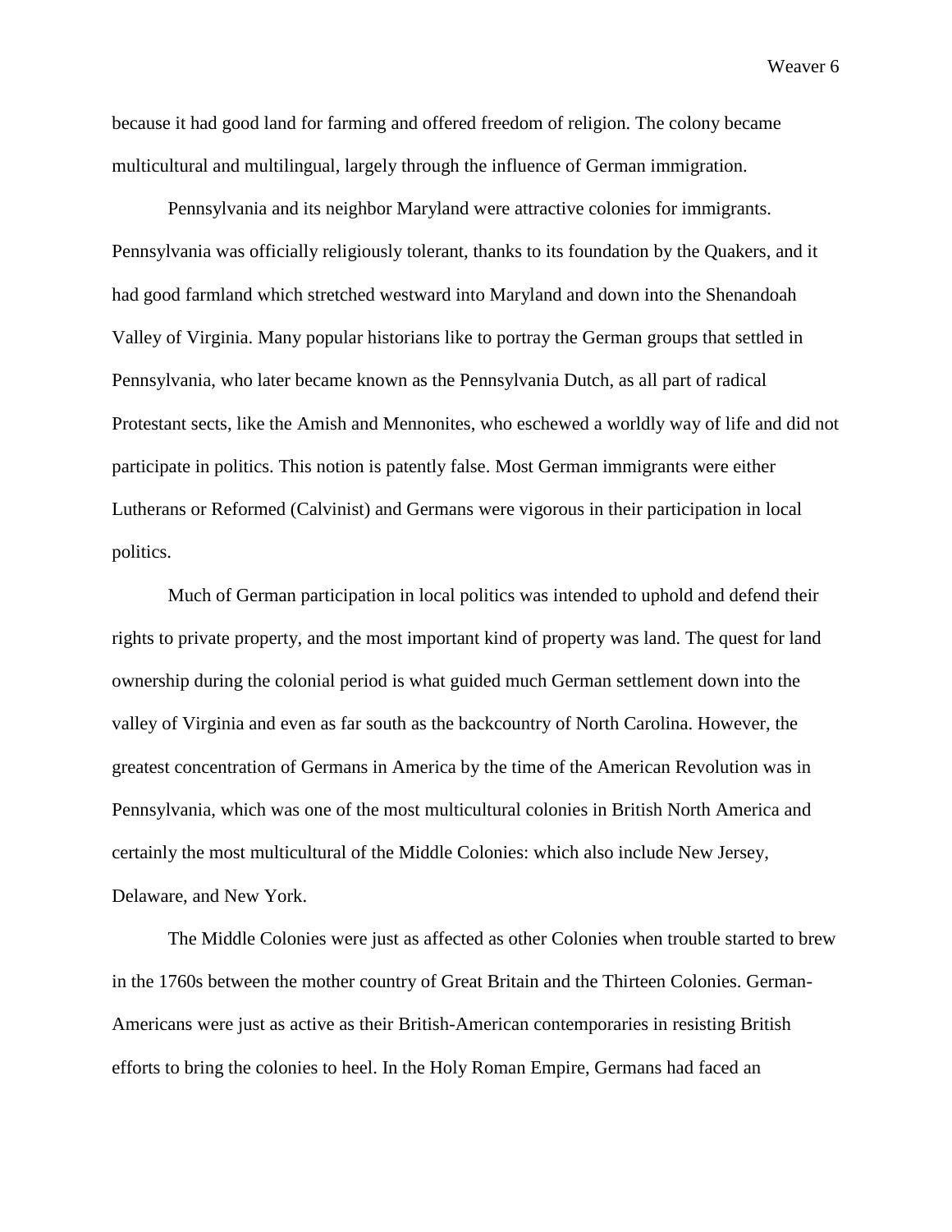because it had good land for farming and offered freedom of religion. The colony became multicultural and multilingual, largely through the influence of German immigration.

Pennsylvania and its neighbor Maryland were attractive colonies for immigrants. Pennsylvania was officially religiously tolerant, thanks to its foundation by the Quakers, and it had good farmland which stretched westward into Maryland and down into the Shenandoah Valley of Virginia. Many popular historians like to portray the German groups that settled in Pennsylvania, who later became known as the Pennsylvania Dutch, as all part of radical Protestant sects, like the Amish and Mennonites, who eschewed a worldly way of life and did not participate in politics. This notion is patently false. Most German immigrants were either Lutherans or Reformed (Calvinist) and Germans were vigorous in their participation in local politics.

Much of German participation in local politics was intended to uphold and defend their rights to private property, and the most important kind of property was land. The quest for land ownership during the colonial period is what guided much German settlement down into the valley of Virginia and even as far south as the backcountry of North Carolina. However, the greatest concentration of Germans in America by the time of the American Revolution was in Pennsylvania, which was one of the most multicultural colonies in British North America and certainly the most multicultural of the Middle Colonies: which also include New Jersey, Delaware, and New York.

The Middle Colonies were just as affected as other Colonies when trouble started to brew in the 1760s between the mother country of Great Britain and the Thirteen Colonies. German-Americans were just as active as their British-American contemporaries in resisting British efforts to bring the colonies to heel. In the Holy Roman Empire, Germans had faced an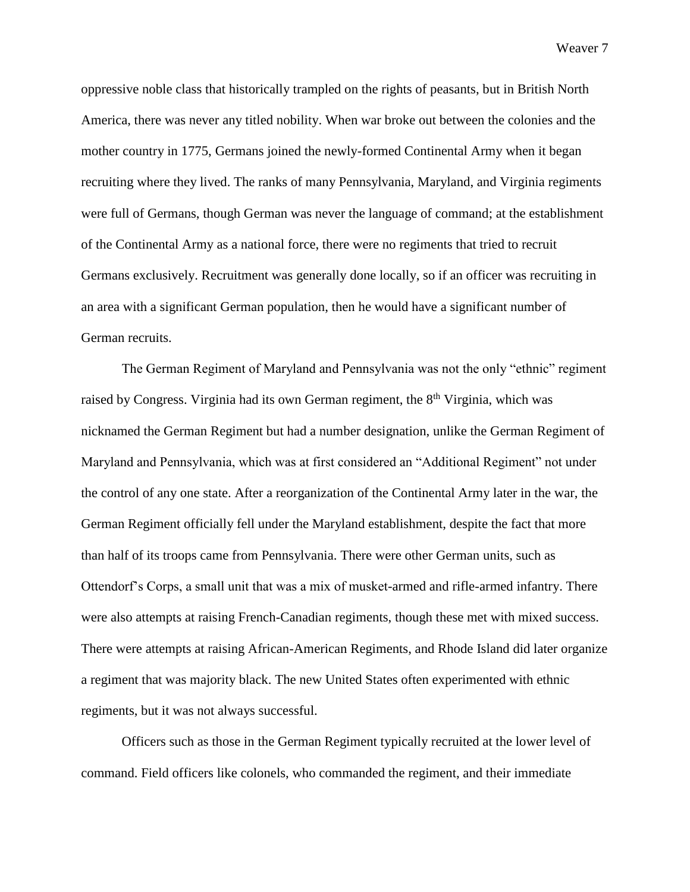oppressive noble class that historically trampled on the rights of peasants, but in British North America, there was never any titled nobility. When war broke out between the colonies and the mother country in 1775, Germans joined the newly-formed Continental Army when it began recruiting where they lived. The ranks of many Pennsylvania, Maryland, and Virginia regiments were full of Germans, though German was never the language of command; at the establishment of the Continental Army as a national force, there were no regiments that tried to recruit Germans exclusively. Recruitment was generally done locally, so if an officer was recruiting in an area with a significant German population, then he would have a significant number of German recruits.

The German Regiment of Maryland and Pennsylvania was not the only "ethnic" regiment raised by Congress. Virginia had its own German regiment, the 8th Virginia, which was nicknamed the German Regiment but had a number designation, unlike the German Regiment of Maryland and Pennsylvania, which was at first considered an "Additional Regiment" not under the control of any one state. After a reorganization of the Continental Army later in the war, the German Regiment officially fell under the Maryland establishment, despite the fact that more than half of its troops came from Pennsylvania. There were other German units, such as Ottendorf's Corps, a small unit that was a mix of musket-armed and rifle-armed infantry. There were also attempts at raising French-Canadian regiments, though these met with mixed success. There were attempts at raising African-American Regiments, and Rhode Island did later organize a regiment that was majority black. The new United States often experimented with ethnic regiments, but it was not always successful.

Officers such as those in the German Regiment typically recruited at the lower level of command. Field officers like colonels, who commanded the regiment, and their immediate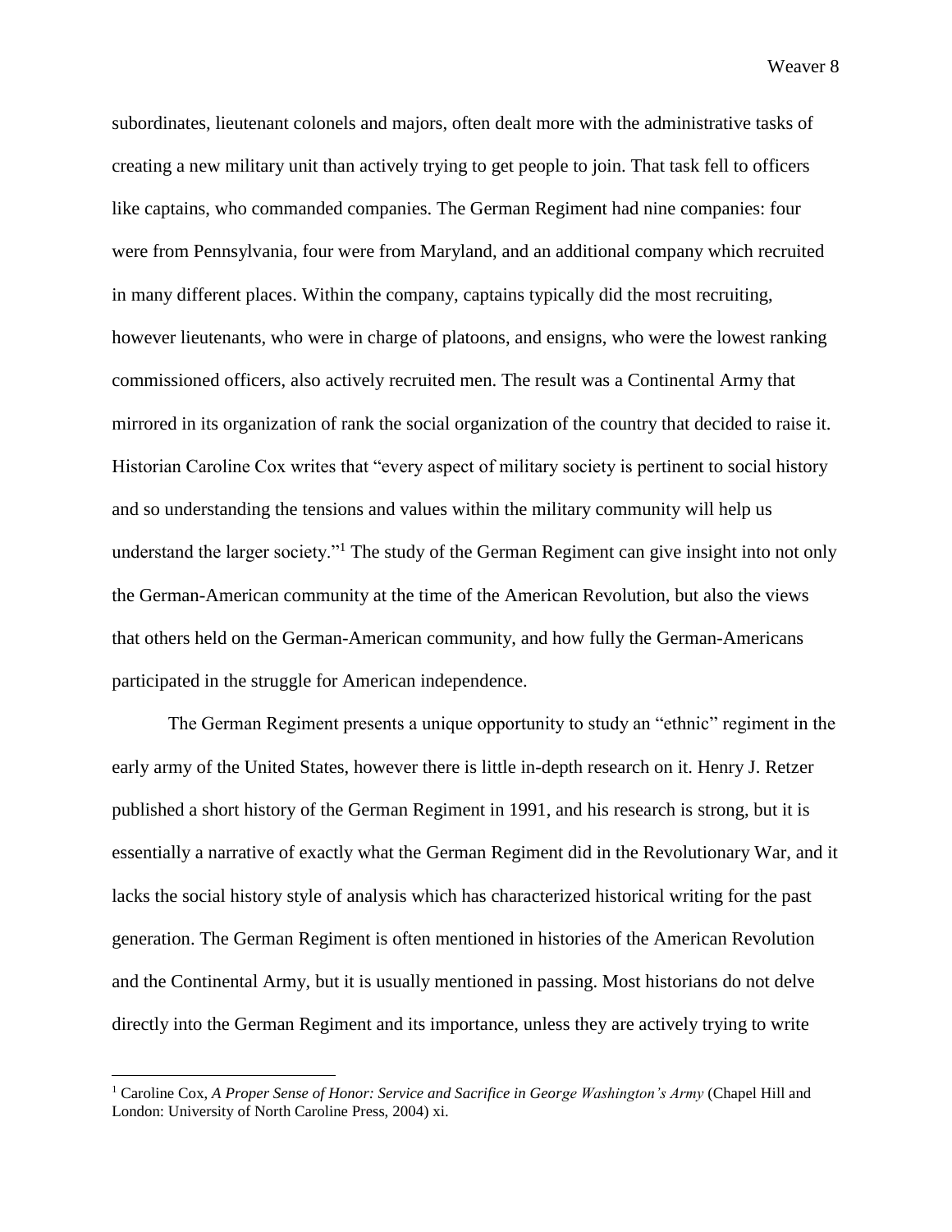subordinates, lieutenant colonels and majors, often dealt more with the administrative tasks of creating a new military unit than actively trying to get people to join. That task fell to officers like captains, who commanded companies. The German Regiment had nine companies: four were from Pennsylvania, four were from Maryland, and an additional company which recruited in many different places. Within the company, captains typically did the most recruiting, however lieutenants, who were in charge of platoons, and ensigns, who were the lowest ranking commissioned officers, also actively recruited men. The result was a Continental Army that mirrored in its organization of rank the social organization of the country that decided to raise it. Historian Caroline Cox writes that "every aspect of military society is pertinent to social history and so understanding the tensions and values within the military community will help us understand the larger society."[1] The study of the German Regiment can give insight into not only the German-American community at the time of the American Revolution, but also the views that others held on the German-American community, and how fully the German-Americans participated in the struggle for American independence.

The German Regiment presents a unique opportunity to study an "ethnic" regiment in the early army of the United States, however there is little in-depth research on it. Henry J. Retzer published a short history of the German Regiment in 1991, and his research is strong, but it is essentially a narrative of exactly what the German Regiment did in the Revolutionary War, and it lacks the social history style of analysis which has characterized historical writing for the past generation. The German Regiment is often mentioned in histories of the American Revolution and the Continental Army, but it is usually mentioned in passing. Most historians do not delve directly into the German Regiment and its importance, unless they are actively trying to write

[1] Caroline Cox, *A Proper Sense of Honor: Service and Sacrifice in George Washington's Army* (Chapel Hill and London: University of North Caroline Press, 2004) xi.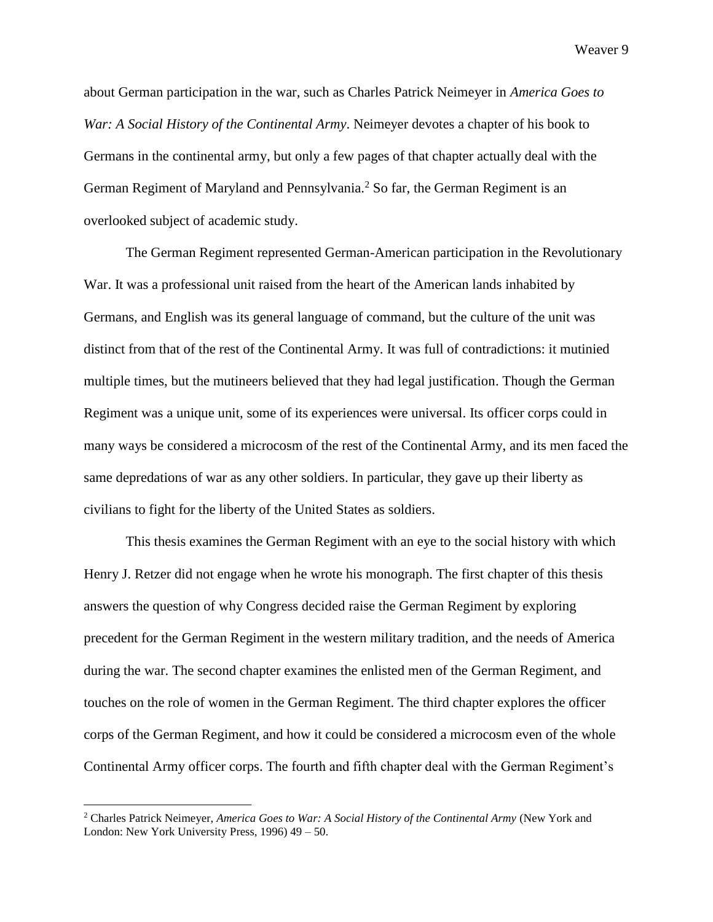about German participation in the war, such as Charles Patrick Neimeyer in *America Goes to War: A Social History of the Continental Army*. Neimeyer devotes a chapter of his book to Germans in the continental army, but only a few pages of that chapter actually deal with the German Regiment of Maryland and Pennsylvania.[2] So far, the German Regiment is an overlooked subject of academic study.

The German Regiment represented German-American participation in the Revolutionary War. It was a professional unit raised from the heart of the American lands inhabited by Germans, and English was its general language of command, but the culture of the unit was distinct from that of the rest of the Continental Army. It was full of contradictions: it mutinied multiple times, but the mutineers believed that they had legal justification. Though the German Regiment was a unique unit, some of its experiences were universal. Its officer corps could in many ways be considered a microcosm of the rest of the Continental Army, and its men faced the same depredations of war as any other soldiers. In particular, they gave up their liberty as civilians to fight for the liberty of the United States as soldiers.

This thesis examines the German Regiment with an eye to the social history with which Henry J. Retzer did not engage when he wrote his monograph. The first chapter of this thesis answers the question of why Congress decided raise the German Regiment by exploring precedent for the German Regiment in the western military tradition, and the needs of America during the war. The second chapter examines the enlisted men of the German Regiment, and touches on the role of women in the German Regiment. The third chapter explores the officer corps of the German Regiment, and how it could be considered a microcosm even of the whole Continental Army officer corps. The fourth and fifth chapter deal with the German Regiment's

---

[2] Charles Patrick Neimeyer, *America Goes to War: A Social History of the Continental Army* (New York and London: New York University Press, 1996) 49 – 50.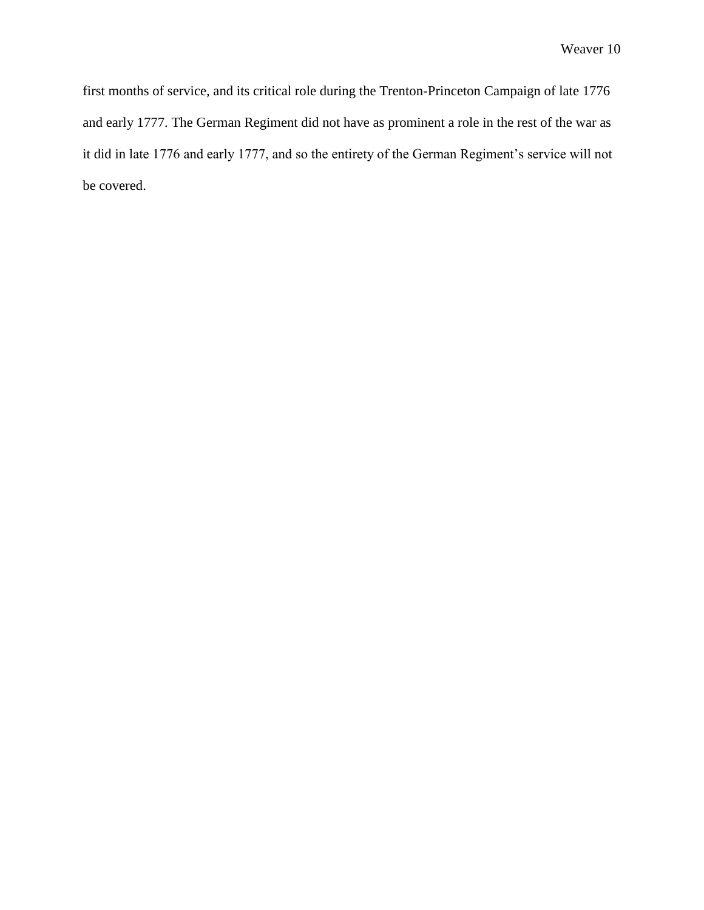first months of service, and its critical role during the Trenton-Princeton Campaign of late 1776 and early 1777. The German Regiment did not have as prominent a role in the rest of the war as it did in late 1776 and early 1777, and so the entirety of the German Regiment's service will not be covered.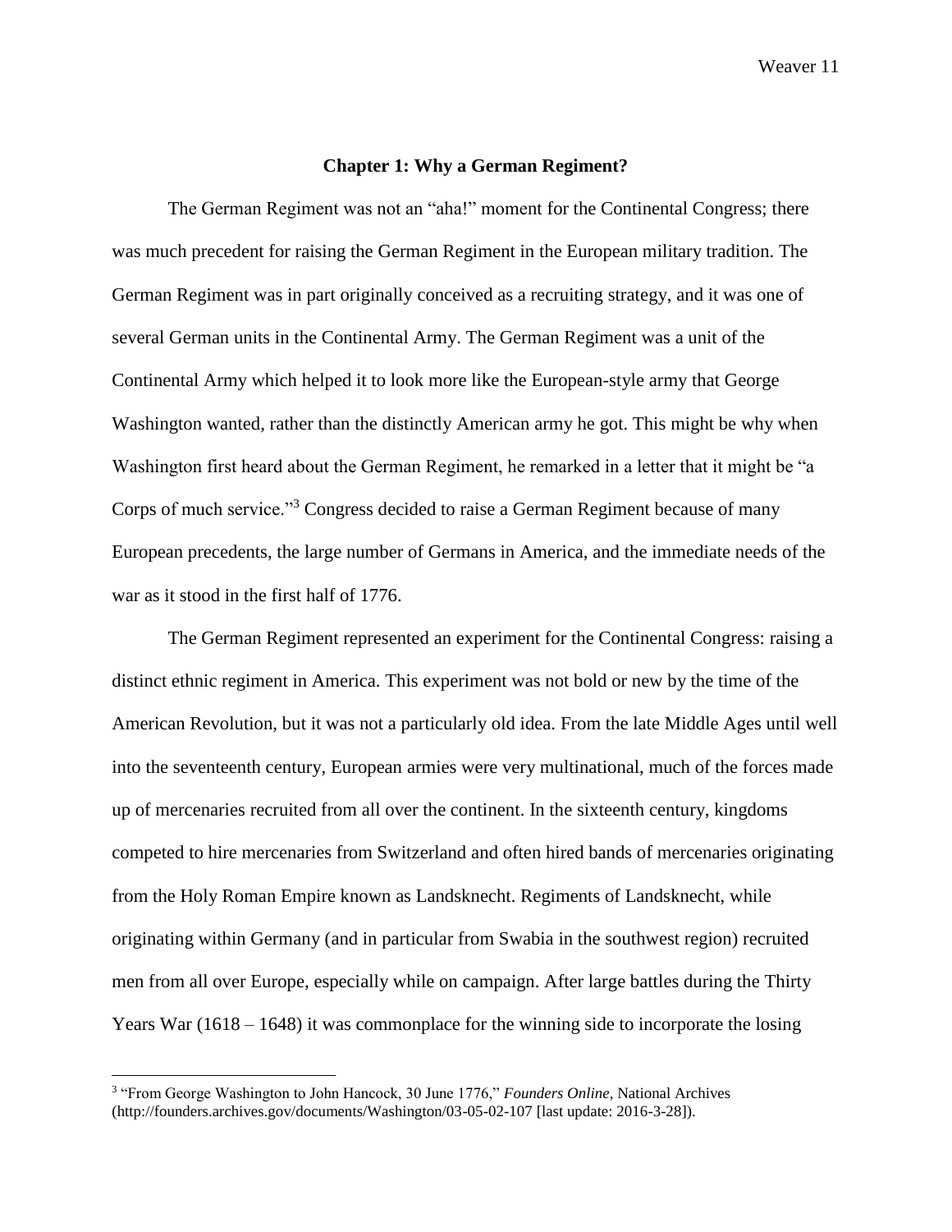## Chapter 1: Why a German Regiment?

The German Regiment was not an "aha!" moment for the Continental Congress; there was much precedent for raising the German Regiment in the European military tradition. The German Regiment was in part originally conceived as a recruiting strategy, and it was one of several German units in the Continental Army. The German Regiment was a unit of the Continental Army which helped it to look more like the European-style army that George Washington wanted, rather than the distinctly American army he got. This might be why when Washington first heard about the German Regiment, he remarked in a letter that it might be "a Corps of much service."[3] Congress decided to raise a German Regiment because of many European precedents, the large number of Germans in America, and the immediate needs of the war as it stood in the first half of 1776.

The German Regiment represented an experiment for the Continental Congress: raising a distinct ethnic regiment in America. This experiment was not bold or new by the time of the American Revolution, but it was not a particularly old idea. From the late Middle Ages until well into the seventeenth century, European armies were very multinational, much of the forces made up of mercenaries recruited from all over the continent. In the sixteenth century, kingdoms competed to hire mercenaries from Switzerland and often hired bands of mercenaries originating from the Holy Roman Empire known as Landsknecht. Regiments of Landsknecht, while originating within Germany (and in particular from Swabia in the southwest region) recruited men from all over Europe, especially while on campaign. After large battles during the Thirty Years War (1618 – 1648) it was commonplace for the winning side to incorporate the losing

---

[3] "From George Washington to John Hancock, 30 June 1776," *Founders Online*, National Archives (http://founders.archives.gov/documents/Washington/03-05-02-107 [last update: 2016-3-28]).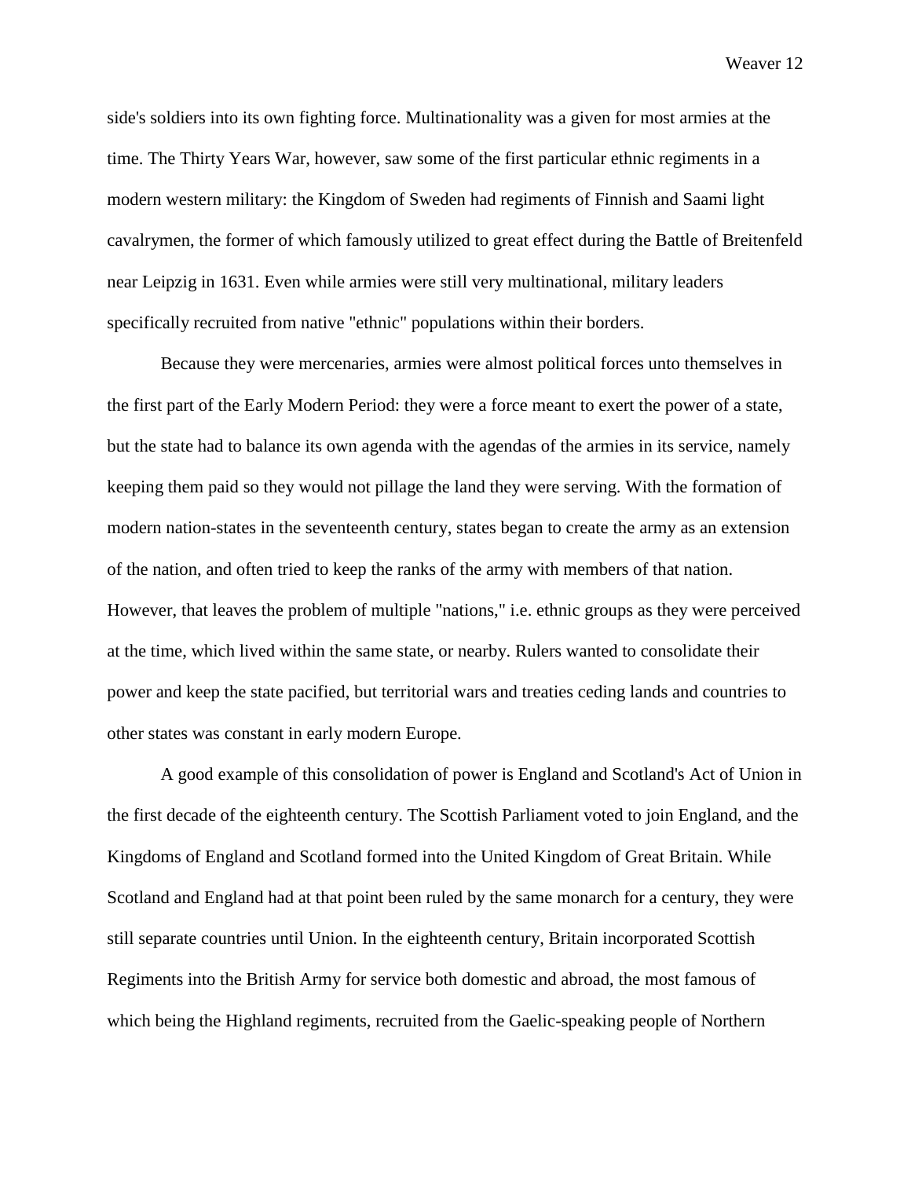side's soldiers into its own fighting force. Multinationality was a given for most armies at the time. The Thirty Years War, however, saw some of the first particular ethnic regiments in a modern western military: the Kingdom of Sweden had regiments of Finnish and Saami light cavalrymen, the former of which famously utilized to great effect during the Battle of Breitenfeld near Leipzig in 1631. Even while armies were still very multinational, military leaders specifically recruited from native "ethnic" populations within their borders.

Because they were mercenaries, armies were almost political forces unto themselves in the first part of the Early Modern Period: they were a force meant to exert the power of a state, but the state had to balance its own agenda with the agendas of the armies in its service, namely keeping them paid so they would not pillage the land they were serving. With the formation of modern nation-states in the seventeenth century, states began to create the army as an extension of the nation, and often tried to keep the ranks of the army with members of that nation. However, that leaves the problem of multiple "nations," i.e. ethnic groups as they were perceived at the time, which lived within the same state, or nearby. Rulers wanted to consolidate their power and keep the state pacified, but territorial wars and treaties ceding lands and countries to other states was constant in early modern Europe.

A good example of this consolidation of power is England and Scotland's Act of Union in the first decade of the eighteenth century. The Scottish Parliament voted to join England, and the Kingdoms of England and Scotland formed into the United Kingdom of Great Britain. While Scotland and England had at that point been ruled by the same monarch for a century, they were still separate countries until Union. In the eighteenth century, Britain incorporated Scottish Regiments into the British Army for service both domestic and abroad, the most famous of which being the Highland regiments, recruited from the Gaelic-speaking people of Northern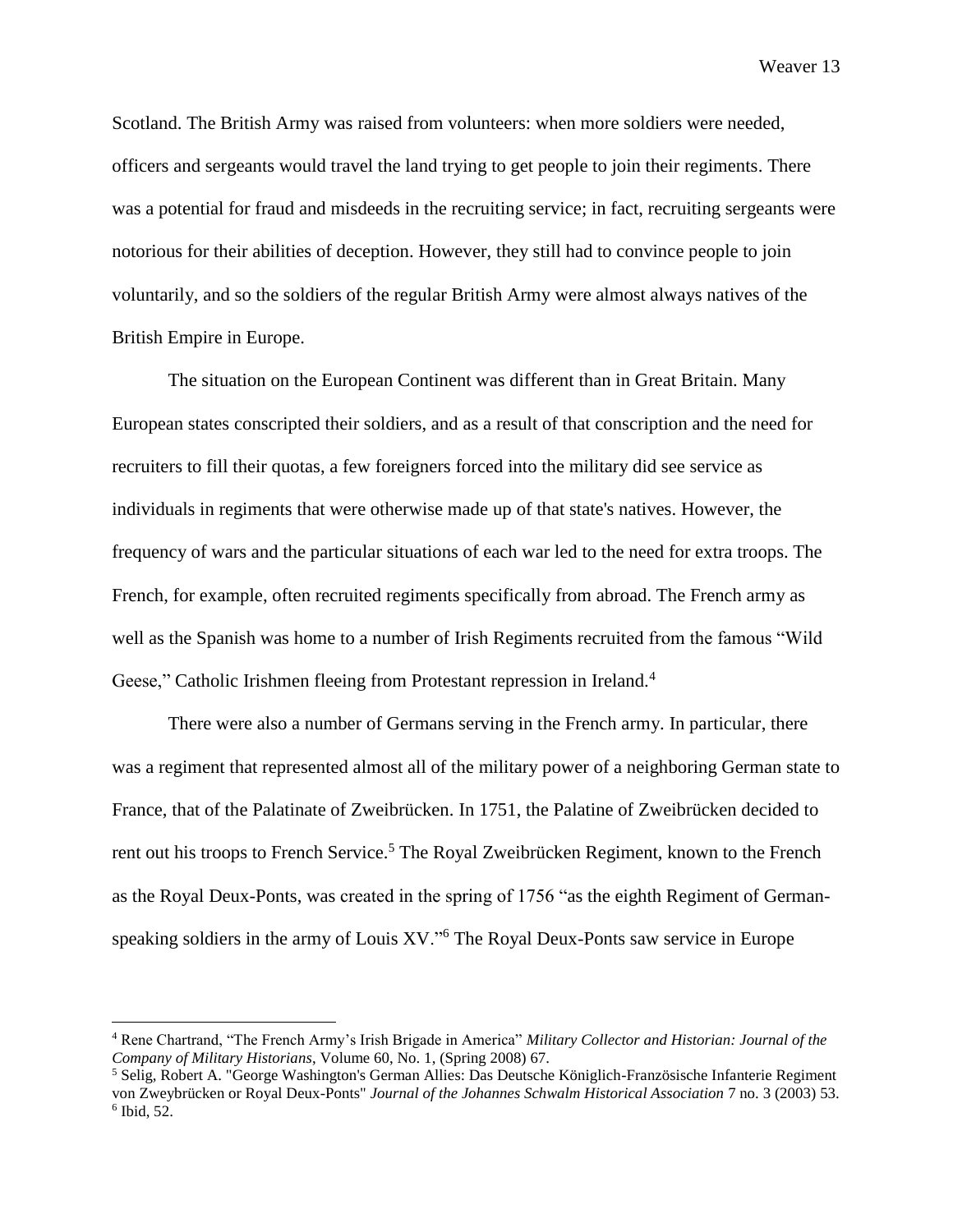Scotland. The British Army was raised from volunteers: when more soldiers were needed, officers and sergeants would travel the land trying to get people to join their regiments. There was a potential for fraud and misdeeds in the recruiting service; in fact, recruiting sergeants were notorious for their abilities of deception. However, they still had to convince people to join voluntarily, and so the soldiers of the regular British Army were almost always natives of the British Empire in Europe.

The situation on the European Continent was different than in Great Britain. Many European states conscripted their soldiers, and as a result of that conscription and the need for recruiters to fill their quotas, a few foreigners forced into the military did see service as individuals in regiments that were otherwise made up of that state's natives. However, the frequency of wars and the particular situations of each war led to the need for extra troops. The French, for example, often recruited regiments specifically from abroad. The French army as well as the Spanish was home to a number of Irish Regiments recruited from the famous "Wild Geese," Catholic Irishmen fleeing from Protestant repression in Ireland.[4]

There were also a number of Germans serving in the French army. In particular, there was a regiment that represented almost all of the military power of a neighboring German state to France, that of the Palatinate of Zweibrücken. In 1751, the Palatine of Zweibrücken decided to rent out his troops to French Service.[5] The Royal Zweibrücken Regiment, known to the French as the Royal Deux-Ponts, was created in the spring of 1756 "as the eighth Regiment of German-speaking soldiers in the army of Louis XV."[6] The Royal Deux-Ponts saw service in Europe

---

[4] Rene Chartrand, "The French Army's Irish Brigade in America" *Military Collector and Historian: Journal of the Company of Military Historians*, Volume 60, No. 1, (Spring 2008) 67.

[5] Selig, Robert A. "George Washington's German Allies: Das Deutsche Königlich-Französische Infanterie Regiment von Zweybrücken or Royal Deux-Ponts" *Journal of the Johannes Schwalm Historical Association* 7 no. 3 (2003) 53.

[6] Ibid, 52.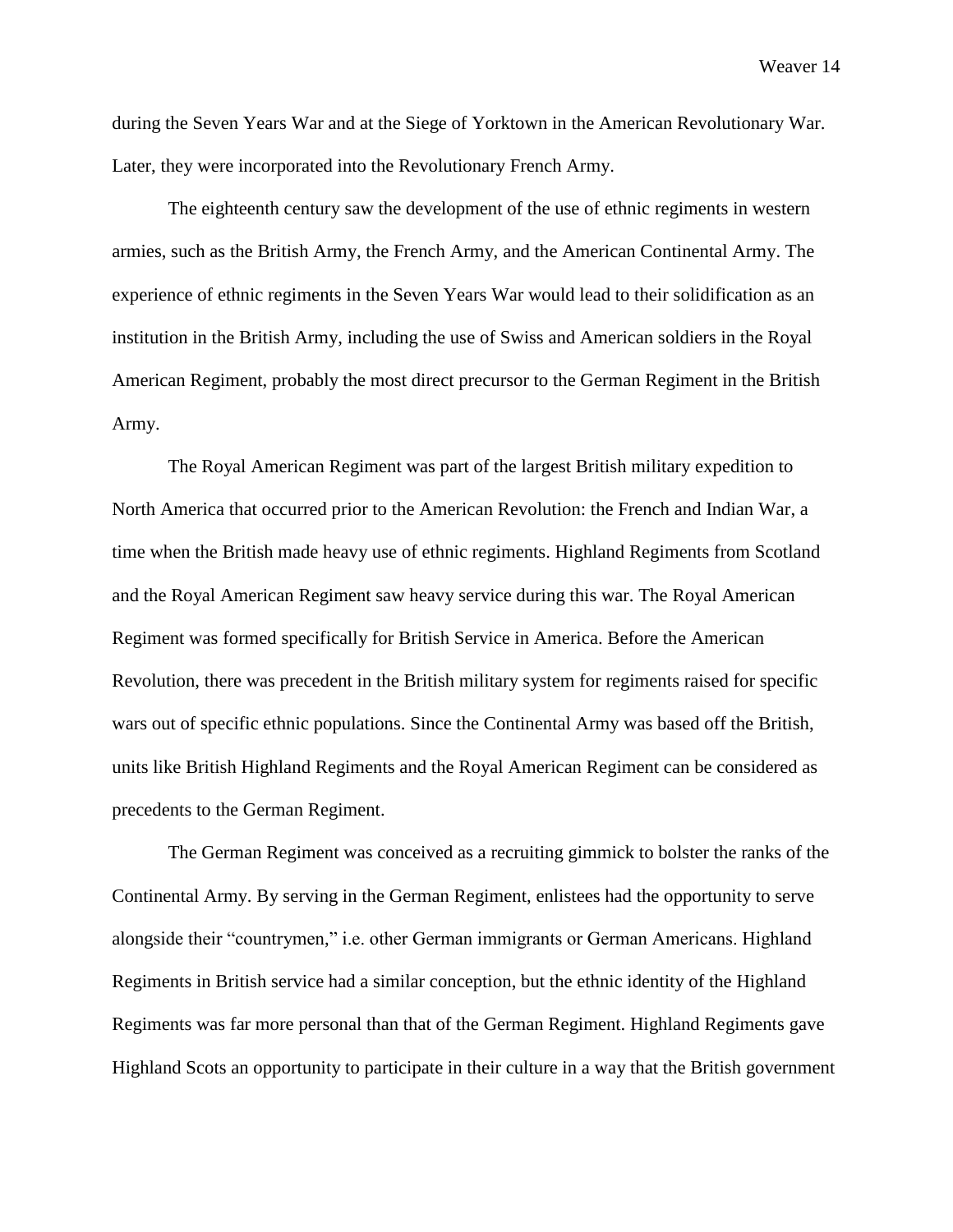during the Seven Years War and at the Siege of Yorktown in the American Revolutionary War. Later, they were incorporated into the Revolutionary French Army.

The eighteenth century saw the development of the use of ethnic regiments in western armies, such as the British Army, the French Army, and the American Continental Army. The experience of ethnic regiments in the Seven Years War would lead to their solidification as an institution in the British Army, including the use of Swiss and American soldiers in the Royal American Regiment, probably the most direct precursor to the German Regiment in the British Army.

The Royal American Regiment was part of the largest British military expedition to North America that occurred prior to the American Revolution: the French and Indian War, a time when the British made heavy use of ethnic regiments. Highland Regiments from Scotland and the Royal American Regiment saw heavy service during this war. The Royal American Regiment was formed specifically for British Service in America. Before the American Revolution, there was precedent in the British military system for regiments raised for specific wars out of specific ethnic populations. Since the Continental Army was based off the British, units like British Highland Regiments and the Royal American Regiment can be considered as precedents to the German Regiment.

The German Regiment was conceived as a recruiting gimmick to bolster the ranks of the Continental Army. By serving in the German Regiment, enlistees had the opportunity to serve alongside their "countrymen," i.e. other German immigrants or German Americans. Highland Regiments in British service had a similar conception, but the ethnic identity of the Highland Regiments was far more personal than that of the German Regiment. Highland Regiments gave Highland Scots an opportunity to participate in their culture in a way that the British government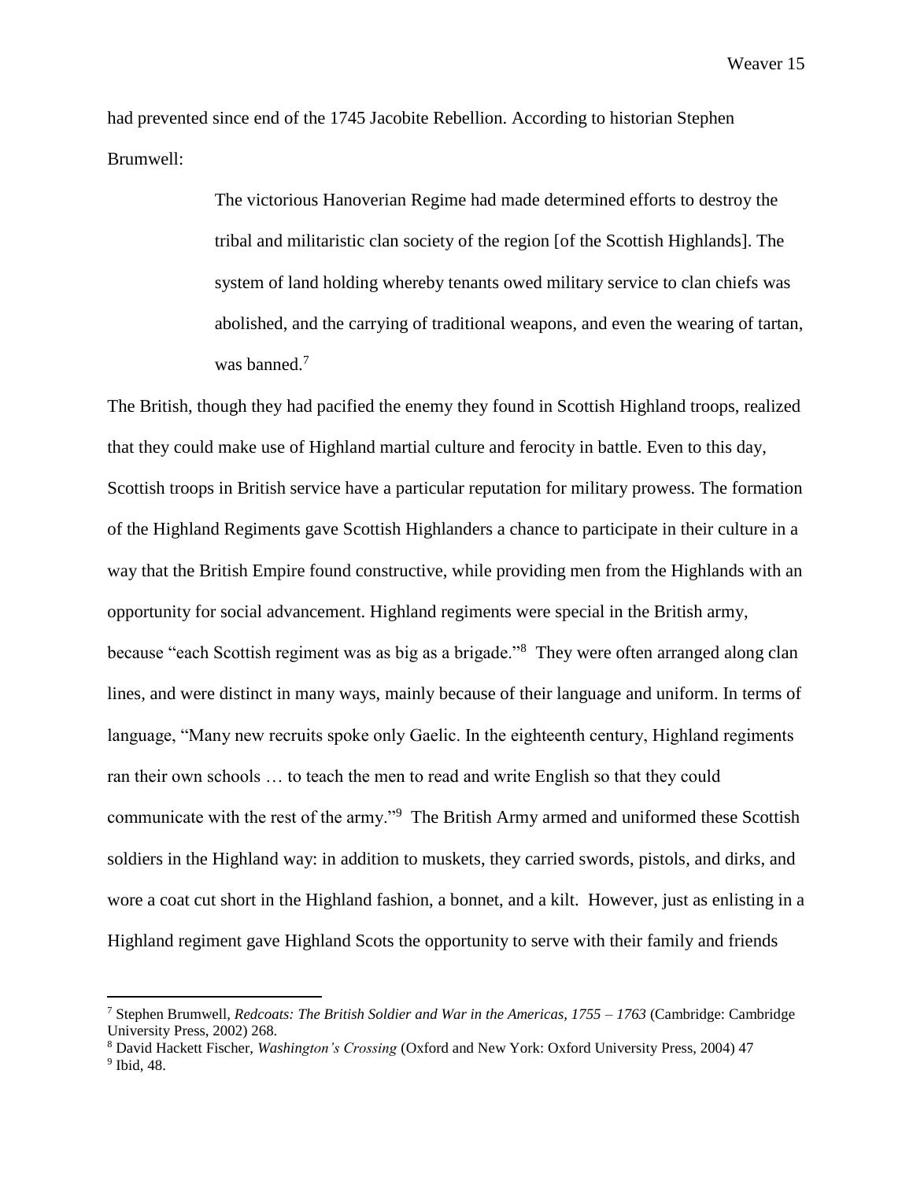had prevented since end of the 1745 Jacobite Rebellion. According to historian Stephen Brumwell:

> The victorious Hanoverian Regime had made determined efforts to destroy the tribal and militaristic clan society of the region [of the Scottish Highlands]. The system of land holding whereby tenants owed military service to clan chiefs was abolished, and the carrying of traditional weapons, and even the wearing of tartan, was banned.[7]

The British, though they had pacified the enemy they found in Scottish Highland troops, realized that they could make use of Highland martial culture and ferocity in battle. Even to this day, Scottish troops in British service have a particular reputation for military prowess. The formation of the Highland Regiments gave Scottish Highlanders a chance to participate in their culture in a way that the British Empire found constructive, while providing men from the Highlands with an opportunity for social advancement. Highland regiments were special in the British army, because "each Scottish regiment was as big as a brigade."[8] They were often arranged along clan lines, and were distinct in many ways, mainly because of their language and uniform. In terms of language, "Many new recruits spoke only Gaelic. In the eighteenth century, Highland regiments ran their own schools … to teach the men to read and write English so that they could communicate with the rest of the army."[9] The British Army armed and uniformed these Scottish soldiers in the Highland way: in addition to muskets, they carried swords, pistols, and dirks, and wore a coat cut short in the Highland fashion, a bonnet, and a kilt. However, just as enlisting in a Highland regiment gave Highland Scots the opportunity to serve with their family and friends

---

[7] Stephen Brumwell, *Redcoats: The British Soldier and War in the Americas, 1755 – 1763* (Cambridge: Cambridge University Press, 2002) 268.

[8] David Hackett Fischer, *Washington's Crossing* (Oxford and New York: Oxford University Press, 2004) 47

[9] Ibid, 48.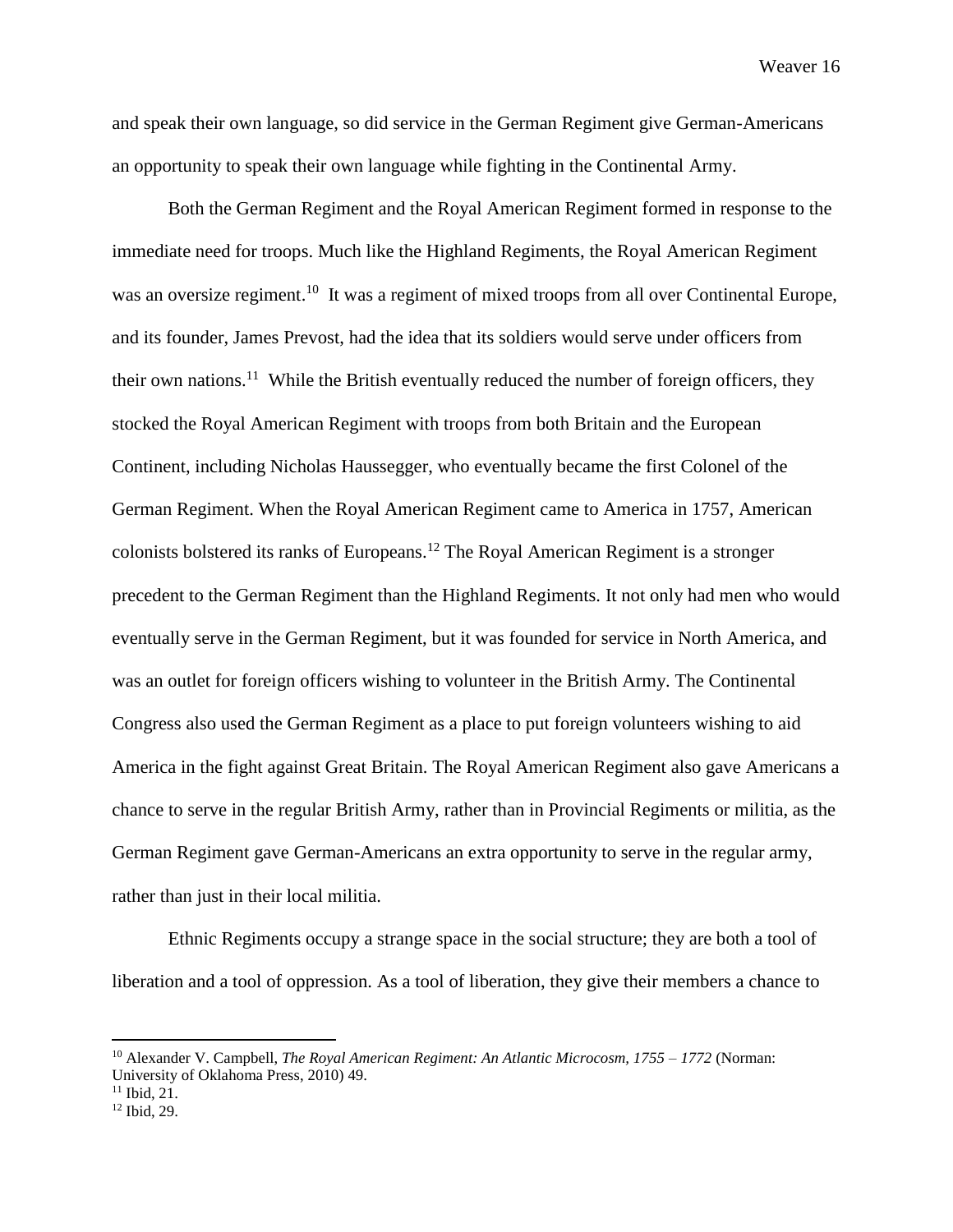and speak their own language, so did service in the German Regiment give German-Americans an opportunity to speak their own language while fighting in the Continental Army.

Both the German Regiment and the Royal American Regiment formed in response to the immediate need for troops. Much like the Highland Regiments, the Royal American Regiment was an oversize regiment.[10] It was a regiment of mixed troops from all over Continental Europe, and its founder, James Prevost, had the idea that its soldiers would serve under officers from their own nations.[11] While the British eventually reduced the number of foreign officers, they stocked the Royal American Regiment with troops from both Britain and the European Continent, including Nicholas Haussegger, who eventually became the first Colonel of the German Regiment. When the Royal American Regiment came to America in 1757, American colonists bolstered its ranks of Europeans.[12] The Royal American Regiment is a stronger precedent to the German Regiment than the Highland Regiments. It not only had men who would eventually serve in the German Regiment, but it was founded for service in North America, and was an outlet for foreign officers wishing to volunteer in the British Army. The Continental Congress also used the German Regiment as a place to put foreign volunteers wishing to aid America in the fight against Great Britain. The Royal American Regiment also gave Americans a chance to serve in the regular British Army, rather than in Provincial Regiments or militia, as the German Regiment gave German-Americans an extra opportunity to serve in the regular army, rather than just in their local militia.

Ethnic Regiments occupy a strange space in the social structure; they are both a tool of liberation and a tool of oppression. As a tool of liberation, they give their members a chance to

---

[10] Alexander V. Campbell, *The Royal American Regiment: An Atlantic Microcosm, 1755 – 1772* (Norman: University of Oklahoma Press, 2010) 49.

[11] Ibid, 21.

[12] Ibid, 29.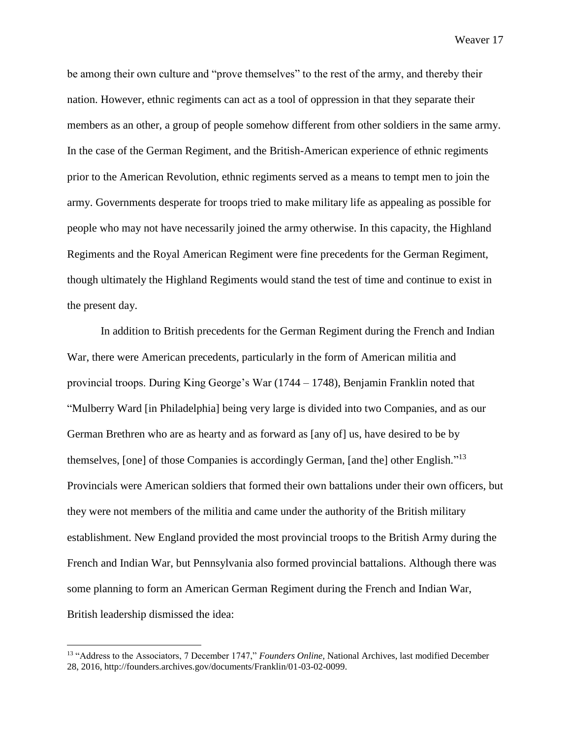be among their own culture and "prove themselves" to the rest of the army, and thereby their nation. However, ethnic regiments can act as a tool of oppression in that they separate their members as an other, a group of people somehow different from other soldiers in the same army. In the case of the German Regiment, and the British-American experience of ethnic regiments prior to the American Revolution, ethnic regiments served as a means to tempt men to join the army. Governments desperate for troops tried to make military life as appealing as possible for people who may not have necessarily joined the army otherwise. In this capacity, the Highland Regiments and the Royal American Regiment were fine precedents for the German Regiment, though ultimately the Highland Regiments would stand the test of time and continue to exist in the present day.

In addition to British precedents for the German Regiment during the French and Indian War, there were American precedents, particularly in the form of American militia and provincial troops. During King George's War (1744 – 1748), Benjamin Franklin noted that "Mulberry Ward [in Philadelphia] being very large is divided into two Companies, and as our German Brethren who are as hearty and as forward as [any of] us, have desired to be by themselves, [one] of those Companies is accordingly German, [and the] other English."[13] Provincials were American soldiers that formed their own battalions under their own officers, but they were not members of the militia and came under the authority of the British military establishment. New England provided the most provincial troops to the British Army during the French and Indian War, but Pennsylvania also formed provincial battalions. Although there was some planning to form an American German Regiment during the French and Indian War, British leadership dismissed the idea:

---

[13] "Address to the Associators, 7 December 1747," *Founders Online*, National Archives, last modified December 28, 2016, http://founders.archives.gov/documents/Franklin/01-03-02-0099.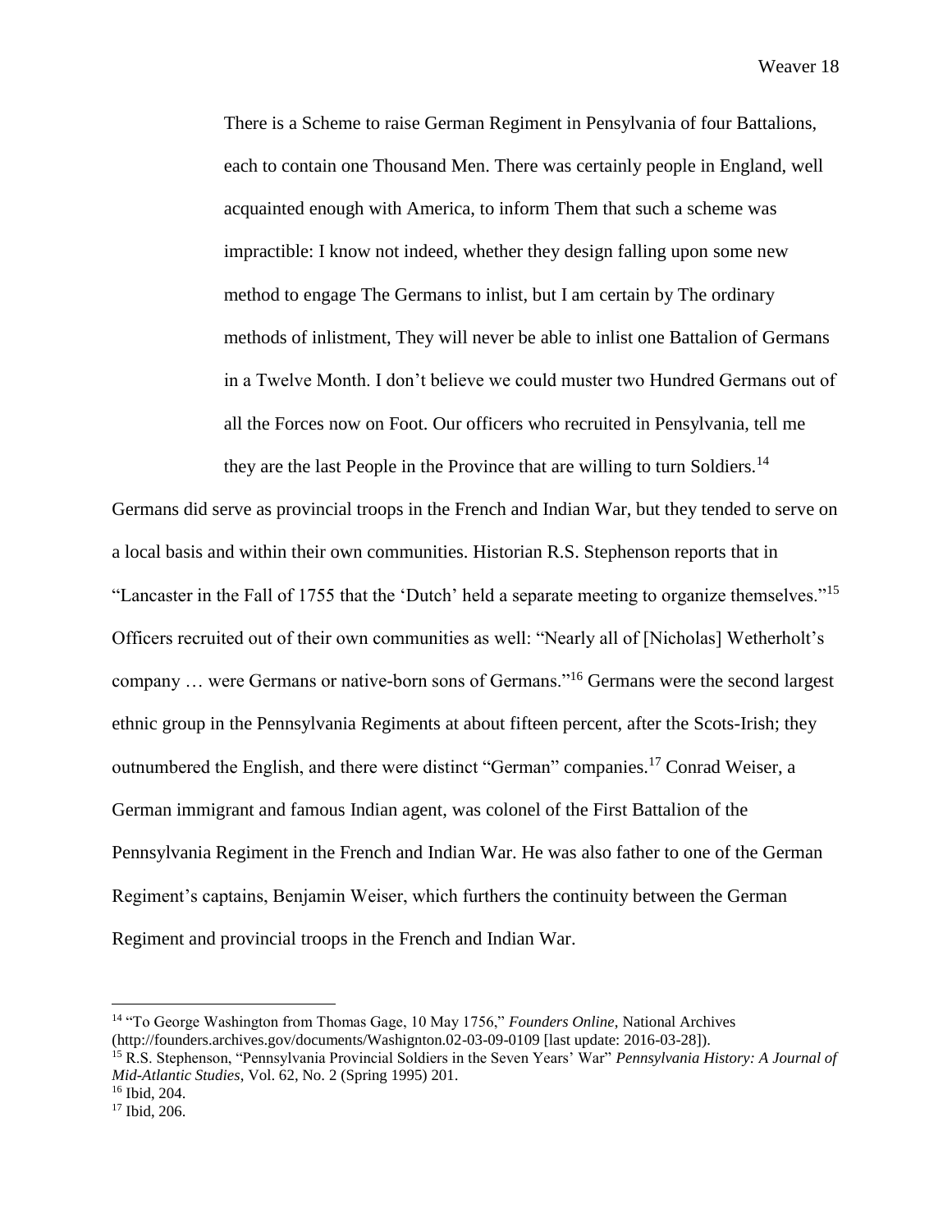> There is a Scheme to raise German Regiment in Pensylvania of four Battalions, each to contain one Thousand Men. There was certainly people in England, well acquainted enough with America, to inform Them that such a scheme was impractible: I know not indeed, whether they design falling upon some new method to engage The Germans to inlist, but I am certain by The ordinary methods of inlistment, They will never be able to inlist one Battalion of Germans in a Twelve Month. I don't believe we could muster two Hundred Germans out of all the Forces now on Foot. Our officers who recruited in Pensylvania, tell me they are the last People in the Province that are willing to turn Soldiers.[14]

Germans did serve as provincial troops in the French and Indian War, but they tended to serve on a local basis and within their own communities. Historian R.S. Stephenson reports that in "Lancaster in the Fall of 1755 that the 'Dutch' held a separate meeting to organize themselves."[15] Officers recruited out of their own communities as well: "Nearly all of [Nicholas] Wetherholt's company … were Germans or native-born sons of Germans."[16] Germans were the second largest ethnic group in the Pennsylvania Regiments at about fifteen percent, after the Scots-Irish; they outnumbered the English, and there were distinct "German" companies.[17] Conrad Weiser, a German immigrant and famous Indian agent, was colonel of the First Battalion of the Pennsylvania Regiment in the French and Indian War. He was also father to one of the German Regiment's captains, Benjamin Weiser, which furthers the continuity between the German Regiment and provincial troops in the French and Indian War.

---

[14] "To George Washington from Thomas Gage, 10 May 1756," *Founders Online*, National Archives (http://founders.archives.gov/documents/Washignton.02-03-09-0109 [last update: 2016-03-28]).

[15] R.S. Stephenson, "Pennsylvania Provincial Soldiers in the Seven Years' War" *Pennsylvania History: A Journal of Mid-Atlantic Studies*, Vol. 62, No. 2 (Spring 1995) 201.

[16] Ibid, 204.

[17] Ibid, 206.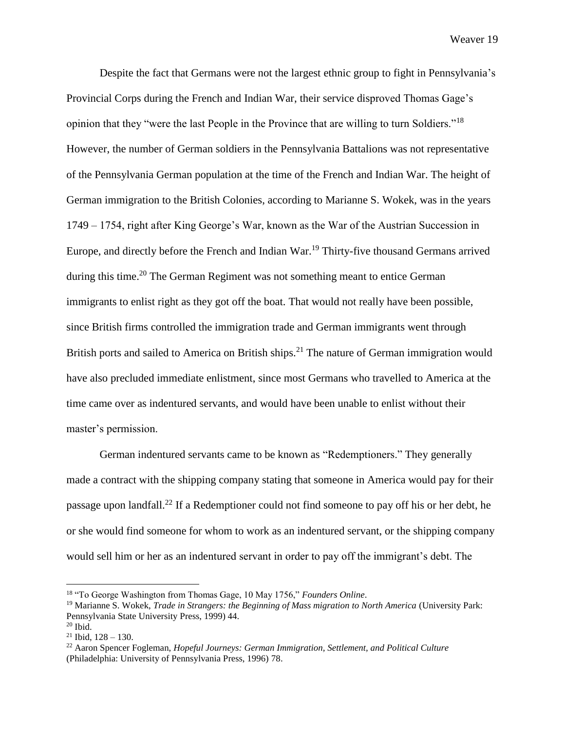Despite the fact that Germans were not the largest ethnic group to fight in Pennsylvania's Provincial Corps during the French and Indian War, their service disproved Thomas Gage's opinion that they "were the last People in the Province that are willing to turn Soldiers."[18] However, the number of German soldiers in the Pennsylvania Battalions was not representative of the Pennsylvania German population at the time of the French and Indian War. The height of German immigration to the British Colonies, according to Marianne S. Wokek, was in the years 1749 – 1754, right after King George's War, known as the War of the Austrian Succession in Europe, and directly before the French and Indian War.[19] Thirty-five thousand Germans arrived during this time.[20] The German Regiment was not something meant to entice German immigrants to enlist right as they got off the boat. That would not really have been possible, since British firms controlled the immigration trade and German immigrants went through British ports and sailed to America on British ships.[21] The nature of German immigration would have also precluded immediate enlistment, since most Germans who travelled to America at the time came over as indentured servants, and would have been unable to enlist without their master's permission.

German indentured servants came to be known as "Redemptioners." They generally made a contract with the shipping company stating that someone in America would pay for their passage upon landfall.[22] If a Redemptioner could not find someone to pay off his or her debt, he or she would find someone for whom to work as an indentured servant, or the shipping company would sell him or her as an indentured servant in order to pay off the immigrant's debt. The

---

[18] "To George Washington from Thomas Gage, 10 May 1756," *Founders Online*.

[19] Marianne S. Wokek, *Trade in Strangers: the Beginning of Mass migration to North America* (University Park: Pennsylvania State University Press, 1999) 44.

[20] Ibid.

[21] Ibid, 128 – 130.

[22] Aaron Spencer Fogleman, *Hopeful Journeys: German Immigration, Settlement, and Political Culture* (Philadelphia: University of Pennsylvania Press, 1996) 78.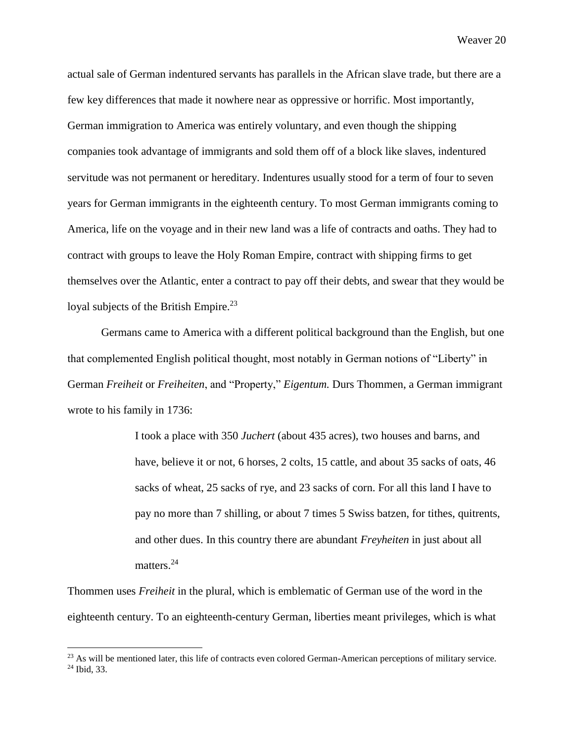actual sale of German indentured servants has parallels in the African slave trade, but there are a few key differences that made it nowhere near as oppressive or horrific. Most importantly, German immigration to America was entirely voluntary, and even though the shipping companies took advantage of immigrants and sold them off of a block like slaves, indentured servitude was not permanent or hereditary. Indentures usually stood for a term of four to seven years for German immigrants in the eighteenth century. To most German immigrants coming to America, life on the voyage and in their new land was a life of contracts and oaths. They had to contract with groups to leave the Holy Roman Empire, contract with shipping firms to get themselves over the Atlantic, enter a contract to pay off their debts, and swear that they would be loyal subjects of the British Empire.[23]

Germans came to America with a different political background than the English, but one that complemented English political thought, most notably in German notions of "Liberty" in German *Freiheit* or *Freiheiten*, and "Property," *Eigentum.* Durs Thommen, a German immigrant wrote to his family in 1736:

> I took a place with 350 *Juchert* (about 435 acres), two houses and barns, and have, believe it or not, 6 horses, 2 colts, 15 cattle, and about 35 sacks of oats, 46 sacks of wheat, 25 sacks of rye, and 23 sacks of corn. For all this land I have to pay no more than 7 shilling, or about 7 times 5 Swiss batzen, for tithes, quitrents, and other dues. In this country there are abundant *Freyheiten* in just about all matters.[24]

Thommen uses *Freiheit* in the plural, which is emblematic of German use of the word in the eighteenth century. To an eighteenth-century German, liberties meant privileges, which is what

[23] As will be mentioned later, this life of contracts even colored German-American perceptions of military service.
[24] Ibid, 33.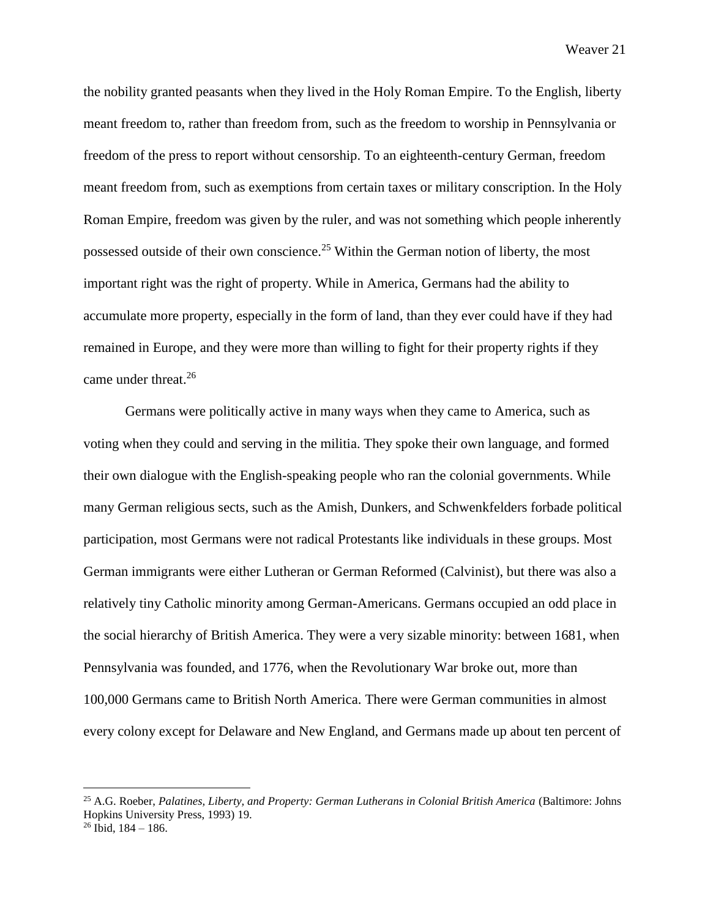the nobility granted peasants when they lived in the Holy Roman Empire. To the English, liberty meant freedom to, rather than freedom from, such as the freedom to worship in Pennsylvania or freedom of the press to report without censorship. To an eighteenth-century German, freedom meant freedom from, such as exemptions from certain taxes or military conscription. In the Holy Roman Empire, freedom was given by the ruler, and was not something which people inherently possessed outside of their own conscience.[25] Within the German notion of liberty, the most important right was the right of property. While in America, Germans had the ability to accumulate more property, especially in the form of land, than they ever could have if they had remained in Europe, and they were more than willing to fight for their property rights if they came under threat.[26]

Germans were politically active in many ways when they came to America, such as voting when they could and serving in the militia. They spoke their own language, and formed their own dialogue with the English-speaking people who ran the colonial governments. While many German religious sects, such as the Amish, Dunkers, and Schwenkfelders forbade political participation, most Germans were not radical Protestants like individuals in these groups. Most German immigrants were either Lutheran or German Reformed (Calvinist), but there was also a relatively tiny Catholic minority among German-Americans. Germans occupied an odd place in the social hierarchy of British America. They were a very sizable minority: between 1681, when Pennsylvania was founded, and 1776, when the Revolutionary War broke out, more than 100,000 Germans came to British North America. There were German communities in almost every colony except for Delaware and New England, and Germans made up about ten percent of

---

[25] A.G. Roeber, *Palatines, Liberty, and Property: German Lutherans in Colonial British America* (Baltimore: Johns Hopkins University Press, 1993) 19.

[26] Ibid, 184 – 186.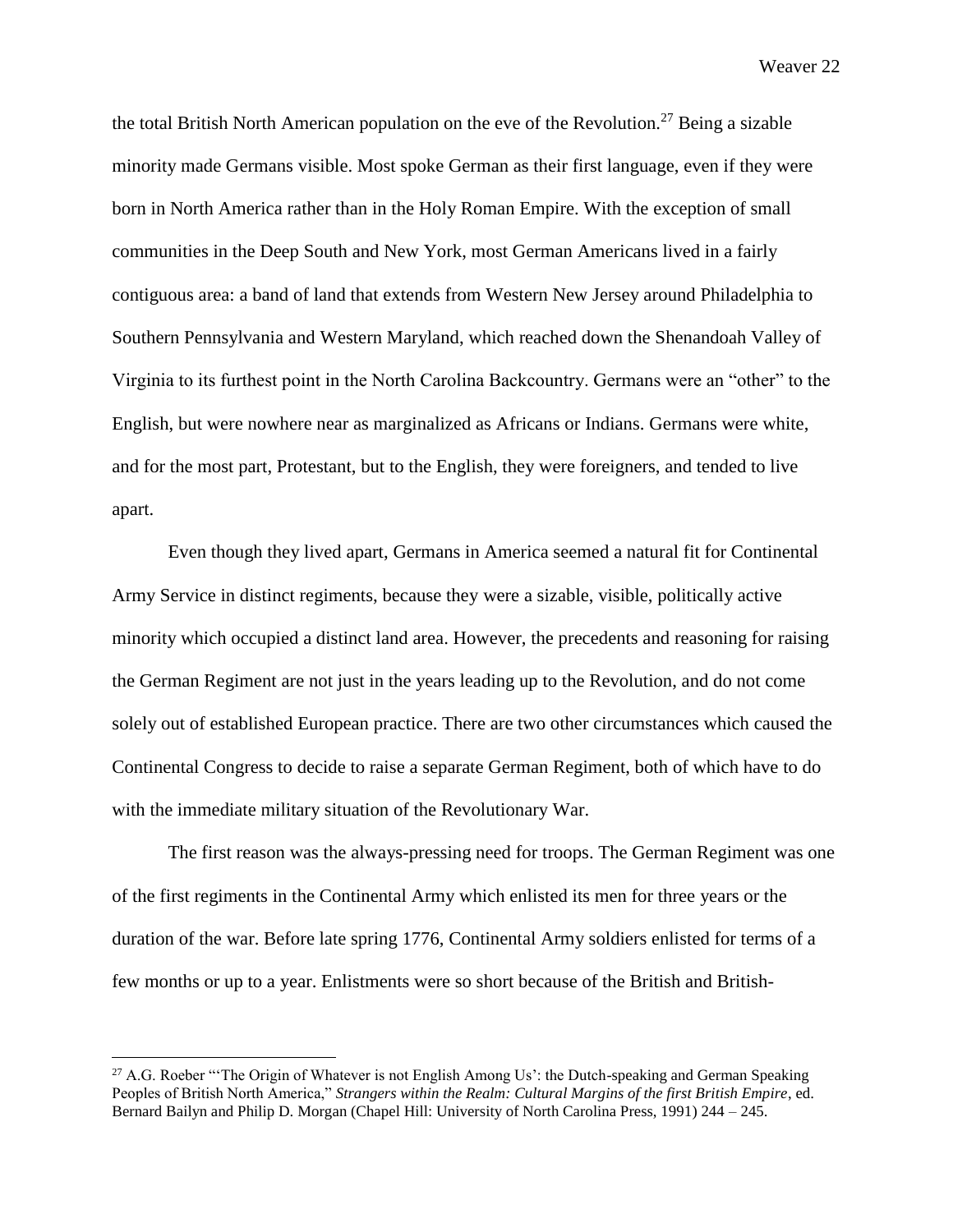the total British North American population on the eve of the Revolution.[27] Being a sizable minority made Germans visible. Most spoke German as their first language, even if they were born in North America rather than in the Holy Roman Empire. With the exception of small communities in the Deep South and New York, most German Americans lived in a fairly contiguous area: a band of land that extends from Western New Jersey around Philadelphia to Southern Pennsylvania and Western Maryland, which reached down the Shenandoah Valley of Virginia to its furthest point in the North Carolina Backcountry. Germans were an "other" to the English, but were nowhere near as marginalized as Africans or Indians. Germans were white, and for the most part, Protestant, but to the English, they were foreigners, and tended to live apart.

Even though they lived apart, Germans in America seemed a natural fit for Continental Army Service in distinct regiments, because they were a sizable, visible, politically active minority which occupied a distinct land area. However, the precedents and reasoning for raising the German Regiment are not just in the years leading up to the Revolution, and do not come solely out of established European practice. There are two other circumstances which caused the Continental Congress to decide to raise a separate German Regiment, both of which have to do with the immediate military situation of the Revolutionary War.

The first reason was the always-pressing need for troops. The German Regiment was one of the first regiments in the Continental Army which enlisted its men for three years or the duration of the war. Before late spring 1776, Continental Army soldiers enlisted for terms of a few months or up to a year. Enlistments were so short because of the British and British-

---

[27] A.G. Roeber "'The Origin of Whatever is not English Among Us': the Dutch-speaking and German Speaking Peoples of British North America," *Strangers within the Realm: Cultural Margins of the first British Empire*, ed. Bernard Bailyn and Philip D. Morgan (Chapel Hill: University of North Carolina Press, 1991) 244 – 245.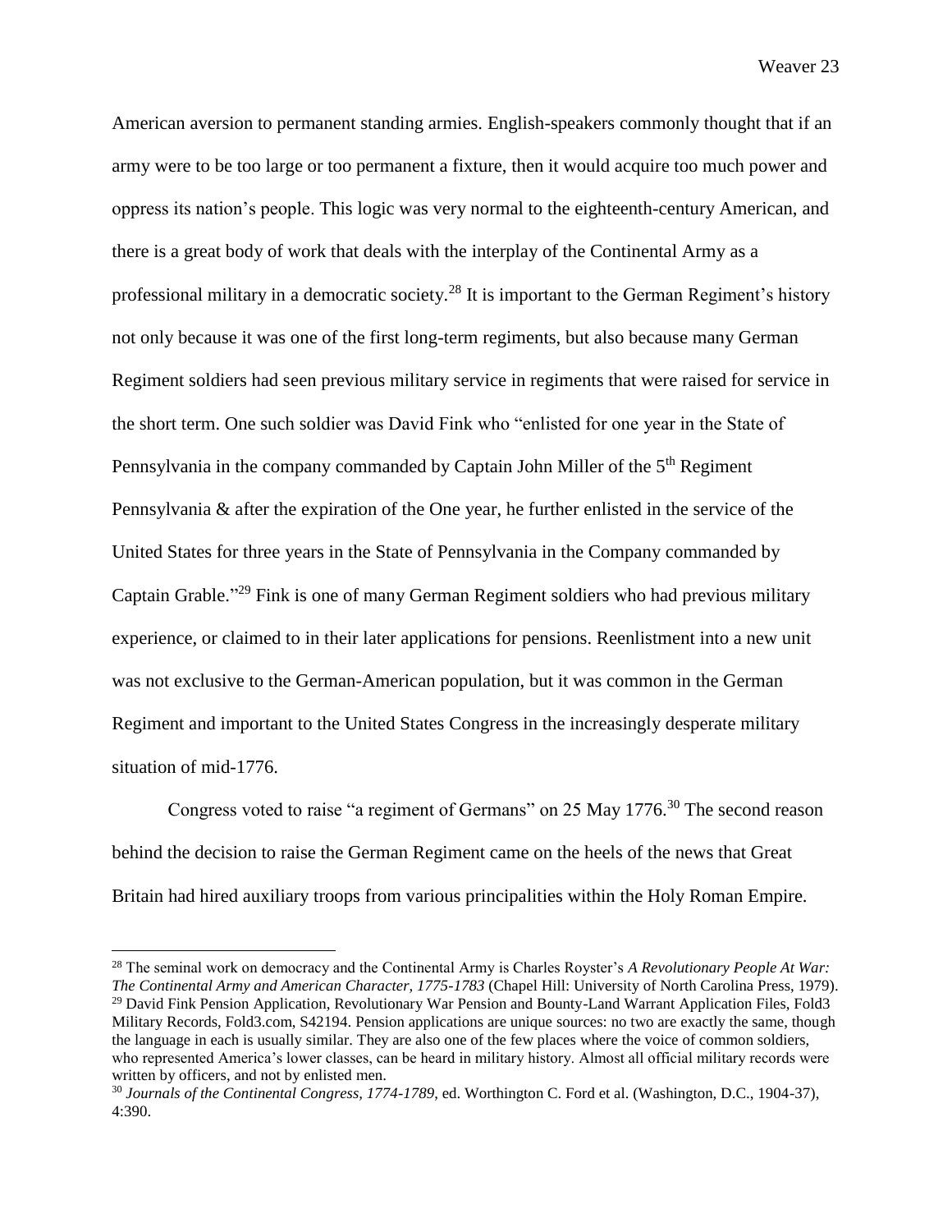American aversion to permanent standing armies. English-speakers commonly thought that if an army were to be too large or too permanent a fixture, then it would acquire too much power and oppress its nation's people. This logic was very normal to the eighteenth-century American, and there is a great body of work that deals with the interplay of the Continental Army as a professional military in a democratic society.[28] It is important to the German Regiment's history not only because it was one of the first long-term regiments, but also because many German Regiment soldiers had seen previous military service in regiments that were raised for service in the short term. One such soldier was David Fink who "enlisted for one year in the State of Pennsylvania in the company commanded by Captain John Miller of the 5th Regiment Pennsylvania & after the expiration of the One year, he further enlisted in the service of the United States for three years in the State of Pennsylvania in the Company commanded by Captain Grable."[29] Fink is one of many German Regiment soldiers who had previous military experience, or claimed to in their later applications for pensions. Reenlistment into a new unit was not exclusive to the German-American population, but it was common in the German Regiment and important to the United States Congress in the increasingly desperate military situation of mid-1776.

Congress voted to raise "a regiment of Germans" on 25 May 1776.[30] The second reason behind the decision to raise the German Regiment came on the heels of the news that Great Britain had hired auxiliary troops from various principalities within the Holy Roman Empire.

---

[28] The seminal work on democracy and the Continental Army is Charles Royster's *A Revolutionary People At War: The Continental Army and American Character, 1775-1783* (Chapel Hill: University of North Carolina Press, 1979).

[29] David Fink Pension Application, Revolutionary War Pension and Bounty-Land Warrant Application Files, Fold3 Military Records, Fold3.com, S42194. Pension applications are unique sources: no two are exactly the same, though the language in each is usually similar. They are also one of the few places where the voice of common soldiers, who represented America's lower classes, can be heard in military history. Almost all official military records were written by officers, and not by enlisted men.

[30] *Journals of the Continental Congress, 1774-1789*, ed. Worthington C. Ford et al. (Washington, D.C., 1904-37), 4:390.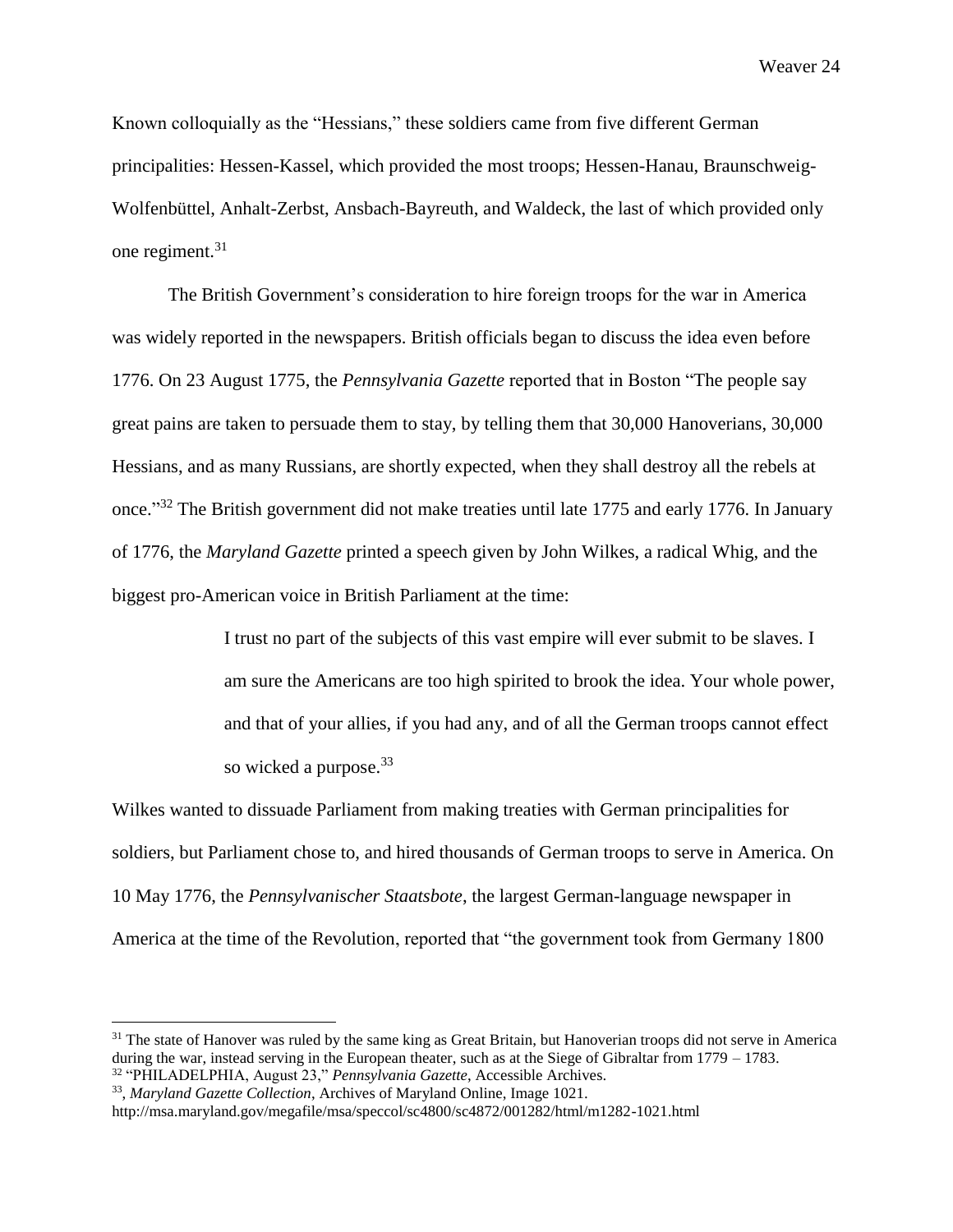Known colloquially as the "Hessians," these soldiers came from five different German principalities: Hessen-Kassel, which provided the most troops; Hessen-Hanau, Braunschweig-Wolfenbüttel, Anhalt-Zerbst, Ansbach-Bayreuth, and Waldeck, the last of which provided only one regiment.[31]

The British Government's consideration to hire foreign troops for the war in America was widely reported in the newspapers. British officials began to discuss the idea even before 1776. On 23 August 1775, the *Pennsylvania Gazette* reported that in Boston "The people say great pains are taken to persuade them to stay, by telling them that 30,000 Hanoverians, 30,000 Hessians, and as many Russians, are shortly expected, when they shall destroy all the rebels at once."[32] The British government did not make treaties until late 1775 and early 1776. In January of 1776, the *Maryland Gazette* printed a speech given by John Wilkes, a radical Whig, and the biggest pro-American voice in British Parliament at the time:

> I trust no part of the subjects of this vast empire will ever submit to be slaves. I am sure the Americans are too high spirited to brook the idea. Your whole power, and that of your allies, if you had any, and of all the German troops cannot effect so wicked a purpose.[33]

Wilkes wanted to dissuade Parliament from making treaties with German principalities for soldiers, but Parliament chose to, and hired thousands of German troops to serve in America. On 10 May 1776, the *Pennsylvanischer Staatsbote*, the largest German-language newspaper in America at the time of the Revolution, reported that "the government took from Germany 1800

---

[31] The state of Hanover was ruled by the same king as Great Britain, but Hanoverian troops did not serve in America during the war, instead serving in the European theater, such as at the Siege of Gibraltar from 1779 – 1783.

[32] "PHILADELPHIA, August 23," *Pennsylvania Gazette*, Accessible Archives.

[33], *Maryland Gazette Collection*, Archives of Maryland Online, Image 1021. http://msa.maryland.gov/megafile/msa/speccol/sc4800/sc4872/001282/html/m1282-1021.html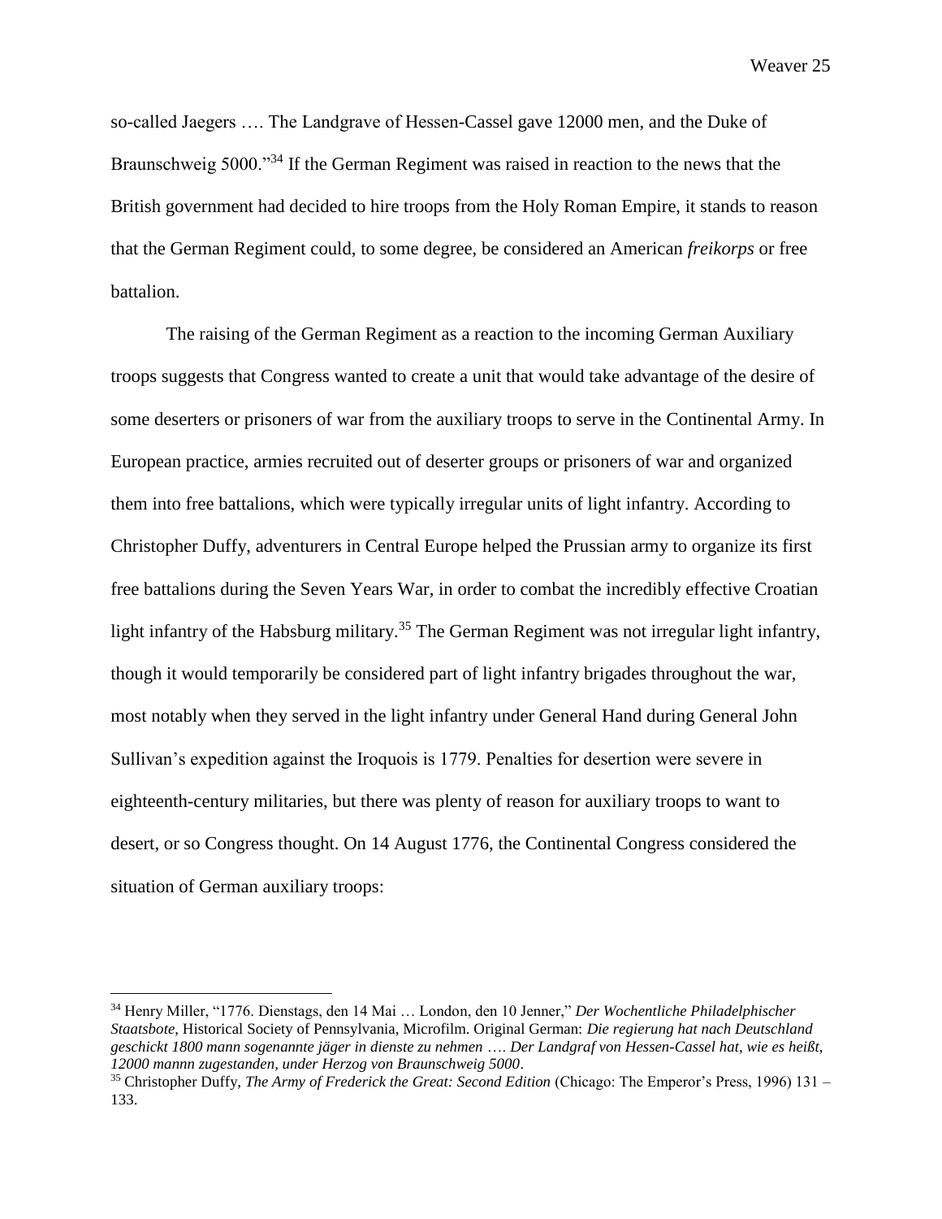so-called Jaegers …. The Landgrave of Hessen-Cassel gave 12000 men, and the Duke of Braunschweig 5000."[34] If the German Regiment was raised in reaction to the news that the British government had decided to hire troops from the Holy Roman Empire, it stands to reason that the German Regiment could, to some degree, be considered an American *freikorps* or free battalion.

The raising of the German Regiment as a reaction to the incoming German Auxiliary troops suggests that Congress wanted to create a unit that would take advantage of the desire of some deserters or prisoners of war from the auxiliary troops to serve in the Continental Army. In European practice, armies recruited out of deserter groups or prisoners of war and organized them into free battalions, which were typically irregular units of light infantry. According to Christopher Duffy, adventurers in Central Europe helped the Prussian army to organize its first free battalions during the Seven Years War, in order to combat the incredibly effective Croatian light infantry of the Habsburg military.[35] The German Regiment was not irregular light infantry, though it would temporarily be considered part of light infantry brigades throughout the war, most notably when they served in the light infantry under General Hand during General John Sullivan's expedition against the Iroquois is 1779. Penalties for desertion were severe in eighteenth-century militaries, but there was plenty of reason for auxiliary troops to want to desert, or so Congress thought. On 14 August 1776, the Continental Congress considered the situation of German auxiliary troops:

---

[34] Henry Miller, "1776. Dienstags, den 14 Mai … London, den 10 Jenner," *Der Wochentliche Philadelphischer Staatsbote*, Historical Society of Pennsylvania, Microfilm. Original German: *Die regierung hat nach Deutschland geschickt 1800 mann sogenannte jäger in dienste zu nehmen …. Der Landgraf von Hessen-Cassel hat, wie es heißt, 12000 mannn zugestanden, under Herzog von Braunschweig 5000*.

[35] Christopher Duffy, *The Army of Frederick the Great: Second Edition* (Chicago: The Emperor's Press, 1996) 131 – 133.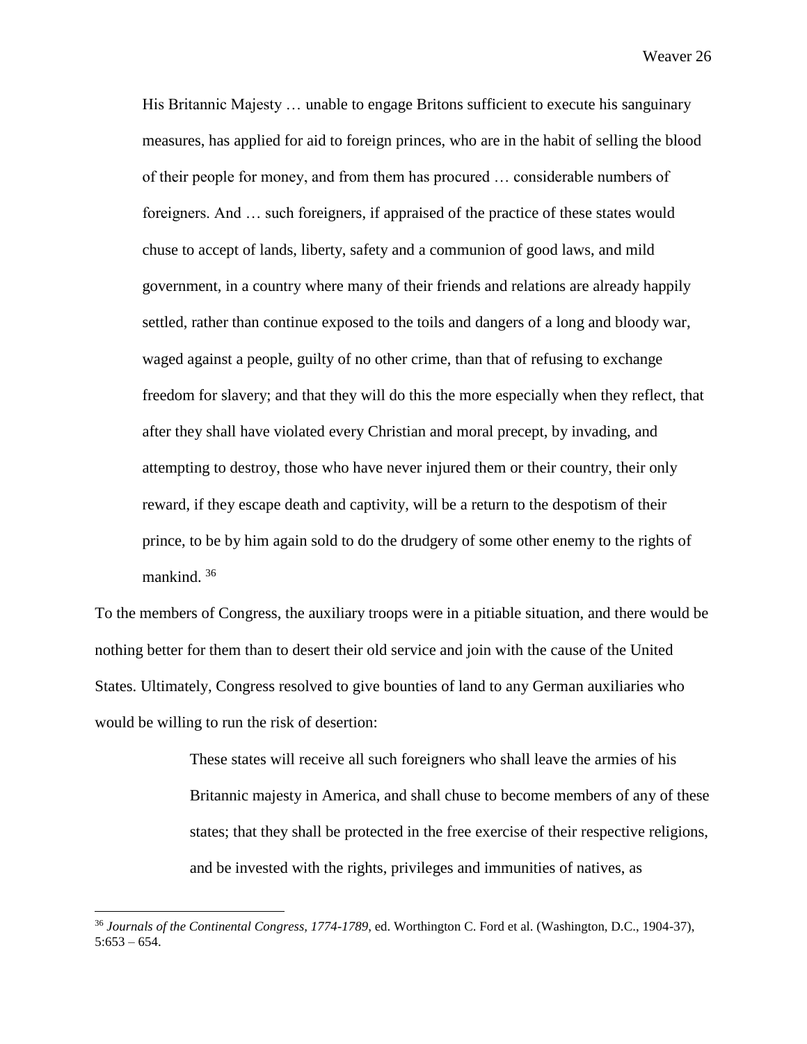> His Britannic Majesty … unable to engage Britons sufficient to execute his sanguinary measures, has applied for aid to foreign princes, who are in the habit of selling the blood of their people for money, and from them has procured … considerable numbers of foreigners. And … such foreigners, if appraised of the practice of these states would chuse to accept of lands, liberty, safety and a communion of good laws, and mild government, in a country where many of their friends and relations are already happily settled, rather than continue exposed to the toils and dangers of a long and bloody war, waged against a people, guilty of no other crime, than that of refusing to exchange freedom for slavery; and that they will do this the more especially when they reflect, that after they shall have violated every Christian and moral precept, by invading, and attempting to destroy, those who have never injured them or their country, their only reward, if they escape death and captivity, will be a return to the despotism of their prince, to be by him again sold to do the drudgery of some other enemy to the rights of mankind. [36]

To the members of Congress, the auxiliary troops were in a pitiable situation, and there would be nothing better for them than to desert their old service and join with the cause of the United States. Ultimately, Congress resolved to give bounties of land to any German auxiliaries who would be willing to run the risk of desertion:

> These states will receive all such foreigners who shall leave the armies of his Britannic majesty in America, and shall chuse to become members of any of these states; that they shall be protected in the free exercise of their respective religions, and be invested with the rights, privileges and immunities of natives, as

---

[36] *Journals of the Continental Congress, 1774-1789*, ed. Worthington C. Ford et al. (Washington, D.C., 1904-37), 5:653 – 654.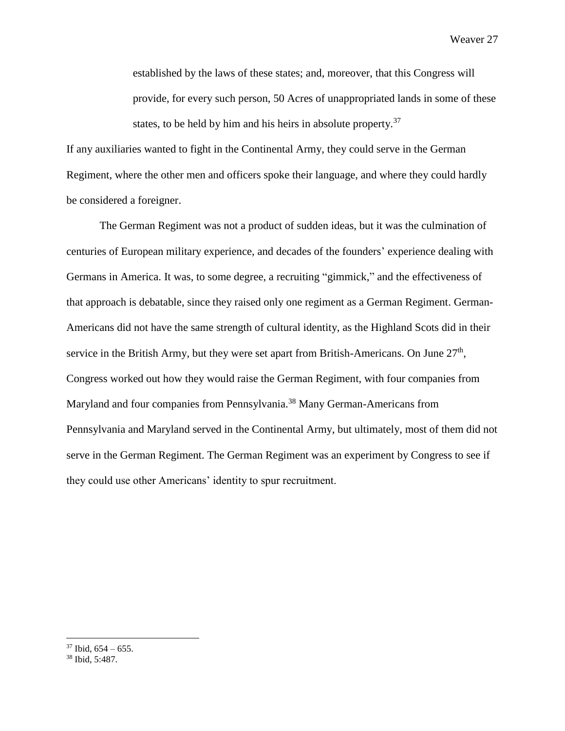> established by the laws of these states; and, moreover, that this Congress will provide, for every such person, 50 Acres of unappropriated lands in some of these states, to be held by him and his heirs in absolute property.[37]

If any auxiliaries wanted to fight in the Continental Army, they could serve in the German Regiment, where the other men and officers spoke their language, and where they could hardly be considered a foreigner.

The German Regiment was not a product of sudden ideas, but it was the culmination of centuries of European military experience, and decades of the founders' experience dealing with Germans in America. It was, to some degree, a recruiting "gimmick," and the effectiveness of that approach is debatable, since they raised only one regiment as a German Regiment. German-Americans did not have the same strength of cultural identity, as the Highland Scots did in their service in the British Army, but they were set apart from British-Americans. On June 27th, Congress worked out how they would raise the German Regiment, with four companies from Maryland and four companies from Pennsylvania.[38] Many German-Americans from Pennsylvania and Maryland served in the Continental Army, but ultimately, most of them did not serve in the German Regiment. The German Regiment was an experiment by Congress to see if they could use other Americans' identity to spur recruitment.

---

[37] Ibid, 654 – 655.

[38] Ibid, 5:487.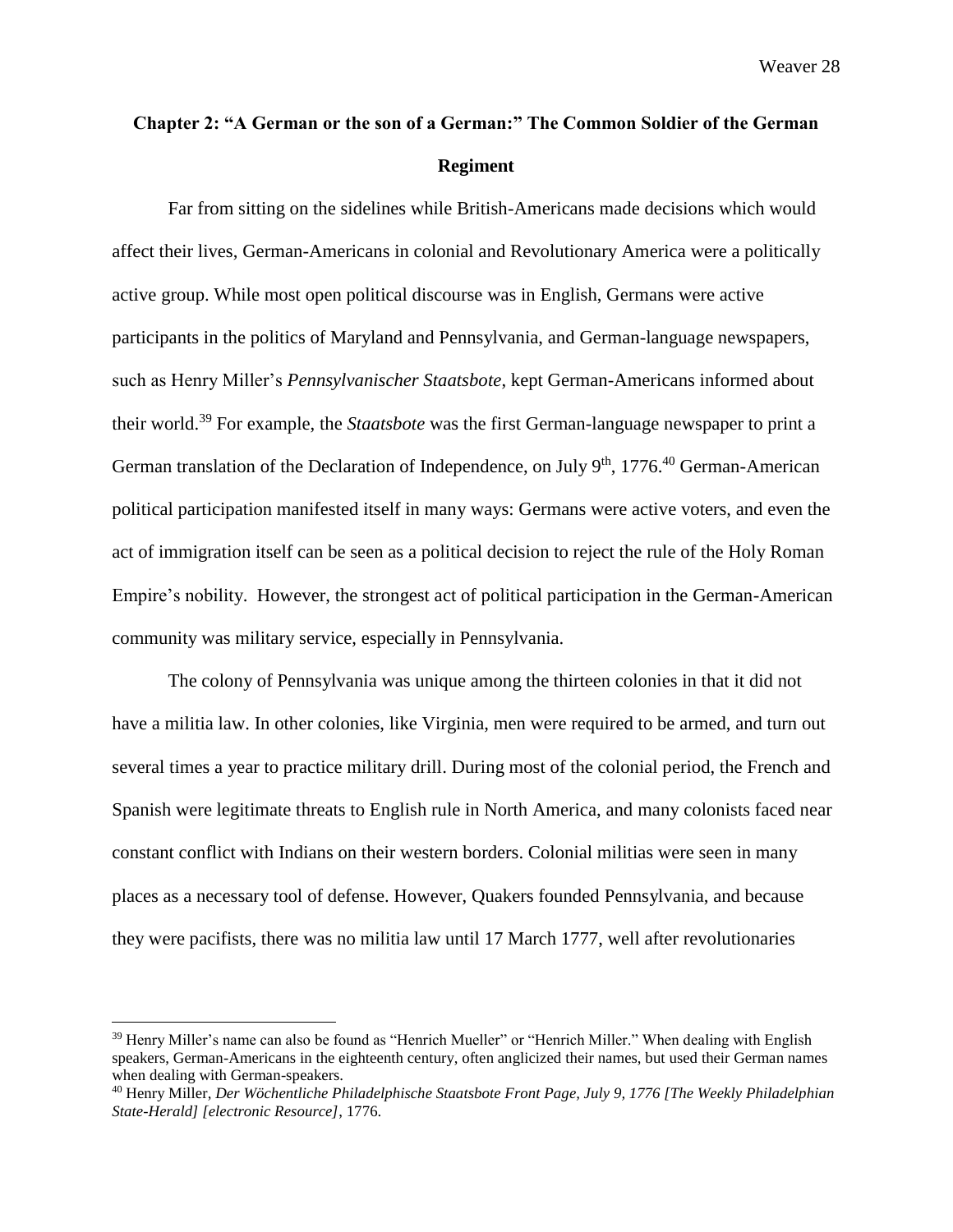## Chapter 2: "A German or the son of a German:" The Common Soldier of the German Regiment

Far from sitting on the sidelines while British-Americans made decisions which would affect their lives, German-Americans in colonial and Revolutionary America were a politically active group. While most open political discourse was in English, Germans were active participants in the politics of Maryland and Pennsylvania, and German-language newspapers, such as Henry Miller's *Pennsylvanischer Staatsbote*, kept German-Americans informed about their world.[39] For example, the *Staatsbote* was the first German-language newspaper to print a German translation of the Declaration of Independence, on July 9th, 1776.[40] German-American political participation manifested itself in many ways: Germans were active voters, and even the act of immigration itself can be seen as a political decision to reject the rule of the Holy Roman Empire's nobility. However, the strongest act of political participation in the German-American community was military service, especially in Pennsylvania.

The colony of Pennsylvania was unique among the thirteen colonies in that it did not have a militia law. In other colonies, like Virginia, men were required to be armed, and turn out several times a year to practice military drill. During most of the colonial period, the French and Spanish were legitimate threats to English rule in North America, and many colonists faced near constant conflict with Indians on their western borders. Colonial militias were seen in many places as a necessary tool of defense. However, Quakers founded Pennsylvania, and because they were pacifists, there was no militia law until 17 March 1777, well after revolutionaries

---

[39] Henry Miller's name can also be found as "Henrich Mueller" or "Henrich Miller." When dealing with English speakers, German-Americans in the eighteenth century, often anglicized their names, but used their German names when dealing with German-speakers.

[40] Henry Miller, *Der Wöchentliche Philadelphische Staatsbote Front Page, July 9, 1776 [The Weekly Philadelphian State-Herald] [electronic Resource]*, 1776.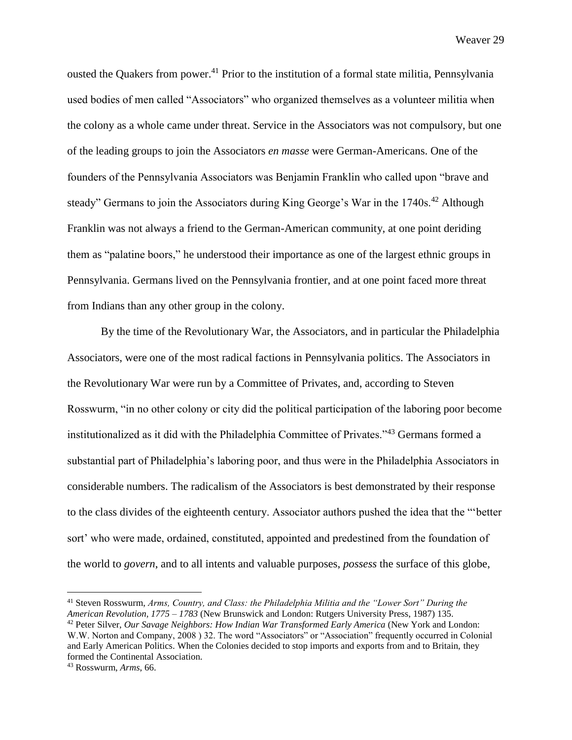ousted the Quakers from power.[41] Prior to the institution of a formal state militia, Pennsylvania used bodies of men called "Associators" who organized themselves as a volunteer militia when the colony as a whole came under threat. Service in the Associators was not compulsory, but one of the leading groups to join the Associators *en masse* were German-Americans. One of the founders of the Pennsylvania Associators was Benjamin Franklin who called upon "brave and steady" Germans to join the Associators during King George's War in the 1740s.[42] Although Franklin was not always a friend to the German-American community, at one point deriding them as "palatine boors," he understood their importance as one of the largest ethnic groups in Pennsylvania. Germans lived on the Pennsylvania frontier, and at one point faced more threat from Indians than any other group in the colony.

By the time of the Revolutionary War, the Associators, and in particular the Philadelphia Associators, were one of the most radical factions in Pennsylvania politics. The Associators in the Revolutionary War were run by a Committee of Privates, and, according to Steven Rosswurm, "in no other colony or city did the political participation of the laboring poor become institutionalized as it did with the Philadelphia Committee of Privates."[43] Germans formed a substantial part of Philadelphia's laboring poor, and thus were in the Philadelphia Associators in considerable numbers. The radicalism of the Associators is best demonstrated by their response to the class divides of the eighteenth century. Associator authors pushed the idea that the "'better sort' who were made, ordained, constituted, appointed and predestined from the foundation of the world to *govern*, and to all intents and valuable purposes, *possess* the surface of this globe,

---

[41] Steven Rosswurm, *Arms, Country, and Class: the Philadelphia Militia and the "Lower Sort" During the American Revolution, 1775 – 1783* (New Brunswick and London: Rutgers University Press, 1987) 135.

[42] Peter Silver, *Our Savage Neighbors: How Indian War Transformed Early America* (New York and London: W.W. Norton and Company, 2008 ) 32. The word "Associators" or "Association" frequently occurred in Colonial and Early American Politics. When the Colonies decided to stop imports and exports from and to Britain, they formed the Continental Association.

[43] Rosswurm, *Arms*, 66.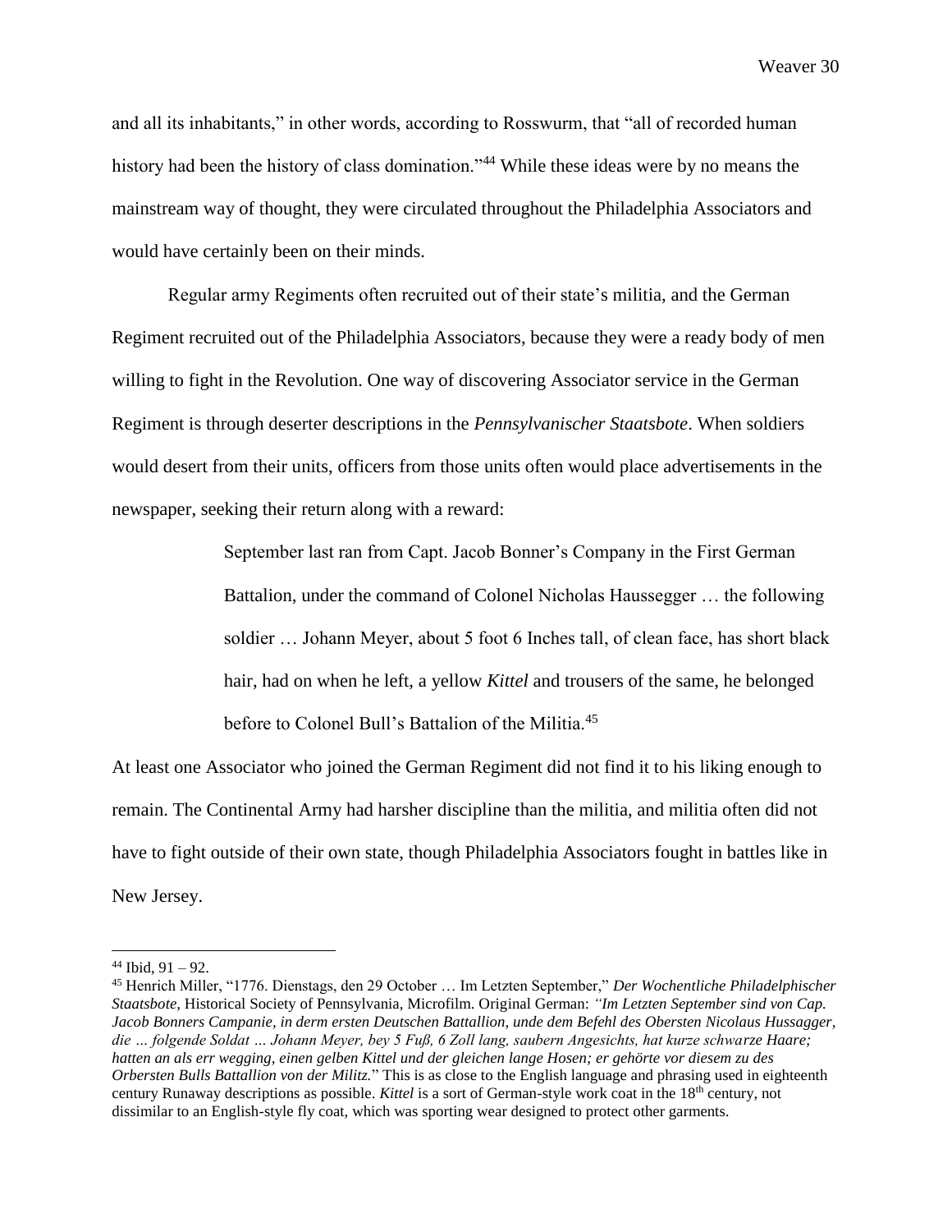and all its inhabitants," in other words, according to Rosswurm, that "all of recorded human history had been the history of class domination."[44] While these ideas were by no means the mainstream way of thought, they were circulated throughout the Philadelphia Associators and would have certainly been on their minds.

Regular army Regiments often recruited out of their state's militia, and the German Regiment recruited out of the Philadelphia Associators, because they were a ready body of men willing to fight in the Revolution. One way of discovering Associator service in the German Regiment is through deserter descriptions in the *Pennsylvanischer Staatsbote*. When soldiers would desert from their units, officers from those units often would place advertisements in the newspaper, seeking their return along with a reward:

> September last ran from Capt. Jacob Bonner's Company in the First German Battalion, under the command of Colonel Nicholas Haussegger … the following soldier … Johann Meyer, about 5 foot 6 Inches tall, of clean face, has short black hair, had on when he left, a yellow *Kittel* and trousers of the same, he belonged before to Colonel Bull's Battalion of the Militia.[45]

At least one Associator who joined the German Regiment did not find it to his liking enough to remain. The Continental Army had harsher discipline than the militia, and militia often did not have to fight outside of their own state, though Philadelphia Associators fought in battles like in New Jersey.

---

[44] Ibid, 91 – 92.

[45] Henrich Miller, "1776. Dienstags, den 29 October … Im Letzten September," *Der Wochentliche Philadelphischer Staatsbote*, Historical Society of Pennsylvania, Microfilm. Original German: *"Im Letzten September sind von Cap. Jacob Bonners Campanie, in derm ersten Deutschen Battallion, unde dem Befehl des Obersten Nicolaus Hussagger, die … folgende Soldat … Johann Meyer, bey 5 Fuß, 6 Zoll lang, saubern Angesichts, hat kurze schwarze Haare; hatten an als err wegging, einen gelben Kittel und der gleichen lange Hosen; er gehörte vor diesem zu des Orbersten Bulls Battallion von der Militz.*" This is as close to the English language and phrasing used in eighteenth century Runaway descriptions as possible. *Kittel* is a sort of German-style work coat in the 18th century, not dissimilar to an English-style fly coat, which was sporting wear designed to protect other garments.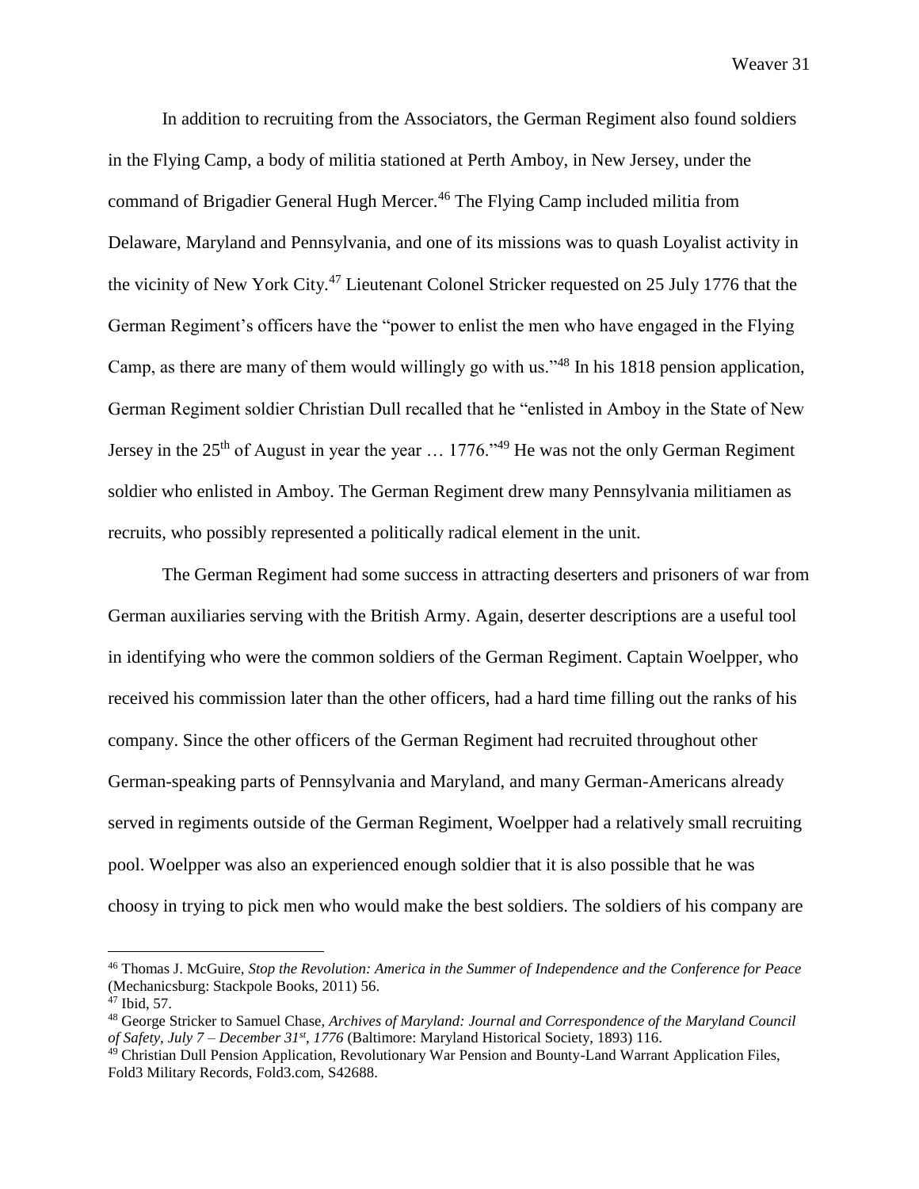In addition to recruiting from the Associators, the German Regiment also found soldiers in the Flying Camp, a body of militia stationed at Perth Amboy, in New Jersey, under the command of Brigadier General Hugh Mercer.[46] The Flying Camp included militia from Delaware, Maryland and Pennsylvania, and one of its missions was to quash Loyalist activity in the vicinity of New York City.[47] Lieutenant Colonel Stricker requested on 25 July 1776 that the German Regiment's officers have the "power to enlist the men who have engaged in the Flying Camp, as there are many of them would willingly go with us."[48] In his 1818 pension application, German Regiment soldier Christian Dull recalled that he "enlisted in Amboy in the State of New Jersey in the 25th of August in year the year … 1776."[49] He was not the only German Regiment soldier who enlisted in Amboy. The German Regiment drew many Pennsylvania militiamen as recruits, who possibly represented a politically radical element in the unit.

The German Regiment had some success in attracting deserters and prisoners of war from German auxiliaries serving with the British Army. Again, deserter descriptions are a useful tool in identifying who were the common soldiers of the German Regiment. Captain Woelpper, who received his commission later than the other officers, had a hard time filling out the ranks of his company. Since the other officers of the German Regiment had recruited throughout other German-speaking parts of Pennsylvania and Maryland, and many German-Americans already served in regiments outside of the German Regiment, Woelpper had a relatively small recruiting pool. Woelpper was also an experienced enough soldier that it is also possible that he was choosy in trying to pick men who would make the best soldiers. The soldiers of his company are

---

[46] Thomas J. McGuire, *Stop the Revolution: America in the Summer of Independence and the Conference for Peace* (Mechanicsburg: Stackpole Books, 2011) 56.

[47] Ibid, 57.

[48] George Stricker to Samuel Chase, *Archives of Maryland: Journal and Correspondence of the Maryland Council of Safety, July 7 – December 31st, 1776* (Baltimore: Maryland Historical Society, 1893) 116.

[49] Christian Dull Pension Application, Revolutionary War Pension and Bounty-Land Warrant Application Files, Fold3 Military Records, Fold3.com, S42688.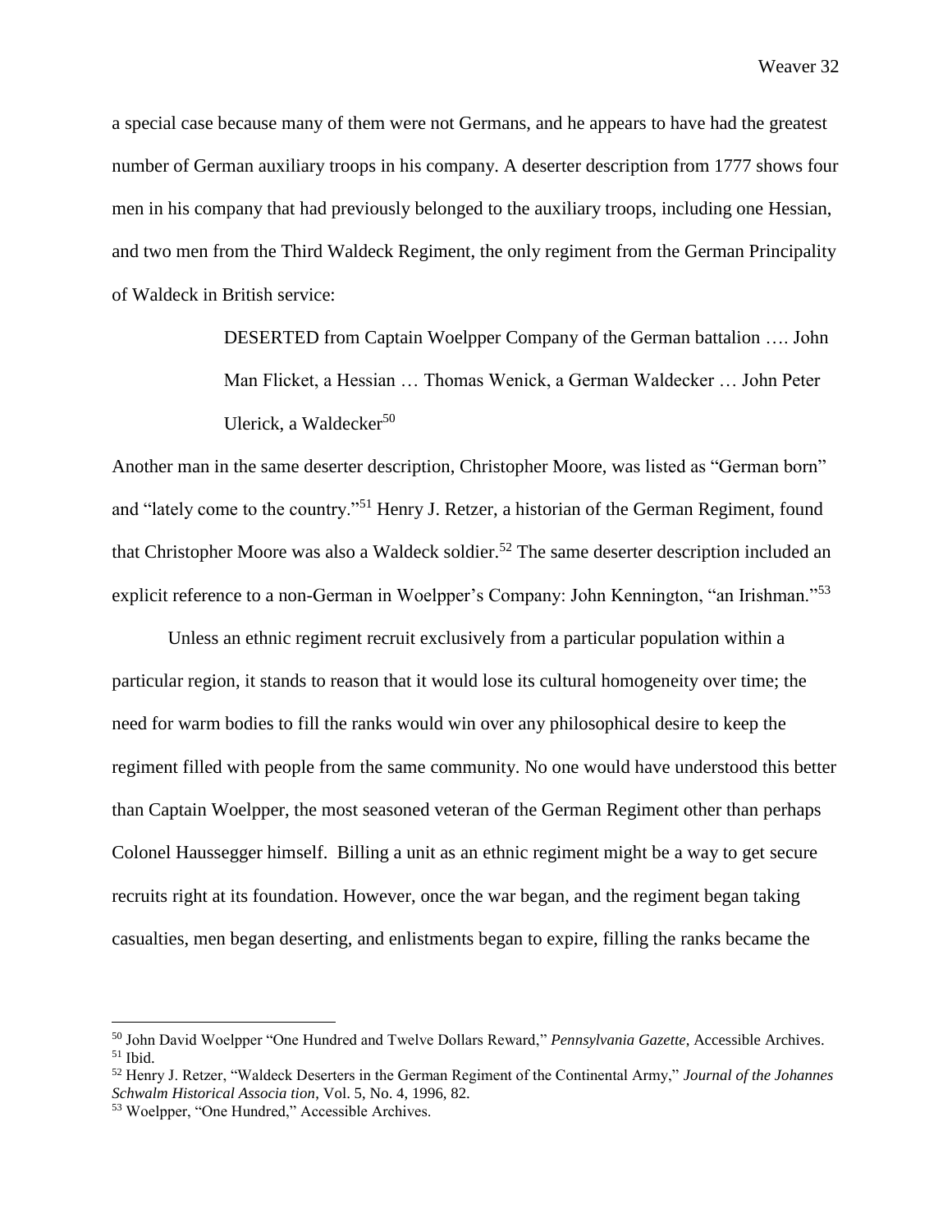a special case because many of them were not Germans, and he appears to have had the greatest number of German auxiliary troops in his company. A deserter description from 1777 shows four men in his company that had previously belonged to the auxiliary troops, including one Hessian, and two men from the Third Waldeck Regiment, the only regiment from the German Principality of Waldeck in British service:

> DESERTED from Captain Woelpper Company of the German battalion …. John Man Flicket, a Hessian … Thomas Wenick, a German Waldecker … John Peter Ulerick, a Waldecker[50]

Another man in the same deserter description, Christopher Moore, was listed as "German born" and "lately come to the country."[51] Henry J. Retzer, a historian of the German Regiment, found that Christopher Moore was also a Waldeck soldier.[52] The same deserter description included an explicit reference to a non-German in Woelpper's Company: John Kennington, "an Irishman."[53]

Unless an ethnic regiment recruit exclusively from a particular population within a particular region, it stands to reason that it would lose its cultural homogeneity over time; the need for warm bodies to fill the ranks would win over any philosophical desire to keep the regiment filled with people from the same community. No one would have understood this better than Captain Woelpper, the most seasoned veteran of the German Regiment other than perhaps Colonel Haussegger himself. Billing a unit as an ethnic regiment might be a way to get secure recruits right at its foundation. However, once the war began, and the regiment began taking casualties, men began deserting, and enlistments began to expire, filling the ranks became the

---

[50] John David Woelpper "One Hundred and Twelve Dollars Reward," *Pennsylvania Gazette*, Accessible Archives.

[51] Ibid.

[52] Henry J. Retzer, "Waldeck Deserters in the German Regiment of the Continental Army," *Journal of the Johannes Schwalm Historical Associa tion*, Vol. 5, No. 4, 1996, 82.

[53] Woelpper, "One Hundred," Accessible Archives.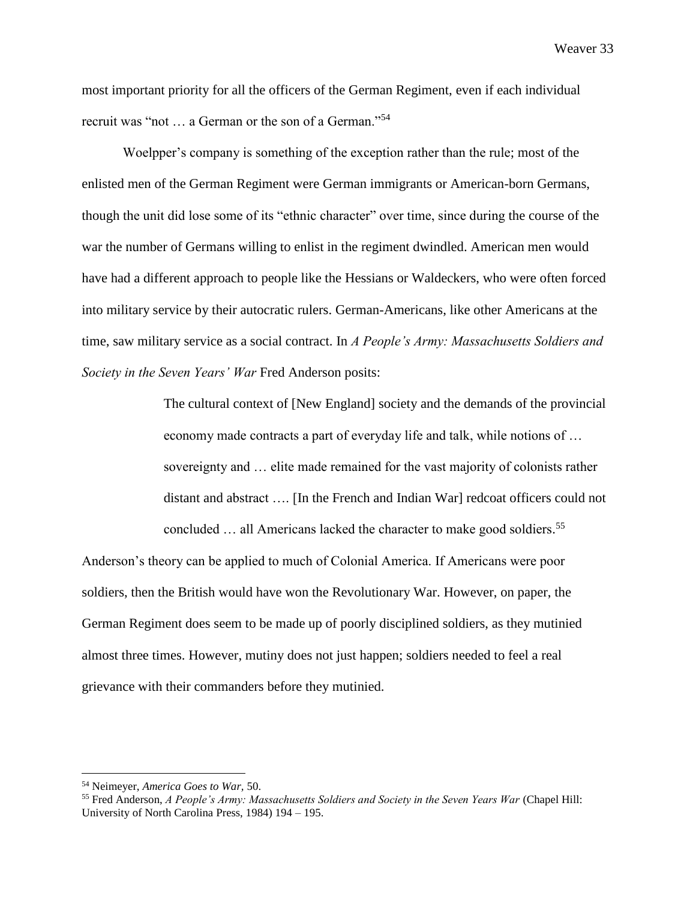most important priority for all the officers of the German Regiment, even if each individual recruit was "not … a German or the son of a German."[54]

Woelpper's company is something of the exception rather than the rule; most of the enlisted men of the German Regiment were German immigrants or American-born Germans, though the unit did lose some of its "ethnic character" over time, since during the course of the war the number of Germans willing to enlist in the regiment dwindled. American men would have had a different approach to people like the Hessians or Waldeckers, who were often forced into military service by their autocratic rulers. German-Americans, like other Americans at the time, saw military service as a social contract. In *A People's Army: Massachusetts Soldiers and Society in the Seven Years' War* Fred Anderson posits:

> The cultural context of [New England] society and the demands of the provincial economy made contracts a part of everyday life and talk, while notions of … sovereignty and … elite made remained for the vast majority of colonists rather distant and abstract …. [In the French and Indian War] redcoat officers could not concluded … all Americans lacked the character to make good soldiers.[55]

Anderson's theory can be applied to much of Colonial America. If Americans were poor soldiers, then the British would have won the Revolutionary War. However, on paper, the German Regiment does seem to be made up of poorly disciplined soldiers, as they mutinied almost three times. However, mutiny does not just happen; soldiers needed to feel a real grievance with their commanders before they mutinied.

---

[54] Neimeyer, *America Goes to War*, 50.

[55] Fred Anderson, *A People's Army: Massachusetts Soldiers and Society in the Seven Years War* (Chapel Hill: University of North Carolina Press, 1984) 194 – 195.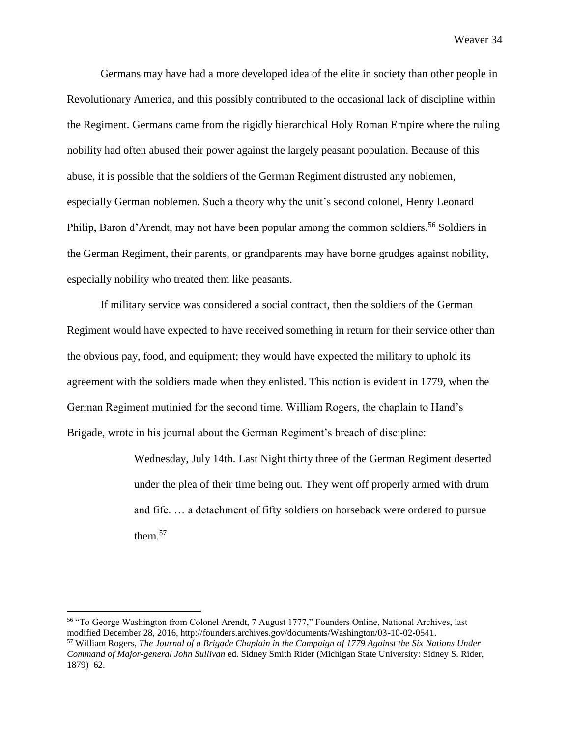Germans may have had a more developed idea of the elite in society than other people in Revolutionary America, and this possibly contributed to the occasional lack of discipline within the Regiment. Germans came from the rigidly hierarchical Holy Roman Empire where the ruling nobility had often abused their power against the largely peasant population. Because of this abuse, it is possible that the soldiers of the German Regiment distrusted any noblemen, especially German noblemen. Such a theory why the unit's second colonel, Henry Leonard Philip, Baron d'Arendt, may not have been popular among the common soldiers.[56] Soldiers in the German Regiment, their parents, or grandparents may have borne grudges against nobility, especially nobility who treated them like peasants.

If military service was considered a social contract, then the soldiers of the German Regiment would have expected to have received something in return for their service other than the obvious pay, food, and equipment; they would have expected the military to uphold its agreement with the soldiers made when they enlisted. This notion is evident in 1779, when the German Regiment mutinied for the second time. William Rogers, the chaplain to Hand's Brigade, wrote in his journal about the German Regiment's breach of discipline:

> Wednesday, July 14th. Last Night thirty three of the German Regiment deserted under the plea of their time being out. They went off properly armed with drum and fife. … a detachment of fifty soldiers on horseback were ordered to pursue them.[57]

---

[56] "To George Washington from Colonel Arendt, 7 August 1777," Founders Online, National Archives, last modified December 28, 2016, http://founders.archives.gov/documents/Washington/03-10-02-0541.

[57] William Rogers, *The Journal of a Brigade Chaplain in the Campaign of 1779 Against the Six Nations Under Command of Major-general John Sullivan* ed. Sidney Smith Rider (Michigan State University: Sidney S. Rider, 1879) 62.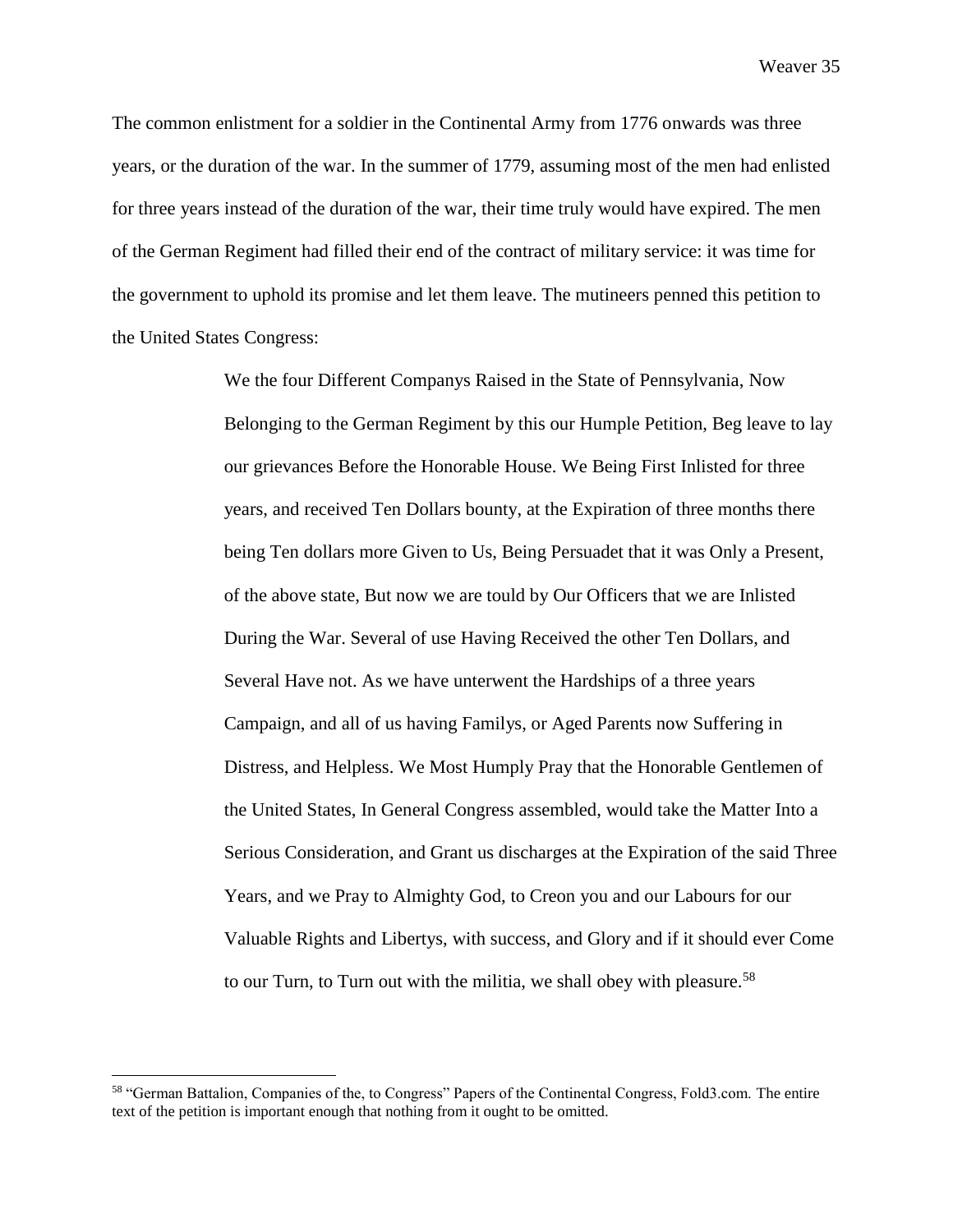The common enlistment for a soldier in the Continental Army from 1776 onwards was three years, or the duration of the war. In the summer of 1779, assuming most of the men had enlisted for three years instead of the duration of the war, their time truly would have expired. The men of the German Regiment had filled their end of the contract of military service: it was time for the government to uphold its promise and let them leave. The mutineers penned this petition to the United States Congress:

> We the four Different Companys Raised in the State of Pennsylvania, Now Belonging to the German Regiment by this our Humple Petition, Beg leave to lay our grievances Before the Honorable House. We Being First Inlisted for three years, and received Ten Dollars bounty, at the Expiration of three months there being Ten dollars more Given to Us, Being Persuadet that it was Only a Present, of the above state, But now we are tould by Our Officers that we are Inlisted During the War. Several of use Having Received the other Ten Dollars, and Several Have not. As we have unterwent the Hardships of a three years Campaign, and all of us having Familys, or Aged Parents now Suffering in Distress, and Helpless. We Most Humply Pray that the Honorable Gentlemen of the United States, In General Congress assembled, would take the Matter Into a Serious Consideration, and Grant us discharges at the Expiration of the said Three Years, and we Pray to Almighty God, to Creon you and our Labours for our Valuable Rights and Libertys, with success, and Glory and if it should ever Come to our Turn, to Turn out with the militia, we shall obey with pleasure.[58]

---

[58] "German Battalion, Companies of the, to Congress" Papers of the Continental Congress, Fold3.com. The entire text of the petition is important enough that nothing from it ought to be omitted.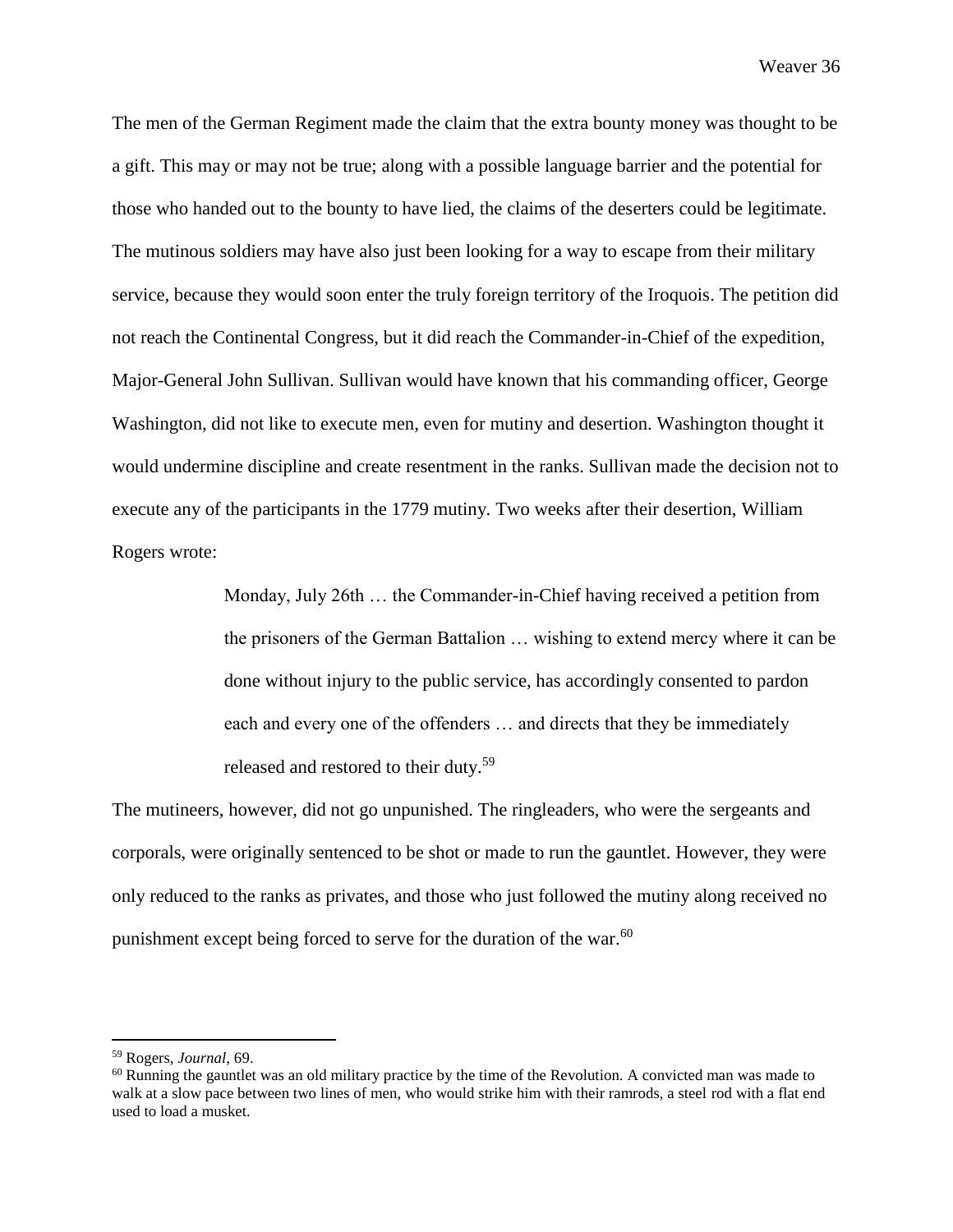The men of the German Regiment made the claim that the extra bounty money was thought to be a gift. This may or may not be true; along with a possible language barrier and the potential for those who handed out to the bounty to have lied, the claims of the deserters could be legitimate. The mutinous soldiers may have also just been looking for a way to escape from their military service, because they would soon enter the truly foreign territory of the Iroquois. The petition did not reach the Continental Congress, but it did reach the Commander-in-Chief of the expedition, Major-General John Sullivan. Sullivan would have known that his commanding officer, George Washington, did not like to execute men, even for mutiny and desertion. Washington thought it would undermine discipline and create resentment in the ranks. Sullivan made the decision not to execute any of the participants in the 1779 mutiny. Two weeks after their desertion, William Rogers wrote:

> Monday, July 26th … the Commander-in-Chief having received a petition from the prisoners of the German Battalion … wishing to extend mercy where it can be done without injury to the public service, has accordingly consented to pardon each and every one of the offenders … and directs that they be immediately released and restored to their duty.[59]

The mutineers, however, did not go unpunished. The ringleaders, who were the sergeants and corporals, were originally sentenced to be shot or made to run the gauntlet. However, they were only reduced to the ranks as privates, and those who just followed the mutiny along received no punishment except being forced to serve for the duration of the war.[60]

---

[59] Rogers, *Journal*, 69.

[60] Running the gauntlet was an old military practice by the time of the Revolution. A convicted man was made to walk at a slow pace between two lines of men, who would strike him with their ramrods, a steel rod with a flat end used to load a musket.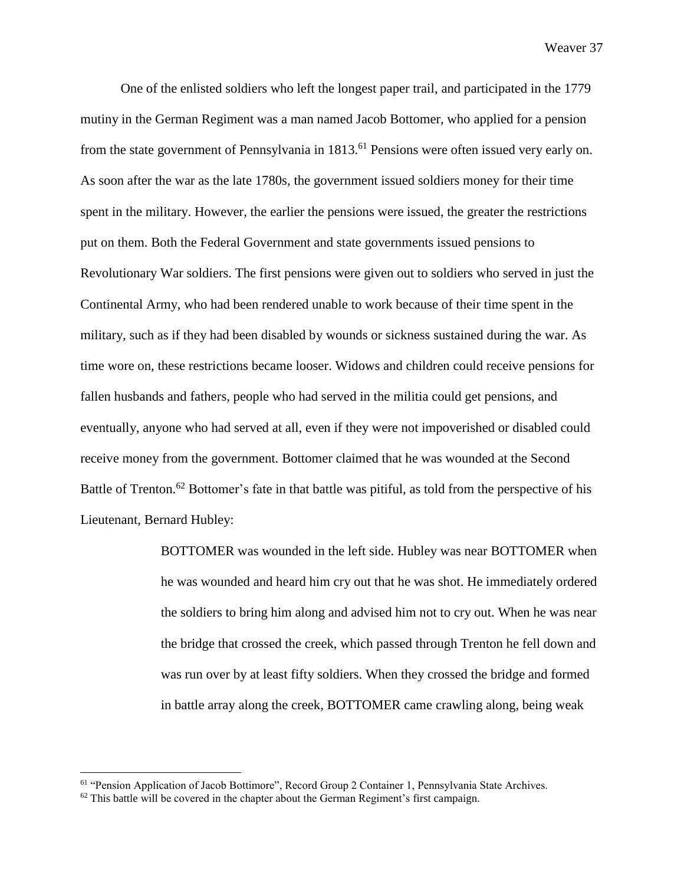One of the enlisted soldiers who left the longest paper trail, and participated in the 1779 mutiny in the German Regiment was a man named Jacob Bottomer, who applied for a pension from the state government of Pennsylvania in 1813.[61] Pensions were often issued very early on. As soon after the war as the late 1780s, the government issued soldiers money for their time spent in the military. However, the earlier the pensions were issued, the greater the restrictions put on them. Both the Federal Government and state governments issued pensions to Revolutionary War soldiers. The first pensions were given out to soldiers who served in just the Continental Army, who had been rendered unable to work because of their time spent in the military, such as if they had been disabled by wounds or sickness sustained during the war. As time wore on, these restrictions became looser. Widows and children could receive pensions for fallen husbands and fathers, people who had served in the militia could get pensions, and eventually, anyone who had served at all, even if they were not impoverished or disabled could receive money from the government. Bottomer claimed that he was wounded at the Second Battle of Trenton.[62] Bottomer's fate in that battle was pitiful, as told from the perspective of his Lieutenant, Bernard Hubley:

> BOTTOMER was wounded in the left side. Hubley was near BOTTOMER when he was wounded and heard him cry out that he was shot. He immediately ordered the soldiers to bring him along and advised him not to cry out. When he was near the bridge that crossed the creek, which passed through Trenton he fell down and was run over by at least fifty soldiers. When they crossed the bridge and formed in battle array along the creek, BOTTOMER came crawling along, being weak

[61] "Pension Application of Jacob Bottimore", Record Group 2 Container 1, Pennsylvania State Archives.

[62] This battle will be covered in the chapter about the German Regiment's first campaign.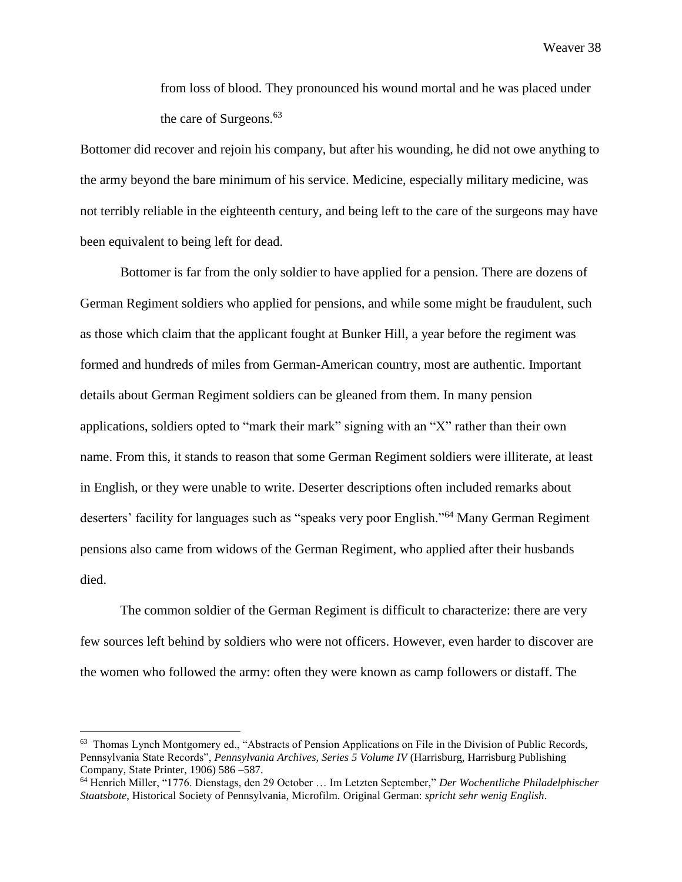> from loss of blood. They pronounced his wound mortal and he was placed under the care of Surgeons.[63]

Bottomer did recover and rejoin his company, but after his wounding, he did not owe anything to the army beyond the bare minimum of his service. Medicine, especially military medicine, was not terribly reliable in the eighteenth century, and being left to the care of the surgeons may have been equivalent to being left for dead.

Bottomer is far from the only soldier to have applied for a pension. There are dozens of German Regiment soldiers who applied for pensions, and while some might be fraudulent, such as those which claim that the applicant fought at Bunker Hill, a year before the regiment was formed and hundreds of miles from German-American country, most are authentic. Important details about German Regiment soldiers can be gleaned from them. In many pension applications, soldiers opted to "mark their mark" signing with an "X" rather than their own name. From this, it stands to reason that some German Regiment soldiers were illiterate, at least in English, or they were unable to write. Deserter descriptions often included remarks about deserters' facility for languages such as "speaks very poor English."[64] Many German Regiment pensions also came from widows of the German Regiment, who applied after their husbands died.

The common soldier of the German Regiment is difficult to characterize: there are very few sources left behind by soldiers who were not officers. However, even harder to discover are the women who followed the army: often they were known as camp followers or distaff. The

---

[63] Thomas Lynch Montgomery ed., "Abstracts of Pension Applications on File in the Division of Public Records, Pennsylvania State Records", *Pennsylvania Archives, Series 5 Volume IV* (Harrisburg, Harrisburg Publishing Company, State Printer, 1906) 586 –587.

[64] Henrich Miller, "1776. Dienstags, den 29 October … Im Letzten September," *Der Wochentliche Philadelphischer Staatsbote*, Historical Society of Pennsylvania, Microfilm. Original German: *spricht sehr wenig English*.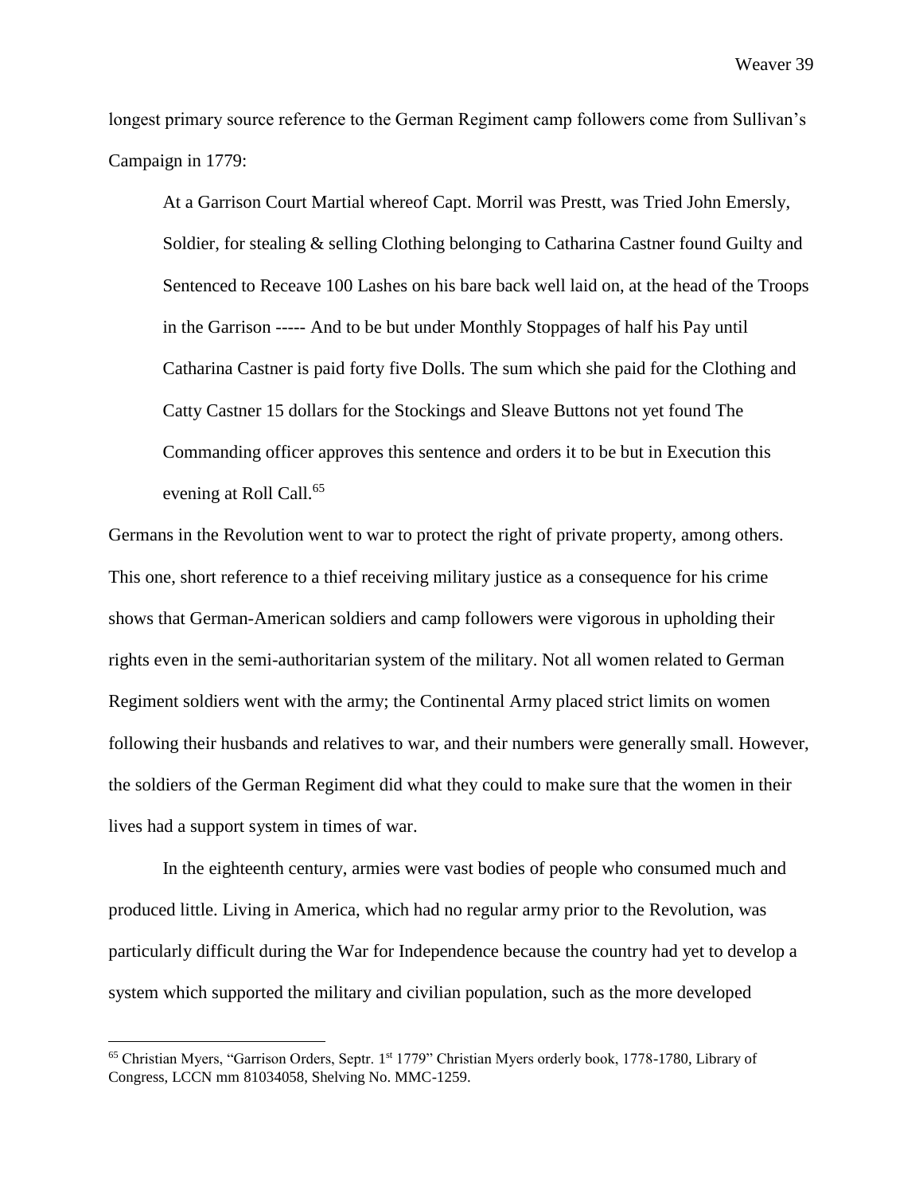longest primary source reference to the German Regiment camp followers come from Sullivan's Campaign in 1779:

> At a Garrison Court Martial whereof Capt. Morril was Prestt, was Tried John Emersly, Soldier, for stealing & selling Clothing belonging to Catharina Castner found Guilty and Sentenced to Receave 100 Lashes on his bare back well laid on, at the head of the Troops in the Garrison ----- And to be but under Monthly Stoppages of half his Pay until Catharina Castner is paid forty five Dolls. The sum which she paid for the Clothing and Catty Castner 15 dollars for the Stockings and Sleave Buttons not yet found The Commanding officer approves this sentence and orders it to be but in Execution this evening at Roll Call.[65]

Germans in the Revolution went to war to protect the right of private property, among others. This one, short reference to a thief receiving military justice as a consequence for his crime shows that German-American soldiers and camp followers were vigorous in upholding their rights even in the semi-authoritarian system of the military. Not all women related to German Regiment soldiers went with the army; the Continental Army placed strict limits on women following their husbands and relatives to war, and their numbers were generally small. However, the soldiers of the German Regiment did what they could to make sure that the women in their lives had a support system in times of war.

In the eighteenth century, armies were vast bodies of people who consumed much and produced little. Living in America, which had no regular army prior to the Revolution, was particularly difficult during the War for Independence because the country had yet to develop a system which supported the military and civilian population, such as the more developed

---

[65] Christian Myers, "Garrison Orders, Septr. 1st 1779" Christian Myers orderly book, 1778-1780, Library of Congress, LCCN mm 81034058, Shelving No. MMC-1259.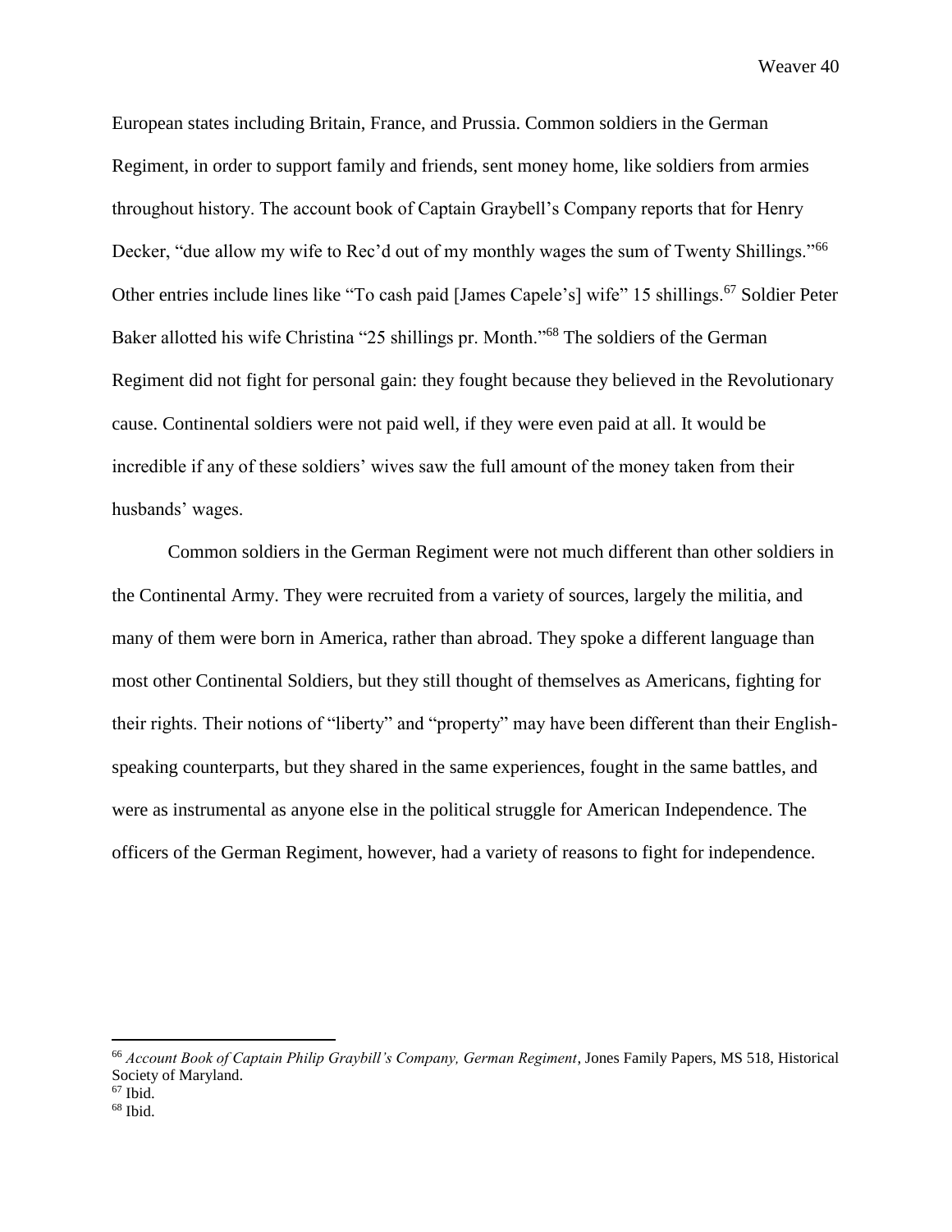European states including Britain, France, and Prussia. Common soldiers in the German Regiment, in order to support family and friends, sent money home, like soldiers from armies throughout history. The account book of Captain Graybell's Company reports that for Henry Decker, "due allow my wife to Rec'd out of my monthly wages the sum of Twenty Shillings."[66] Other entries include lines like "To cash paid [James Capele's] wife" 15 shillings.[67] Soldier Peter Baker allotted his wife Christina "25 shillings pr. Month."[68] The soldiers of the German Regiment did not fight for personal gain: they fought because they believed in the Revolutionary cause. Continental soldiers were not paid well, if they were even paid at all. It would be incredible if any of these soldiers' wives saw the full amount of the money taken from their husbands' wages.

Common soldiers in the German Regiment were not much different than other soldiers in the Continental Army. They were recruited from a variety of sources, largely the militia, and many of them were born in America, rather than abroad. They spoke a different language than most other Continental Soldiers, but they still thought of themselves as Americans, fighting for their rights. Their notions of "liberty" and "property" may have been different than their English-speaking counterparts, but they shared in the same experiences, fought in the same battles, and were as instrumental as anyone else in the political struggle for American Independence. The officers of the German Regiment, however, had a variety of reasons to fight for independence.

---

[66] *Account Book of Captain Philip Graybill's Company, German Regiment*, Jones Family Papers, MS 518, Historical Society of Maryland.

[67] Ibid.

[68] Ibid.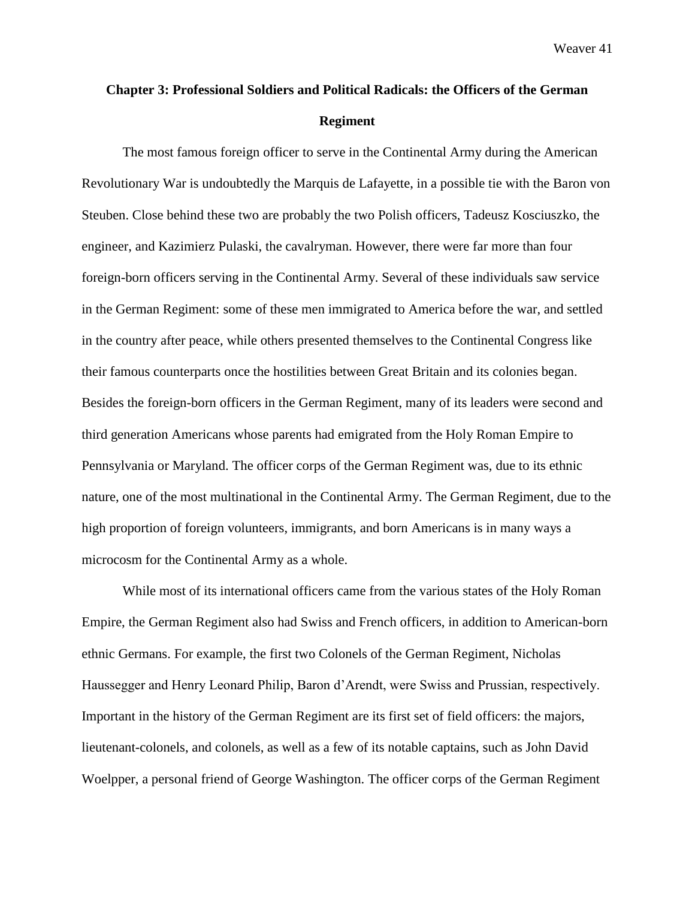## Chapter 3: Professional Soldiers and Political Radicals: the Officers of the German Regiment

The most famous foreign officer to serve in the Continental Army during the American Revolutionary War is undoubtedly the Marquis de Lafayette, in a possible tie with the Baron von Steuben. Close behind these two are probably the two Polish officers, Tadeusz Kosciuszko, the engineer, and Kazimierz Pulaski, the cavalryman. However, there were far more than four foreign-born officers serving in the Continental Army. Several of these individuals saw service in the German Regiment: some of these men immigrated to America before the war, and settled in the country after peace, while others presented themselves to the Continental Congress like their famous counterparts once the hostilities between Great Britain and its colonies began. Besides the foreign-born officers in the German Regiment, many of its leaders were second and third generation Americans whose parents had emigrated from the Holy Roman Empire to Pennsylvania or Maryland. The officer corps of the German Regiment was, due to its ethnic nature, one of the most multinational in the Continental Army. The German Regiment, due to the high proportion of foreign volunteers, immigrants, and born Americans is in many ways a microcosm for the Continental Army as a whole.

While most of its international officers came from the various states of the Holy Roman Empire, the German Regiment also had Swiss and French officers, in addition to American-born ethnic Germans. For example, the first two Colonels of the German Regiment, Nicholas Haussegger and Henry Leonard Philip, Baron d'Arendt, were Swiss and Prussian, respectively. Important in the history of the German Regiment are its first set of field officers: the majors, lieutenant-colonels, and colonels, as well as a few of its notable captains, such as John David Woelpper, a personal friend of George Washington. The officer corps of the German Regiment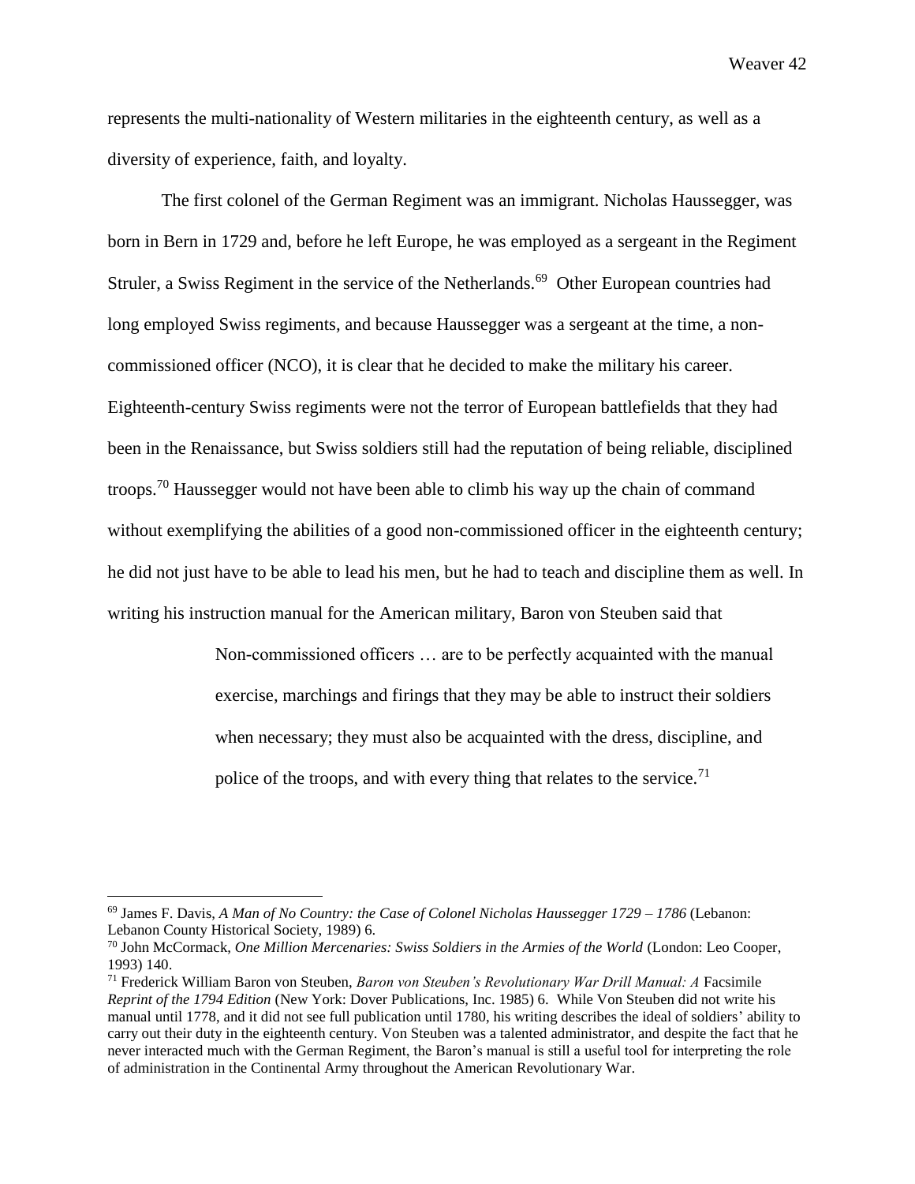represents the multi-nationality of Western militaries in the eighteenth century, as well as a diversity of experience, faith, and loyalty.

The first colonel of the German Regiment was an immigrant. Nicholas Haussegger, was born in Bern in 1729 and, before he left Europe, he was employed as a sergeant in the Regiment Struler, a Swiss Regiment in the service of the Netherlands.[69] Other European countries had long employed Swiss regiments, and because Haussegger was a sergeant at the time, a non-commissioned officer (NCO), it is clear that he decided to make the military his career. Eighteenth-century Swiss regiments were not the terror of European battlefields that they had been in the Renaissance, but Swiss soldiers still had the reputation of being reliable, disciplined troops.[70] Haussegger would not have been able to climb his way up the chain of command without exemplifying the abilities of a good non-commissioned officer in the eighteenth century; he did not just have to be able to lead his men, but he had to teach and discipline them as well. In writing his instruction manual for the American military, Baron von Steuben said that

> Non-commissioned officers … are to be perfectly acquainted with the manual exercise, marchings and firings that they may be able to instruct their soldiers when necessary; they must also be acquainted with the dress, discipline, and police of the troops, and with every thing that relates to the service.[71]

---

[69] James F. Davis, *A Man of No Country: the Case of Colonel Nicholas Haussegger 1729 – 1786* (Lebanon: Lebanon County Historical Society, 1989) 6.

[70] John McCormack, *One Million Mercenaries: Swiss Soldiers in the Armies of the World* (London: Leo Cooper, 1993) 140.

[71] Frederick William Baron von Steuben, *Baron von Steuben's Revolutionary War Drill Manual: A* Facsimile *Reprint of the 1794 Edition* (New York: Dover Publications, Inc. 1985) 6. While Von Steuben did not write his manual until 1778, and it did not see full publication until 1780, his writing describes the ideal of soldiers' ability to carry out their duty in the eighteenth century. Von Steuben was a talented administrator, and despite the fact that he never interacted much with the German Regiment, the Baron's manual is still a useful tool for interpreting the role of administration in the Continental Army throughout the American Revolutionary War.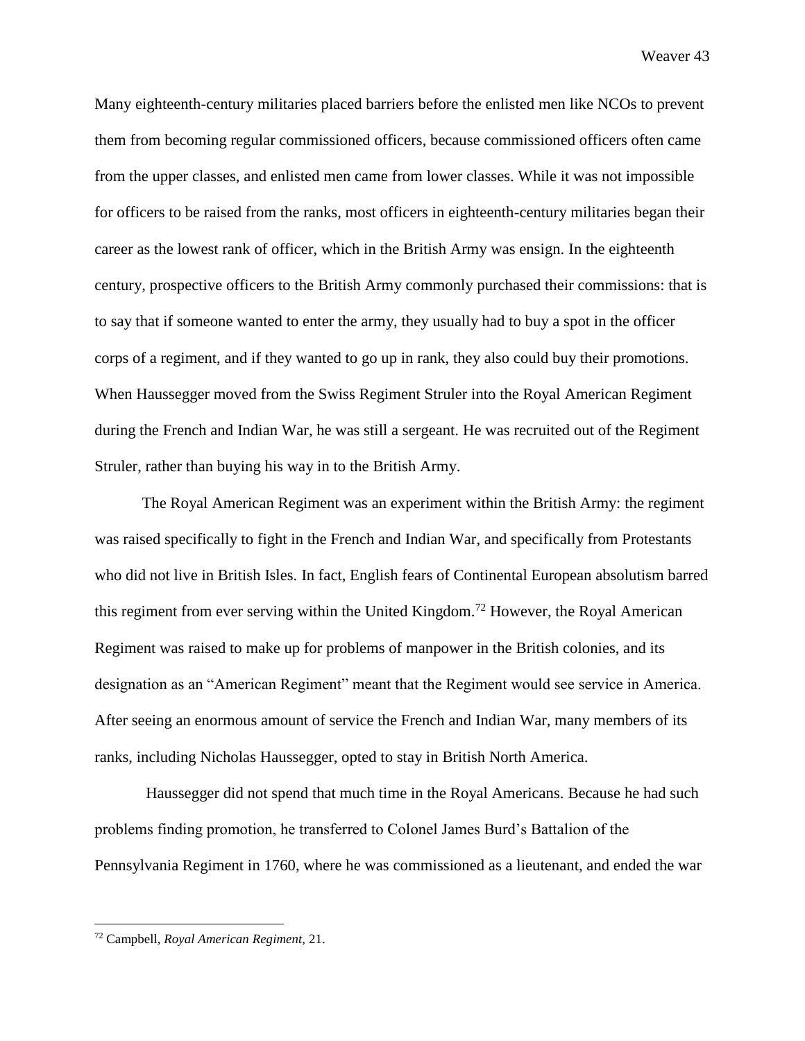Many eighteenth-century militaries placed barriers before the enlisted men like NCOs to prevent them from becoming regular commissioned officers, because commissioned officers often came from the upper classes, and enlisted men came from lower classes. While it was not impossible for officers to be raised from the ranks, most officers in eighteenth-century militaries began their career as the lowest rank of officer, which in the British Army was ensign. In the eighteenth century, prospective officers to the British Army commonly purchased their commissions: that is to say that if someone wanted to enter the army, they usually had to buy a spot in the officer corps of a regiment, and if they wanted to go up in rank, they also could buy their promotions. When Haussegger moved from the Swiss Regiment Struler into the Royal American Regiment during the French and Indian War, he was still a sergeant. He was recruited out of the Regiment Struler, rather than buying his way in to the British Army.

The Royal American Regiment was an experiment within the British Army: the regiment was raised specifically to fight in the French and Indian War, and specifically from Protestants who did not live in British Isles. In fact, English fears of Continental European absolutism barred this regiment from ever serving within the United Kingdom.[72] However, the Royal American Regiment was raised to make up for problems of manpower in the British colonies, and its designation as an "American Regiment" meant that the Regiment would see service in America. After seeing an enormous amount of service the French and Indian War, many members of its ranks, including Nicholas Haussegger, opted to stay in British North America.

Haussegger did not spend that much time in the Royal Americans. Because he had such problems finding promotion, he transferred to Colonel James Burd's Battalion of the Pennsylvania Regiment in 1760, where he was commissioned as a lieutenant, and ended the war

---

[72] Campbell, *Royal American Regiment*, 21.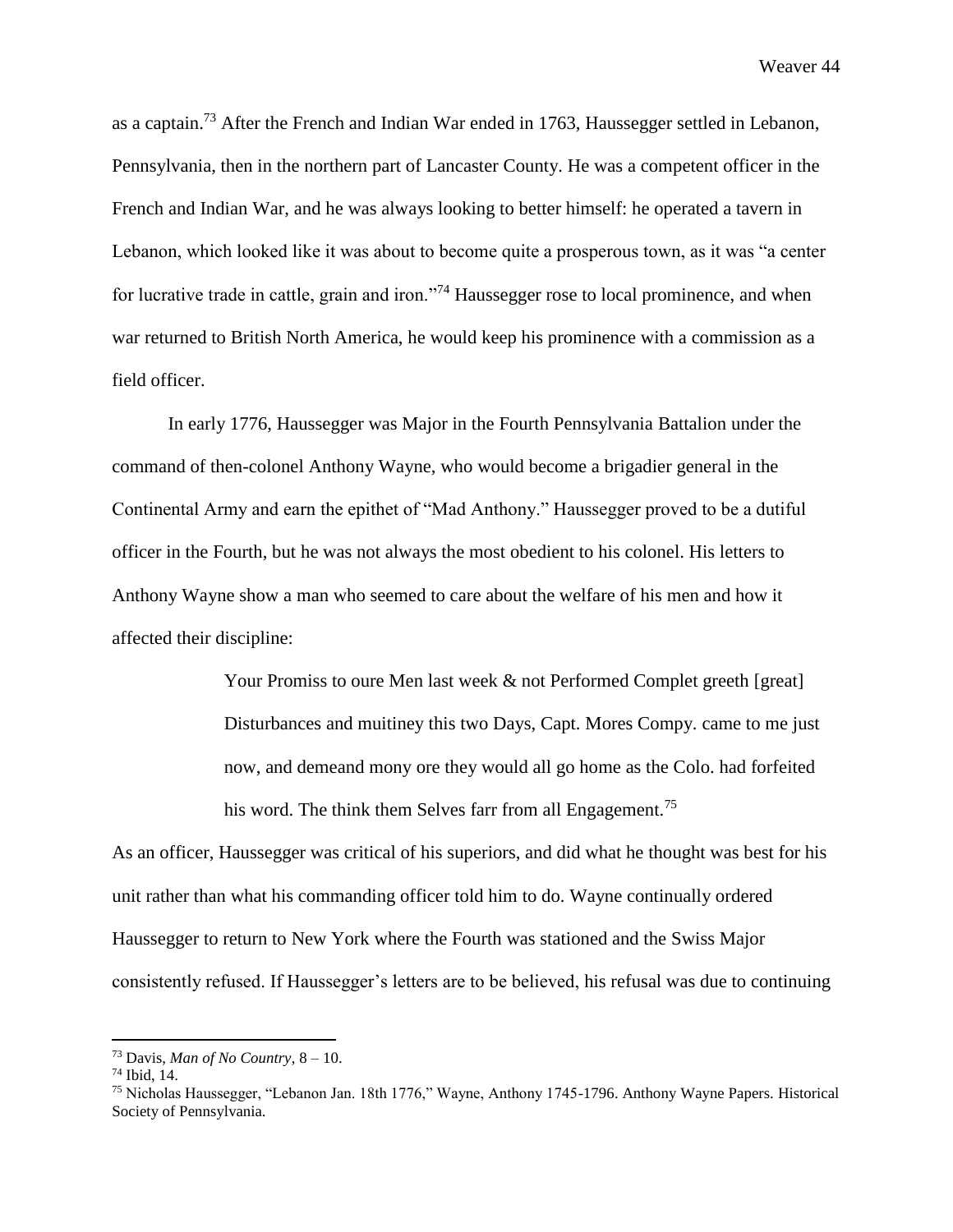as a captain.[73] After the French and Indian War ended in 1763, Haussegger settled in Lebanon, Pennsylvania, then in the northern part of Lancaster County. He was a competent officer in the French and Indian War, and he was always looking to better himself: he operated a tavern in Lebanon, which looked like it was about to become quite a prosperous town, as it was "a center for lucrative trade in cattle, grain and iron."[74] Haussegger rose to local prominence, and when war returned to British North America, he would keep his prominence with a commission as a field officer.

In early 1776, Haussegger was Major in the Fourth Pennsylvania Battalion under the command of then-colonel Anthony Wayne, who would become a brigadier general in the Continental Army and earn the epithet of "Mad Anthony." Haussegger proved to be a dutiful officer in the Fourth, but he was not always the most obedient to his colonel. His letters to Anthony Wayne show a man who seemed to care about the welfare of his men and how it affected their discipline:

> Your Promiss to oure Men last week & not Performed Complet greeth [great] Disturbances and muitiney this two Days, Capt. Mores Compy. came to me just now, and demeand mony ore they would all go home as the Colo. had forfeited his word. The think them Selves farr from all Engagement.[75]

As an officer, Haussegger was critical of his superiors, and did what he thought was best for his unit rather than what his commanding officer told him to do. Wayne continually ordered Haussegger to return to New York where the Fourth was stationed and the Swiss Major consistently refused. If Haussegger's letters are to be believed, his refusal was due to continuing

---

[73] Davis, *Man of No Country*, 8 – 10.

[74] Ibid, 14.

[75] Nicholas Haussegger, "Lebanon Jan. 18th 1776," Wayne, Anthony 1745-1796. Anthony Wayne Papers. Historical Society of Pennsylvania.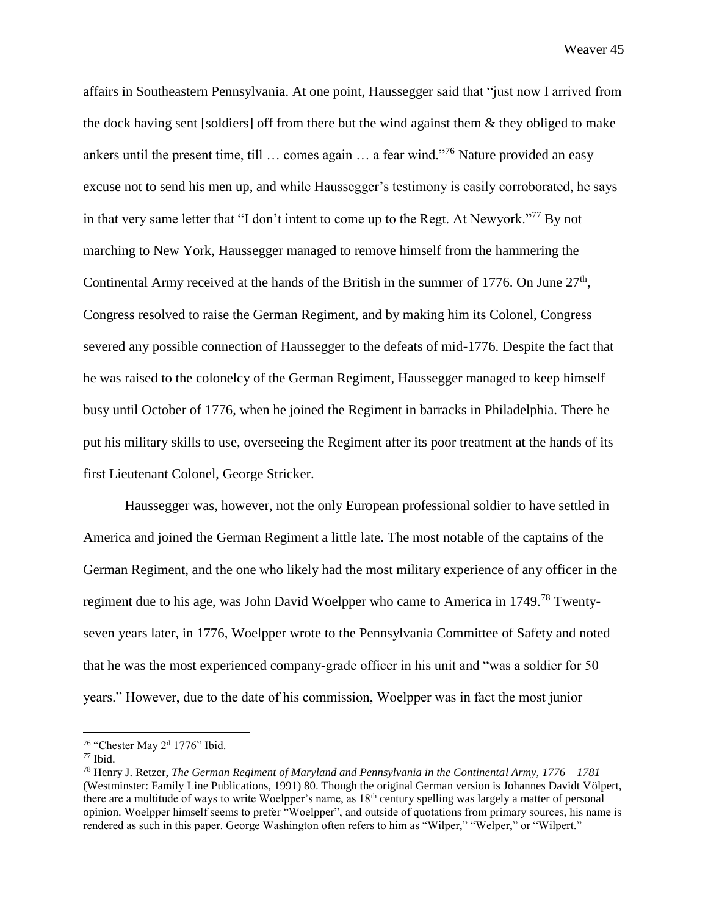affairs in Southeastern Pennsylvania. At one point, Haussegger said that "just now I arrived from the dock having sent [soldiers] off from there but the wind against them & they obliged to make ankers until the present time, till … comes again … a fear wind."[76] Nature provided an easy excuse not to send his men up, and while Haussegger's testimony is easily corroborated, he says in that very same letter that "I don't intent to come up to the Regt. At Newyork."[77] By not marching to New York, Haussegger managed to remove himself from the hammering the Continental Army received at the hands of the British in the summer of 1776. On June 27th, Congress resolved to raise the German Regiment, and by making him its Colonel, Congress severed any possible connection of Haussegger to the defeats of mid-1776. Despite the fact that he was raised to the colonelcy of the German Regiment, Haussegger managed to keep himself busy until October of 1776, when he joined the Regiment in barracks in Philadelphia. There he put his military skills to use, overseeing the Regiment after its poor treatment at the hands of its first Lieutenant Colonel, George Stricker.

Haussegger was, however, not the only European professional soldier to have settled in America and joined the German Regiment a little late. The most notable of the captains of the German Regiment, and the one who likely had the most military experience of any officer in the regiment due to his age, was John David Woelpper who came to America in 1749.[78] Twenty-seven years later, in 1776, Woelpper wrote to the Pennsylvania Committee of Safety and noted that he was the most experienced company-grade officer in his unit and "was a soldier for 50 years." However, due to the date of his commission, Woelpper was in fact the most junior

---

[76] "Chester May 2d 1776" Ibid.

[77] Ibid.

[78] Henry J. Retzer, *The German Regiment of Maryland and Pennsylvania in the Continental Army, 1776 – 1781* (Westminster: Family Line Publications, 1991) 80. Though the original German version is Johannes Davidt Völpert, there are a multitude of ways to write Woelpper's name, as 18th century spelling was largely a matter of personal opinion. Woelpper himself seems to prefer "Woelpper", and outside of quotations from primary sources, his name is rendered as such in this paper. George Washington often refers to him as "Wilper," "Welper," or "Wilpert."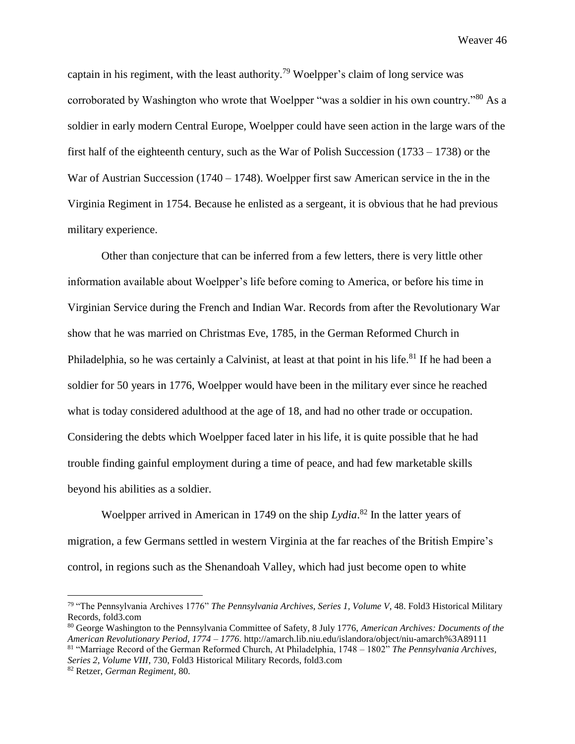captain in his regiment, with the least authority.[79] Woelpper's claim of long service was corroborated by Washington who wrote that Woelpper "was a soldier in his own country."[80] As a soldier in early modern Central Europe, Woelpper could have seen action in the large wars of the first half of the eighteenth century, such as the War of Polish Succession (1733 – 1738) or the War of Austrian Succession (1740 – 1748). Woelpper first saw American service in the in the Virginia Regiment in 1754. Because he enlisted as a sergeant, it is obvious that he had previous military experience.

Other than conjecture that can be inferred from a few letters, there is very little other information available about Woelpper's life before coming to America, or before his time in Virginian Service during the French and Indian War. Records from after the Revolutionary War show that he was married on Christmas Eve, 1785, in the German Reformed Church in Philadelphia, so he was certainly a Calvinist, at least at that point in his life.[81] If he had been a soldier for 50 years in 1776, Woelpper would have been in the military ever since he reached what is today considered adulthood at the age of 18, and had no other trade or occupation. Considering the debts which Woelpper faced later in his life, it is quite possible that he had trouble finding gainful employment during a time of peace, and had few marketable skills beyond his abilities as a soldier.

Woelpper arrived in American in 1749 on the ship *Lydia*.[82] In the latter years of migration, a few Germans settled in western Virginia at the far reaches of the British Empire's control, in regions such as the Shenandoah Valley, which had just become open to white

---

[79] "The Pennsylvania Archives 1776" *The Pennsylvania Archives, Series 1, Volume V*, 48. Fold3 Historical Military Records, fold3.com

[80] George Washington to the Pennsylvania Committee of Safety, 8 July 1776, *American Archives: Documents of the American Revolutionary Period, 1774 – 1776*. http://amarch.lib.niu.edu/islandora/object/niu-amarch%3A89111

[81] "Marriage Record of the German Reformed Church, At Philadelphia, 1748 – 1802" *The Pennsylvania Archives, Series 2, Volume VIII*, 730, Fold3 Historical Military Records, fold3.com

[82] Retzer, *German Regiment*, 80.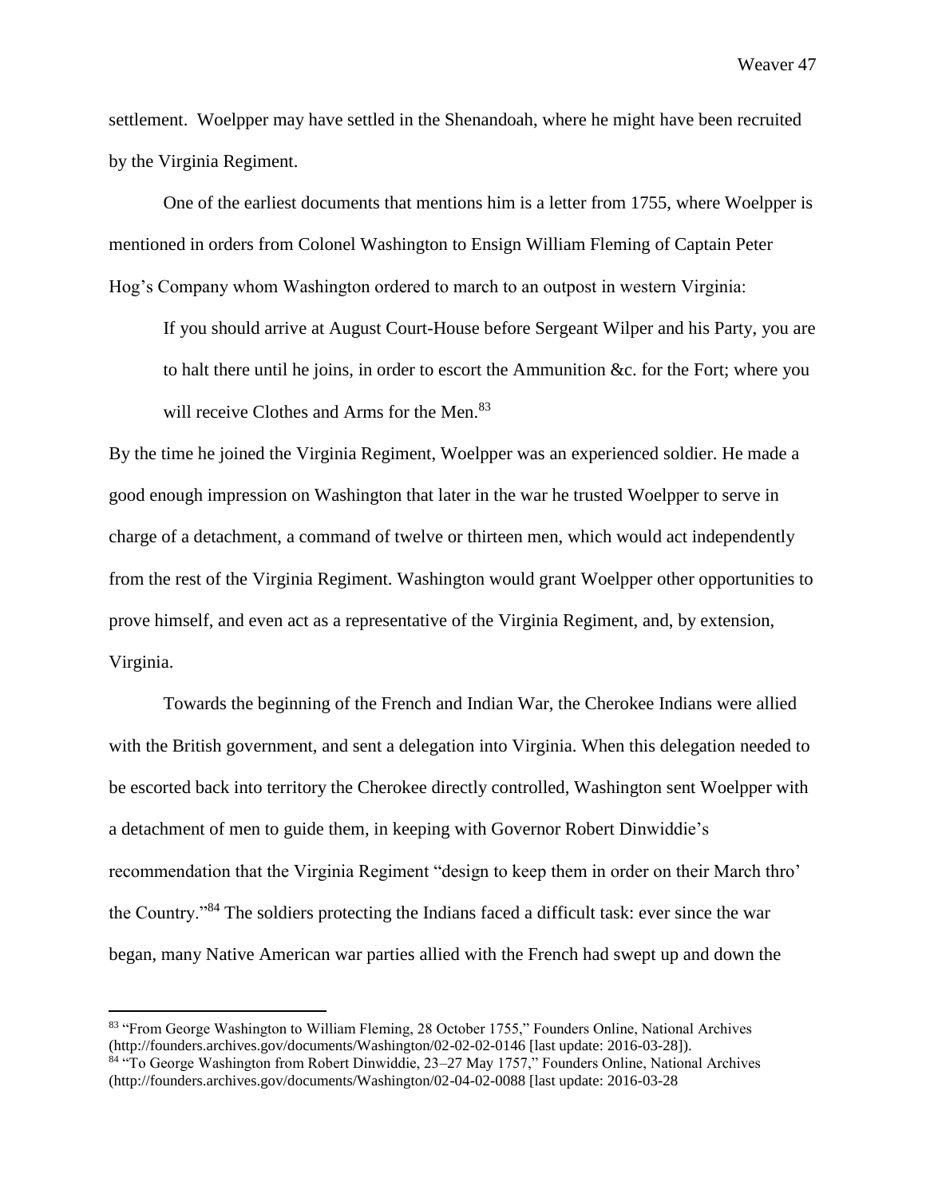settlement. Woelpper may have settled in the Shenandoah, where he might have been recruited by the Virginia Regiment.

One of the earliest documents that mentions him is a letter from 1755, where Woelpper is mentioned in orders from Colonel Washington to Ensign William Fleming of Captain Peter Hog's Company whom Washington ordered to march to an outpost in western Virginia:

> If you should arrive at August Court-House before Sergeant Wilper and his Party, you are to halt there until he joins, in order to escort the Ammunition &c. for the Fort; where you will receive Clothes and Arms for the Men.[83]

By the time he joined the Virginia Regiment, Woelpper was an experienced soldier. He made a good enough impression on Washington that later in the war he trusted Woelpper to serve in charge of a detachment, a command of twelve or thirteen men, which would act independently from the rest of the Virginia Regiment. Washington would grant Woelpper other opportunities to prove himself, and even act as a representative of the Virginia Regiment, and, by extension, Virginia.

Towards the beginning of the French and Indian War, the Cherokee Indians were allied with the British government, and sent a delegation into Virginia. When this delegation needed to be escorted back into territory the Cherokee directly controlled, Washington sent Woelpper with a detachment of men to guide them, in keeping with Governor Robert Dinwiddie's recommendation that the Virginia Regiment "design to keep them in order on their March thro' the Country."[84] The soldiers protecting the Indians faced a difficult task: ever since the war began, many Native American war parties allied with the French had swept up and down the

---

[83] "From George Washington to William Fleming, 28 October 1755," Founders Online, National Archives (http://founders.archives.gov/documents/Washington/02-02-02-0146 [last update: 2016-03-28]).

[84] "To George Washington from Robert Dinwiddie, 23–27 May 1757," Founders Online, National Archives (http://founders.archives.gov/documents/Washington/02-04-02-0088 [last update: 2016-03-28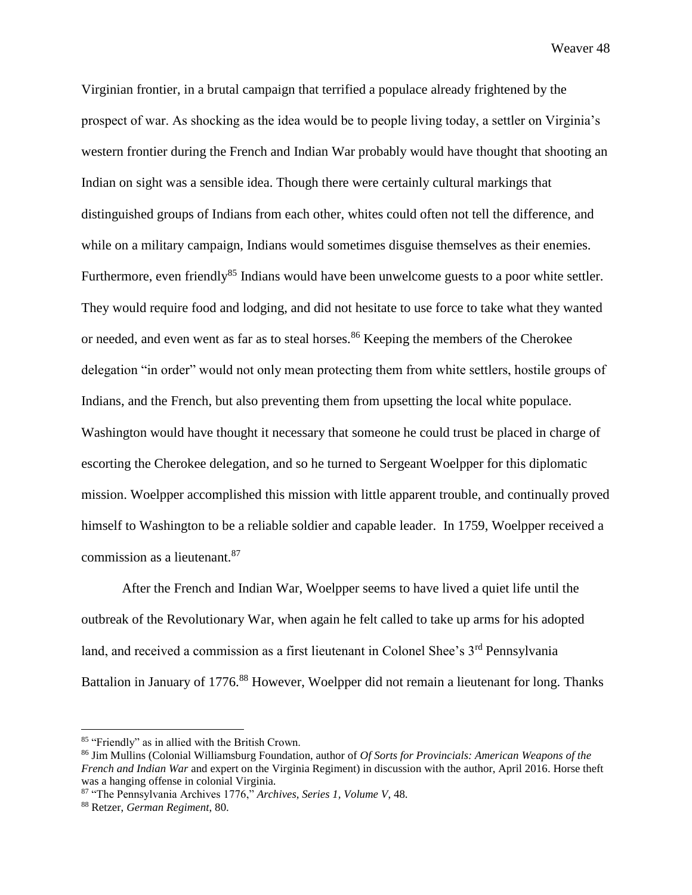Virginian frontier, in a brutal campaign that terrified a populace already frightened by the prospect of war. As shocking as the idea would be to people living today, a settler on Virginia's western frontier during the French and Indian War probably would have thought that shooting an Indian on sight was a sensible idea. Though there were certainly cultural markings that distinguished groups of Indians from each other, whites could often not tell the difference, and while on a military campaign, Indians would sometimes disguise themselves as their enemies. Furthermore, even friendly[85] Indians would have been unwelcome guests to a poor white settler. They would require food and lodging, and did not hesitate to use force to take what they wanted or needed, and even went as far as to steal horses.[86] Keeping the members of the Cherokee delegation "in order" would not only mean protecting them from white settlers, hostile groups of Indians, and the French, but also preventing them from upsetting the local white populace. Washington would have thought it necessary that someone he could trust be placed in charge of escorting the Cherokee delegation, and so he turned to Sergeant Woelpper for this diplomatic mission. Woelpper accomplished this mission with little apparent trouble, and continually proved himself to Washington to be a reliable soldier and capable leader. In 1759, Woelpper received a commission as a lieutenant.[87]

After the French and Indian War, Woelpper seems to have lived a quiet life until the outbreak of the Revolutionary War, when again he felt called to take up arms for his adopted land, and received a commission as a first lieutenant in Colonel Shee's 3rd Pennsylvania Battalion in January of 1776.[88] However, Woelpper did not remain a lieutenant for long. Thanks

---

[85] "Friendly" as in allied with the British Crown.

[86] Jim Mullins (Colonial Williamsburg Foundation, author of *Of Sorts for Provincials: American Weapons of the French and Indian War* and expert on the Virginia Regiment) in discussion with the author, April 2016. Horse theft was a hanging offense in colonial Virginia.

[87] "The Pennsylvania Archives 1776," *Archives, Series 1, Volume V*, 48.

[88] Retzer, *German Regiment*, 80.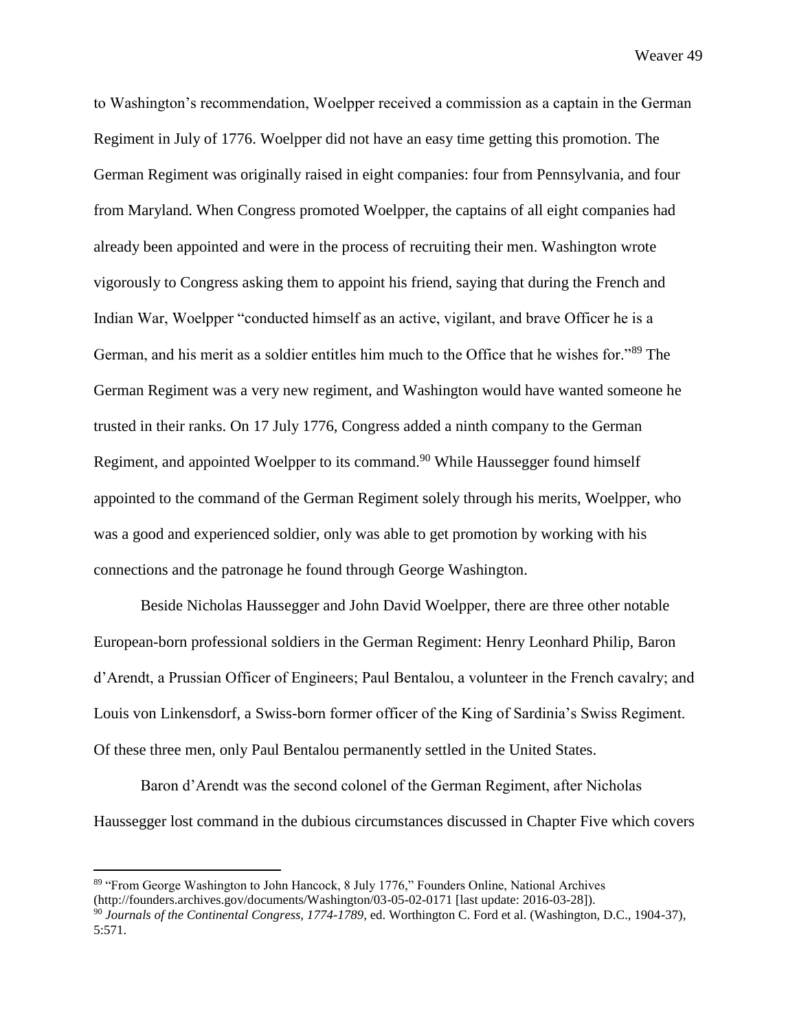to Washington's recommendation, Woelpper received a commission as a captain in the German Regiment in July of 1776. Woelpper did not have an easy time getting this promotion. The German Regiment was originally raised in eight companies: four from Pennsylvania, and four from Maryland. When Congress promoted Woelpper, the captains of all eight companies had already been appointed and were in the process of recruiting their men. Washington wrote vigorously to Congress asking them to appoint his friend, saying that during the French and Indian War, Woelpper "conducted himself as an active, vigilant, and brave Officer he is a German, and his merit as a soldier entitles him much to the Office that he wishes for."[89] The German Regiment was a very new regiment, and Washington would have wanted someone he trusted in their ranks. On 17 July 1776, Congress added a ninth company to the German Regiment, and appointed Woelpper to its command.[90] While Haussegger found himself appointed to the command of the German Regiment solely through his merits, Woelpper, who was a good and experienced soldier, only was able to get promotion by working with his connections and the patronage he found through George Washington.

Beside Nicholas Haussegger and John David Woelpper, there are three other notable European-born professional soldiers in the German Regiment: Henry Leonhard Philip, Baron d'Arendt, a Prussian Officer of Engineers; Paul Bentalou, a volunteer in the French cavalry; and Louis von Linkensdorf, a Swiss-born former officer of the King of Sardinia's Swiss Regiment. Of these three men, only Paul Bentalou permanently settled in the United States.

Baron d'Arendt was the second colonel of the German Regiment, after Nicholas Haussegger lost command in the dubious circumstances discussed in Chapter Five which covers

---

[89] "From George Washington to John Hancock, 8 July 1776," Founders Online, National Archives (http://founders.archives.gov/documents/Washington/03-05-02-0171 [last update: 2016-03-28]).

[90] *Journals of the Continental Congress, 1774-1789*, ed. Worthington C. Ford et al. (Washington, D.C., 1904-37), 5:571.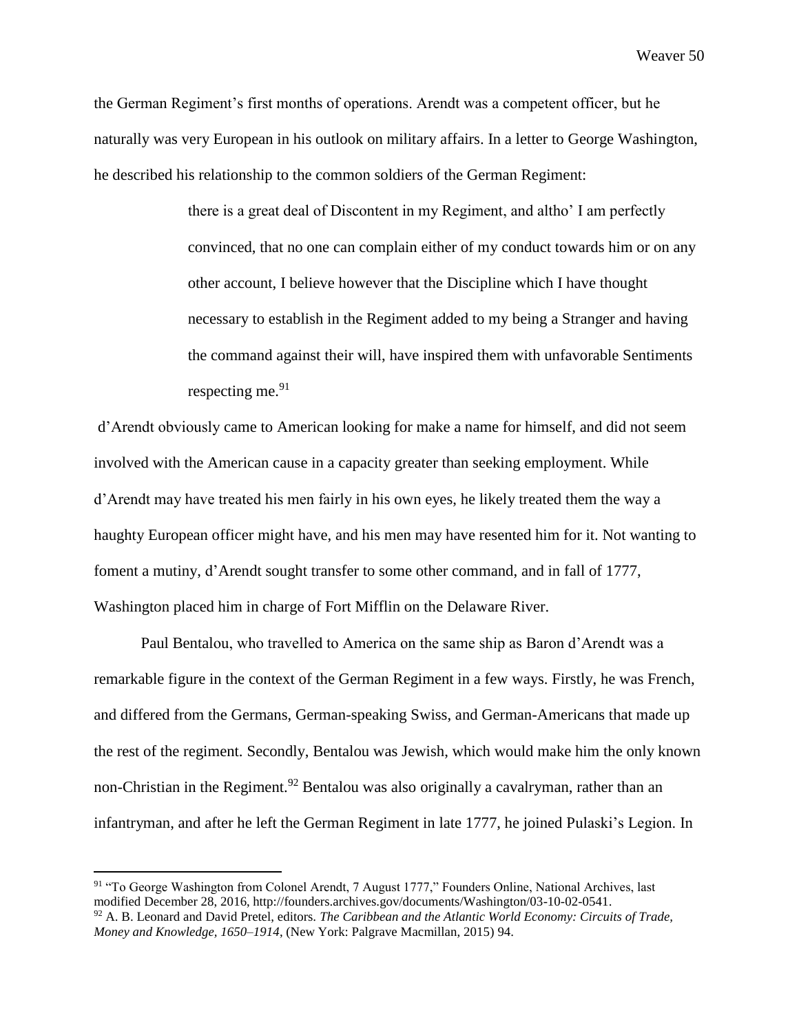the German Regiment's first months of operations. Arendt was a competent officer, but he naturally was very European in his outlook on military affairs. In a letter to George Washington, he described his relationship to the common soldiers of the German Regiment:

> there is a great deal of Discontent in my Regiment, and altho' I am perfectly convinced, that no one can complain either of my conduct towards him or on any other account, I believe however that the Discipline which I have thought necessary to establish in the Regiment added to my being a Stranger and having the command against their will, have inspired them with unfavorable Sentiments respecting me.[91]

d'Arendt obviously came to American looking for make a name for himself, and did not seem involved with the American cause in a capacity greater than seeking employment. While d'Arendt may have treated his men fairly in his own eyes, he likely treated them the way a haughty European officer might have, and his men may have resented him for it. Not wanting to foment a mutiny, d'Arendt sought transfer to some other command, and in fall of 1777, Washington placed him in charge of Fort Mifflin on the Delaware River.

Paul Bentalou, who travelled to America on the same ship as Baron d'Arendt was a remarkable figure in the context of the German Regiment in a few ways. Firstly, he was French, and differed from the Germans, German-speaking Swiss, and German-Americans that made up the rest of the regiment. Secondly, Bentalou was Jewish, which would make him the only known non-Christian in the Regiment.[92] Bentalou was also originally a cavalryman, rather than an infantryman, and after he left the German Regiment in late 1777, he joined Pulaski's Legion. In

---

[91] "To George Washington from Colonel Arendt, 7 August 1777," Founders Online, National Archives, last modified December 28, 2016, http://founders.archives.gov/documents/Washington/03-10-02-0541.

[92] A. B. Leonard and David Pretel, editors. *The Caribbean and the Atlantic World Economy: Circuits of Trade, Money and Knowledge, 1650–1914*, (New York: Palgrave Macmillan, 2015) 94.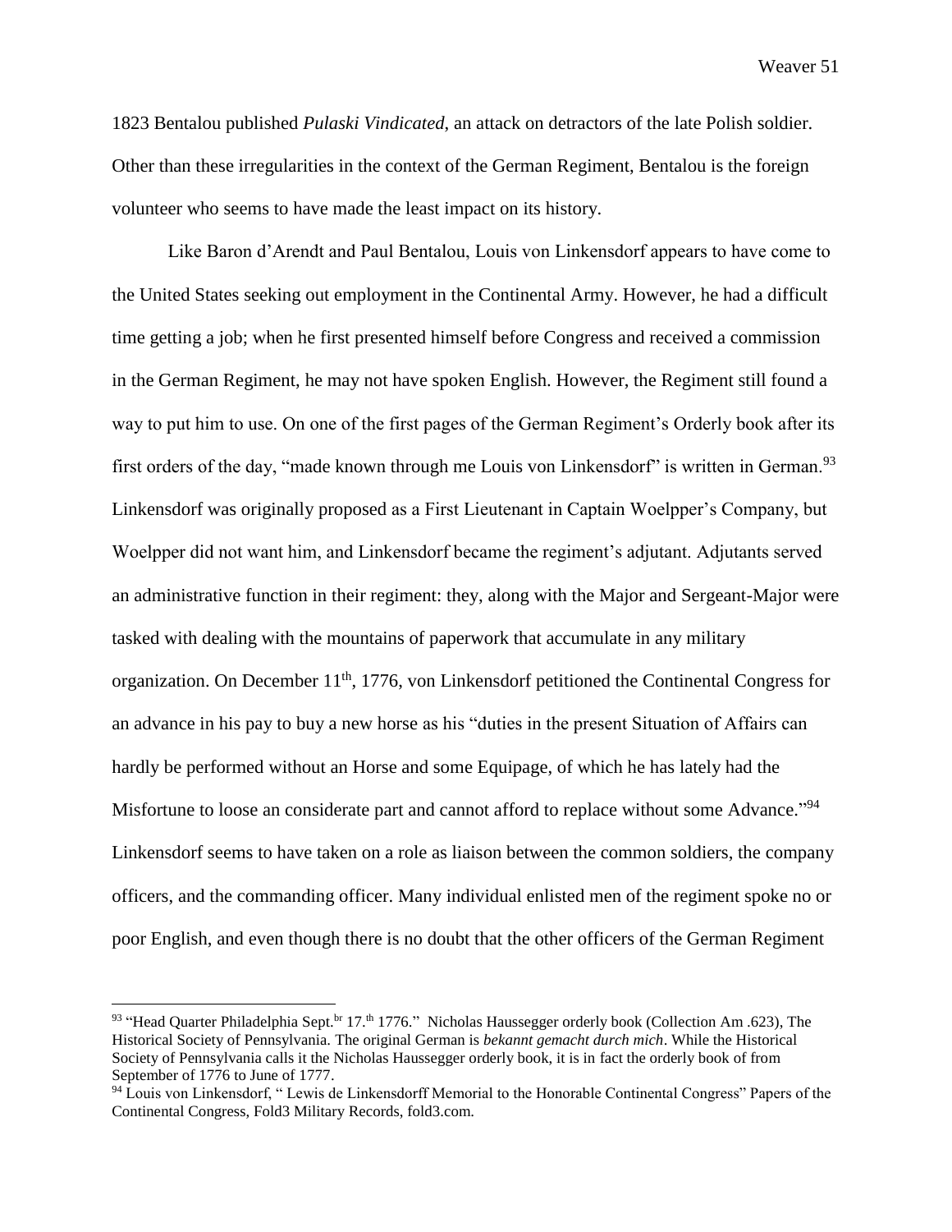1823 Bentalou published *Pulaski Vindicated*, an attack on detractors of the late Polish soldier. Other than these irregularities in the context of the German Regiment, Bentalou is the foreign volunteer who seems to have made the least impact on its history.

Like Baron d'Arendt and Paul Bentalou, Louis von Linkensdorf appears to have come to the United States seeking out employment in the Continental Army. However, he had a difficult time getting a job; when he first presented himself before Congress and received a commission in the German Regiment, he may not have spoken English. However, the Regiment still found a way to put him to use. On one of the first pages of the German Regiment's Orderly book after its first orders of the day, "made known through me Louis von Linkensdorf" is written in German.[93] Linkensdorf was originally proposed as a First Lieutenant in Captain Woelpper's Company, but Woelpper did not want him, and Linkensdorf became the regiment's adjutant. Adjutants served an administrative function in their regiment: they, along with the Major and Sergeant-Major were tasked with dealing with the mountains of paperwork that accumulate in any military organization. On December 11th, 1776, von Linkensdorf petitioned the Continental Congress for an advance in his pay to buy a new horse as his "duties in the present Situation of Affairs can hardly be performed without an Horse and some Equipage, of which he has lately had the Misfortune to loose an considerate part and cannot afford to replace without some Advance."[94] Linkensdorf seems to have taken on a role as liaison between the common soldiers, the company officers, and the commanding officer. Many individual enlisted men of the regiment spoke no or poor English, and even though there is no doubt that the other officers of the German Regiment

---

[93] "Head Quarter Philadelphia Sept.br 17.th 1776." Nicholas Haussegger orderly book (Collection Am .623), The Historical Society of Pennsylvania. The original German is *bekannt gemacht durch mich*. While the Historical Society of Pennsylvania calls it the Nicholas Haussegger orderly book, it is in fact the orderly book of from September of 1776 to June of 1777.

[94] Louis von Linkensdorf, " Lewis de Linkensdorff Memorial to the Honorable Continental Congress" Papers of the Continental Congress, Fold3 Military Records, fold3.com.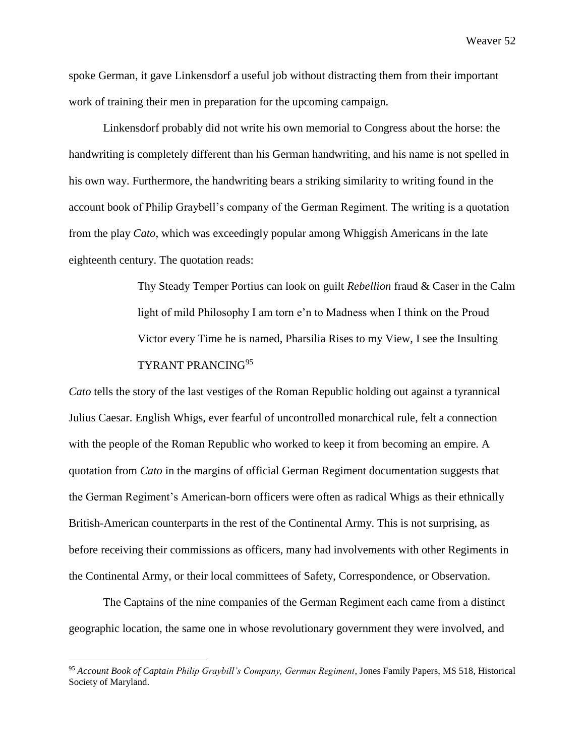spoke German, it gave Linkensdorf a useful job without distracting them from their important work of training their men in preparation for the upcoming campaign.

Linkensdorf probably did not write his own memorial to Congress about the horse: the handwriting is completely different than his German handwriting, and his name is not spelled in his own way. Furthermore, the handwriting bears a striking similarity to writing found in the account book of Philip Graybell's company of the German Regiment. The writing is a quotation from the play *Cato*, which was exceedingly popular among Whiggish Americans in the late eighteenth century. The quotation reads:

> Thy Steady Temper Portius can look on guilt *Rebellion* fraud & Caser in the Calm light of mild Philosophy I am torn e'n to Madness when I think on the Proud Victor every Time he is named, Pharsilia Rises to my View, I see the Insulting TYRANT PRANCING[95]

*Cato* tells the story of the last vestiges of the Roman Republic holding out against a tyrannical Julius Caesar. English Whigs, ever fearful of uncontrolled monarchical rule, felt a connection with the people of the Roman Republic who worked to keep it from becoming an empire. A quotation from *Cato* in the margins of official German Regiment documentation suggests that the German Regiment's American-born officers were often as radical Whigs as their ethnically British-American counterparts in the rest of the Continental Army. This is not surprising, as before receiving their commissions as officers, many had involvements with other Regiments in the Continental Army, or their local committees of Safety, Correspondence, or Observation.

The Captains of the nine companies of the German Regiment each came from a distinct geographic location, the same one in whose revolutionary government they were involved, and

---

[95] *Account Book of Captain Philip Graybill's Company, German Regiment*, Jones Family Papers, MS 518, Historical Society of Maryland.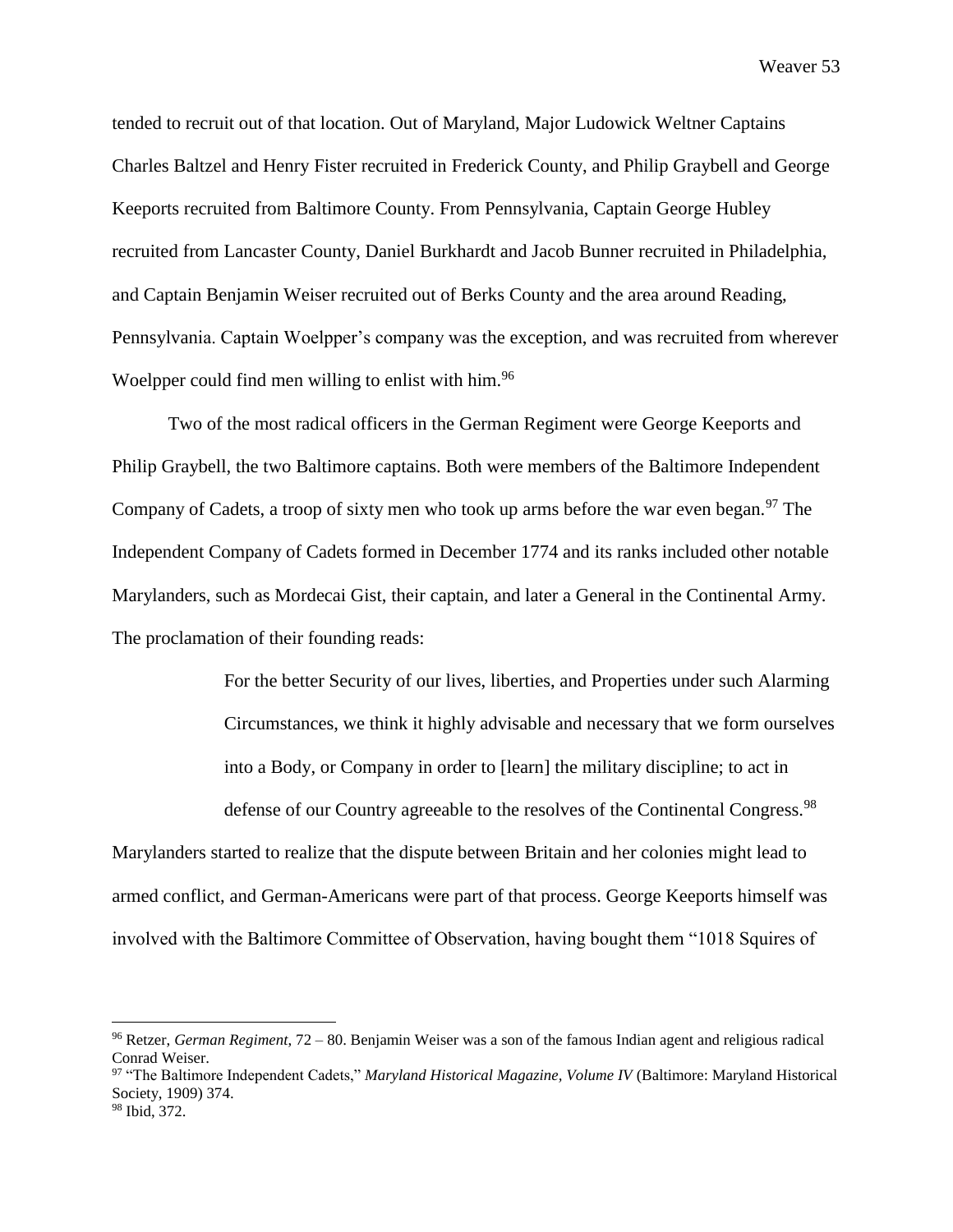tended to recruit out of that location. Out of Maryland, Major Ludowick Weltner Captains Charles Baltzel and Henry Fister recruited in Frederick County, and Philip Graybell and George Keeports recruited from Baltimore County. From Pennsylvania, Captain George Hubley recruited from Lancaster County, Daniel Burkhardt and Jacob Bunner recruited in Philadelphia, and Captain Benjamin Weiser recruited out of Berks County and the area around Reading, Pennsylvania. Captain Woelpper's company was the exception, and was recruited from wherever Woelpper could find men willing to enlist with him.[96]

Two of the most radical officers in the German Regiment were George Keeports and Philip Graybell, the two Baltimore captains. Both were members of the Baltimore Independent Company of Cadets, a troop of sixty men who took up arms before the war even began.[97] The Independent Company of Cadets formed in December 1774 and its ranks included other notable Marylanders, such as Mordecai Gist, their captain, and later a General in the Continental Army. The proclamation of their founding reads:

> For the better Security of our lives, liberties, and Properties under such Alarming Circumstances, we think it highly advisable and necessary that we form ourselves into a Body, or Company in order to [learn] the military discipline; to act in defense of our Country agreeable to the resolves of the Continental Congress.[98]

Marylanders started to realize that the dispute between Britain and her colonies might lead to armed conflict, and German-Americans were part of that process. George Keeports himself was involved with the Baltimore Committee of Observation, having bought them "1018 Squires of

---

[96] Retzer, *German Regiment,* 72 – 80. Benjamin Weiser was a son of the famous Indian agent and religious radical Conrad Weiser.

[97] "The Baltimore Independent Cadets," *Maryland Historical Magazine, Volume IV* (Baltimore: Maryland Historical Society, 1909) 374.

[98] Ibid, 372.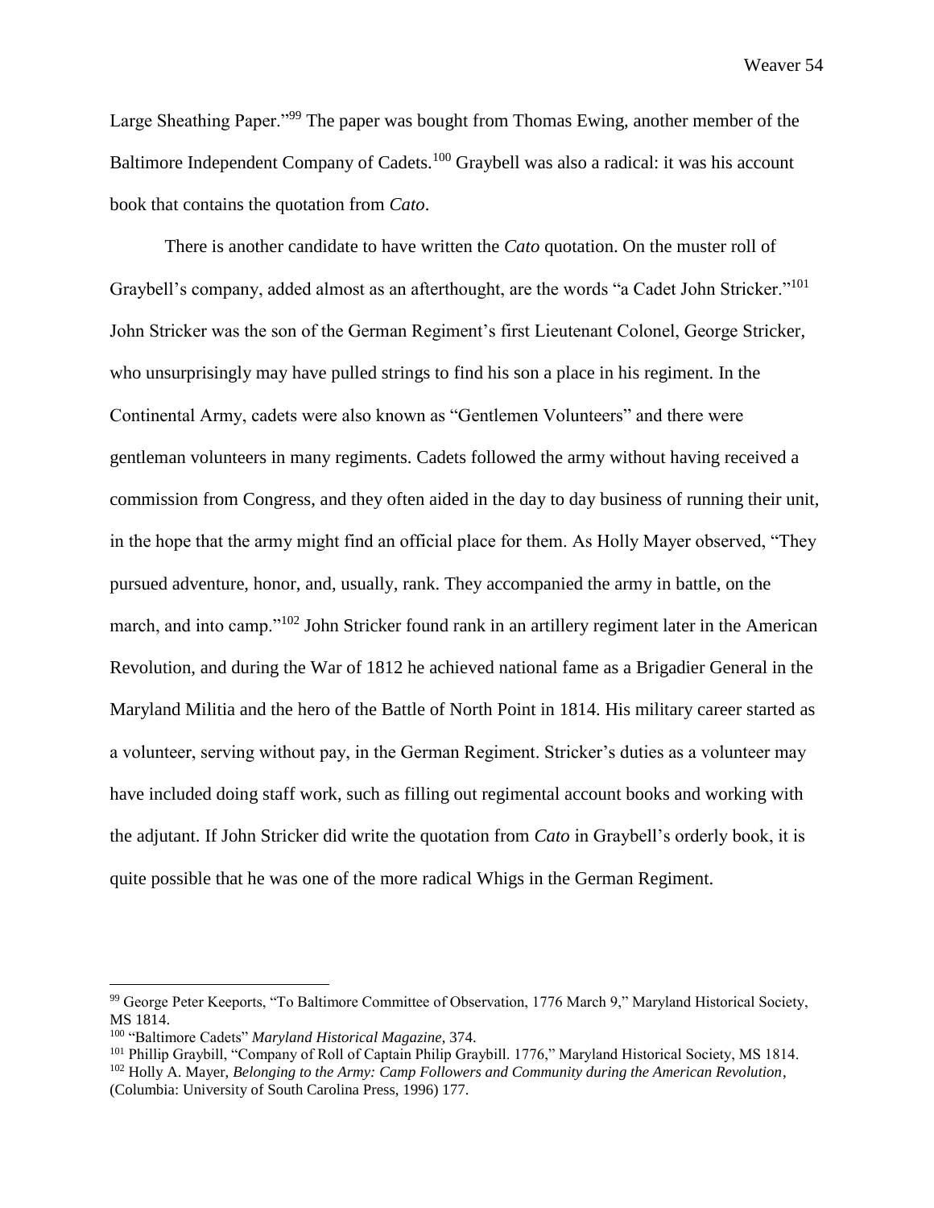Large Sheathing Paper."[99] The paper was bought from Thomas Ewing, another member of the Baltimore Independent Company of Cadets.[100] Graybell was also a radical: it was his account book that contains the quotation from *Cato*.

There is another candidate to have written the *Cato* quotation. On the muster roll of Graybell's company, added almost as an afterthought, are the words "a Cadet John Stricker."[101] John Stricker was the son of the German Regiment's first Lieutenant Colonel, George Stricker, who unsurprisingly may have pulled strings to find his son a place in his regiment. In the Continental Army, cadets were also known as "Gentlemen Volunteers" and there were gentleman volunteers in many regiments. Cadets followed the army without having received a commission from Congress, and they often aided in the day to day business of running their unit, in the hope that the army might find an official place for them. As Holly Mayer observed, "They pursued adventure, honor, and, usually, rank. They accompanied the army in battle, on the march, and into camp."[102] John Stricker found rank in an artillery regiment later in the American Revolution, and during the War of 1812 he achieved national fame as a Brigadier General in the Maryland Militia and the hero of the Battle of North Point in 1814. His military career started as a volunteer, serving without pay, in the German Regiment. Stricker's duties as a volunteer may have included doing staff work, such as filling out regimental account books and working with the adjutant. If John Stricker did write the quotation from *Cato* in Graybell's orderly book, it is quite possible that he was one of the more radical Whigs in the German Regiment.

---

[99] George Peter Keeports, "To Baltimore Committee of Observation, 1776 March 9," Maryland Historical Society, MS 1814.

[100] "Baltimore Cadets" *Maryland Historical Magazine,* 374.

[101] Phillip Graybill, "Company of Roll of Captain Philip Graybill. 1776," Maryland Historical Society, MS 1814.

[102] Holly A. Mayer, *Belonging to the Army: Camp Followers and Community during the American Revolution*, (Columbia: University of South Carolina Press, 1996) 177.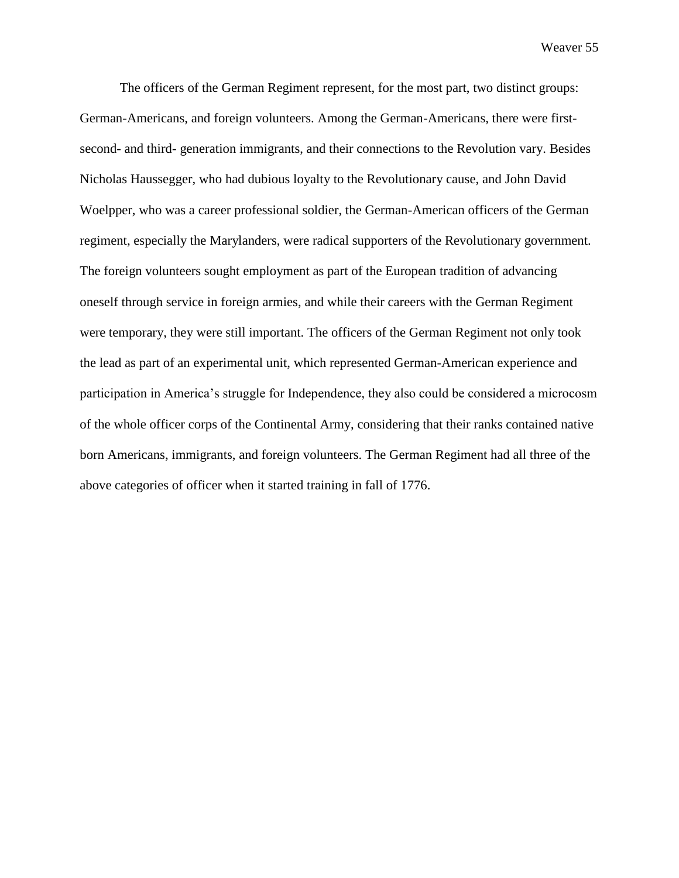The officers of the German Regiment represent, for the most part, two distinct groups: German-Americans, and foreign volunteers. Among the German-Americans, there were first- second- and third- generation immigrants, and their connections to the Revolution vary. Besides Nicholas Haussegger, who had dubious loyalty to the Revolutionary cause, and John David Woelpper, who was a career professional soldier, the German-American officers of the German regiment, especially the Marylanders, were radical supporters of the Revolutionary government. The foreign volunteers sought employment as part of the European tradition of advancing oneself through service in foreign armies, and while their careers with the German Regiment were temporary, they were still important. The officers of the German Regiment not only took the lead as part of an experimental unit, which represented German-American experience and participation in America's struggle for Independence, they also could be considered a microcosm of the whole officer corps of the Continental Army, considering that their ranks contained native born Americans, immigrants, and foreign volunteers. The German Regiment had all three of the above categories of officer when it started training in fall of 1776.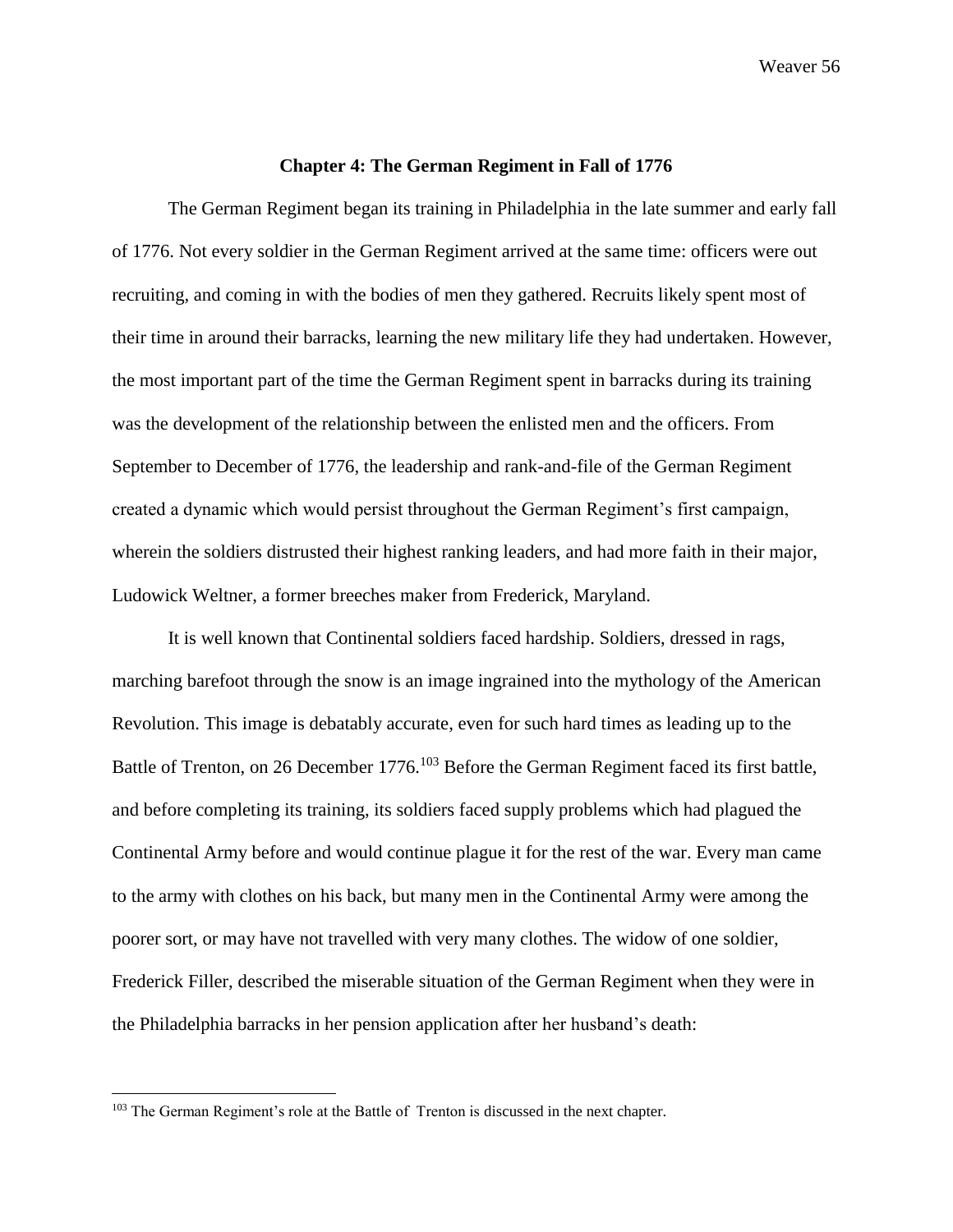## Chapter 4: The German Regiment in Fall of 1776

The German Regiment began its training in Philadelphia in the late summer and early fall of 1776. Not every soldier in the German Regiment arrived at the same time: officers were out recruiting, and coming in with the bodies of men they gathered. Recruits likely spent most of their time in around their barracks, learning the new military life they had undertaken. However, the most important part of the time the German Regiment spent in barracks during its training was the development of the relationship between the enlisted men and the officers. From September to December of 1776, the leadership and rank-and-file of the German Regiment created a dynamic which would persist throughout the German Regiment's first campaign, wherein the soldiers distrusted their highest ranking leaders, and had more faith in their major, Ludowick Weltner, a former breeches maker from Frederick, Maryland.

It is well known that Continental soldiers faced hardship. Soldiers, dressed in rags, marching barefoot through the snow is an image ingrained into the mythology of the American Revolution. This image is debatably accurate, even for such hard times as leading up to the Battle of Trenton, on 26 December 1776.[103] Before the German Regiment faced its first battle, and before completing its training, its soldiers faced supply problems which had plagued the Continental Army before and would continue plague it for the rest of the war. Every man came to the army with clothes on his back, but many men in the Continental Army were among the poorer sort, or may have not travelled with very many clothes. The widow of one soldier, Frederick Filler, described the miserable situation of the German Regiment when they were in the Philadelphia barracks in her pension application after her husband's death:

---

[103] The German Regiment's role at the Battle of Trenton is discussed in the next chapter.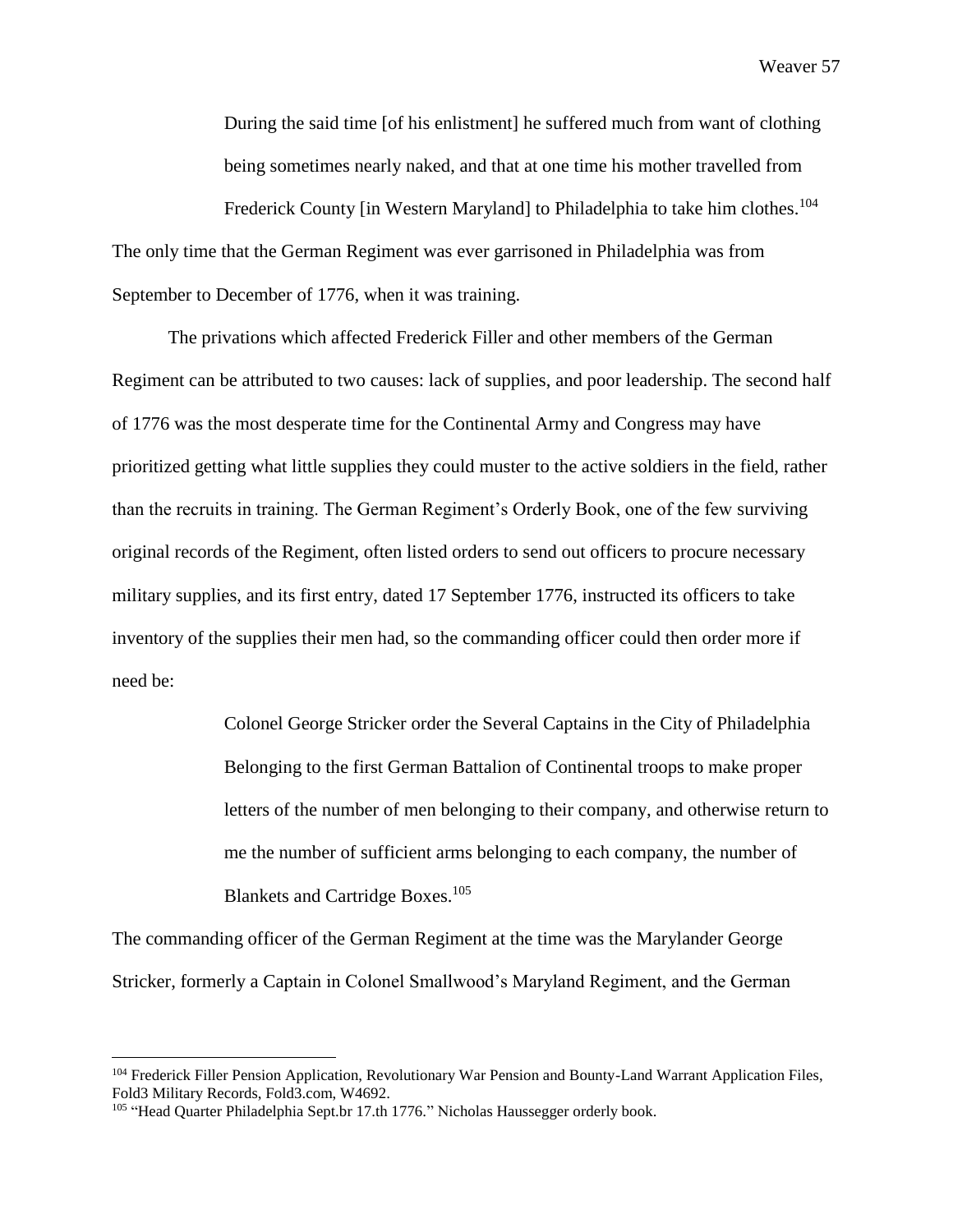> During the said time [of his enlistment] he suffered much from want of clothing being sometimes nearly naked, and that at one time his mother travelled from Frederick County [in Western Maryland] to Philadelphia to take him clothes.[104]

The only time that the German Regiment was ever garrisoned in Philadelphia was from September to December of 1776, when it was training.

The privations which affected Frederick Filler and other members of the German Regiment can be attributed to two causes: lack of supplies, and poor leadership. The second half of 1776 was the most desperate time for the Continental Army and Congress may have prioritized getting what little supplies they could muster to the active soldiers in the field, rather than the recruits in training. The German Regiment's Orderly Book, one of the few surviving original records of the Regiment, often listed orders to send out officers to procure necessary military supplies, and its first entry, dated 17 September 1776, instructed its officers to take inventory of the supplies their men had, so the commanding officer could then order more if need be:

> Colonel George Stricker order the Several Captains in the City of Philadelphia Belonging to the first German Battalion of Continental troops to make proper letters of the number of men belonging to their company, and otherwise return to me the number of sufficient arms belonging to each company, the number of Blankets and Cartridge Boxes.[105]

The commanding officer of the German Regiment at the time was the Marylander George Stricker, formerly a Captain in Colonel Smallwood's Maryland Regiment, and the German

---

[104] Frederick Filler Pension Application, Revolutionary War Pension and Bounty-Land Warrant Application Files, Fold3 Military Records, Fold3.com, W4692.

[105] "Head Quarter Philadelphia Sept.br 17.th 1776." Nicholas Haussegger orderly book.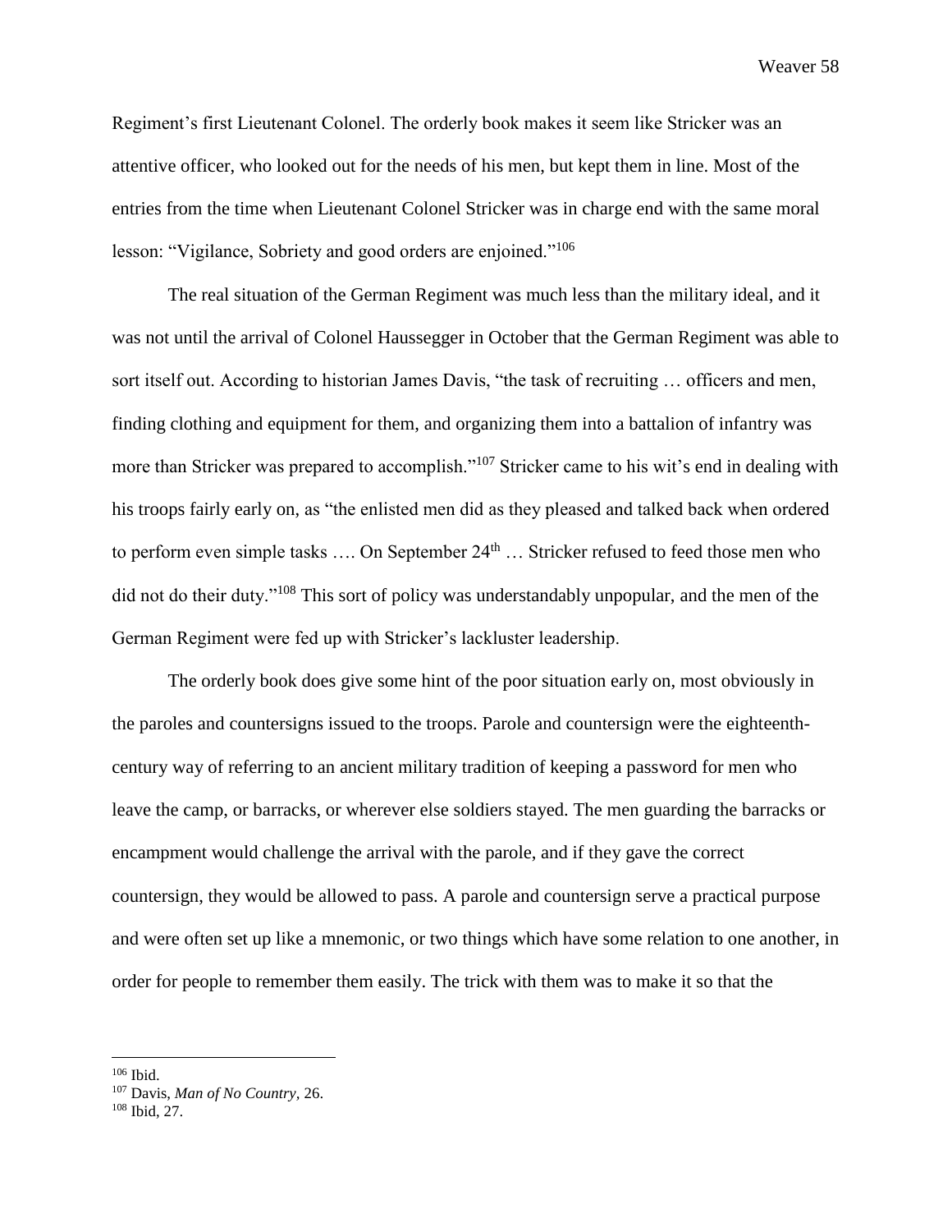Regiment's first Lieutenant Colonel. The orderly book makes it seem like Stricker was an attentive officer, who looked out for the needs of his men, but kept them in line. Most of the entries from the time when Lieutenant Colonel Stricker was in charge end with the same moral lesson: "Vigilance, Sobriety and good orders are enjoined."[106]

The real situation of the German Regiment was much less than the military ideal, and it was not until the arrival of Colonel Haussegger in October that the German Regiment was able to sort itself out. According to historian James Davis, "the task of recruiting … officers and men, finding clothing and equipment for them, and organizing them into a battalion of infantry was more than Stricker was prepared to accomplish."[107] Stricker came to his wit's end in dealing with his troops fairly early on, as "the enlisted men did as they pleased and talked back when ordered to perform even simple tasks …. On September 24th … Stricker refused to feed those men who did not do their duty."[108] This sort of policy was understandably unpopular, and the men of the German Regiment were fed up with Stricker's lackluster leadership.

The orderly book does give some hint of the poor situation early on, most obviously in the paroles and countersigns issued to the troops. Parole and countersign were the eighteenth-century way of referring to an ancient military tradition of keeping a password for men who leave the camp, or barracks, or wherever else soldiers stayed. The men guarding the barracks or encampment would challenge the arrival with the parole, and if they gave the correct countersign, they would be allowed to pass. A parole and countersign serve a practical purpose and were often set up like a mnemonic, or two things which have some relation to one another, in order for people to remember them easily. The trick with them was to make it so that the

---

[106] Ibid.

[107] Davis, *Man of No Country*, 26.

[108] Ibid, 27.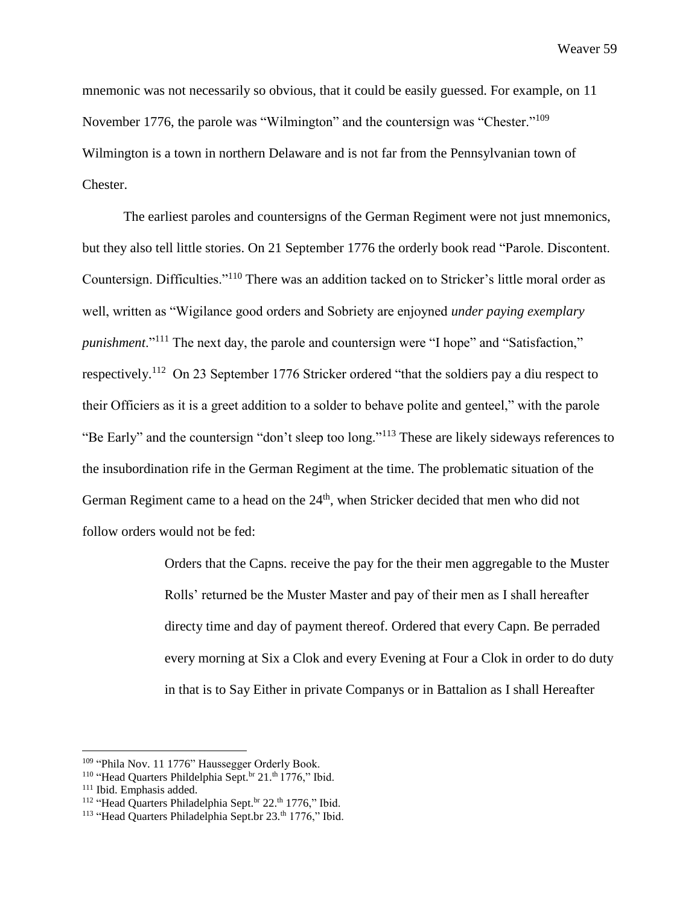mnemonic was not necessarily so obvious, that it could be easily guessed. For example, on 11 November 1776, the parole was "Wilmington" and the countersign was "Chester."[109] Wilmington is a town in northern Delaware and is not far from the Pennsylvanian town of Chester.

The earliest paroles and countersigns of the German Regiment were not just mnemonics, but they also tell little stories. On 21 September 1776 the orderly book read "Parole. Discontent. Countersign. Difficulties."[110] There was an addition tacked on to Stricker's little moral order as well, written as "Wigilance good orders and Sobriety are enjoyned *under paying exemplary punishment*."[111] The next day, the parole and countersign were "I hope" and "Satisfaction," respectively.[112] On 23 September 1776 Stricker ordered "that the soldiers pay a diu respect to their Officiers as it is a greet addition to a solder to behave polite and genteel," with the parole "Be Early" and the countersign "don't sleep too long."[113] These are likely sideways references to the insubordination rife in the German Regiment at the time. The problematic situation of the German Regiment came to a head on the 24th, when Stricker decided that men who did not follow orders would not be fed:

> Orders that the Capns. receive the pay for the their men aggregable to the Muster Rolls' returned be the Muster Master and pay of their men as I shall hereafter directy time and day of payment thereof. Ordered that every Capn. Be perraded every morning at Six a Clok and every Evening at Four a Clok in order to do duty in that is to Say Either in private Companys or in Battalion as I shall Hereafter

---

[109] "Phila Nov. 11 1776" Haussegger Orderly Book.

[110] "Head Quarters Phildelphia Sept.br 21.th 1776," Ibid.

[111] Ibid. Emphasis added.

[112] "Head Quarters Philadelphia Sept.br 22.th 1776," Ibid.

[113] "Head Quarters Philadelphia Sept.br 23.th 1776," Ibid.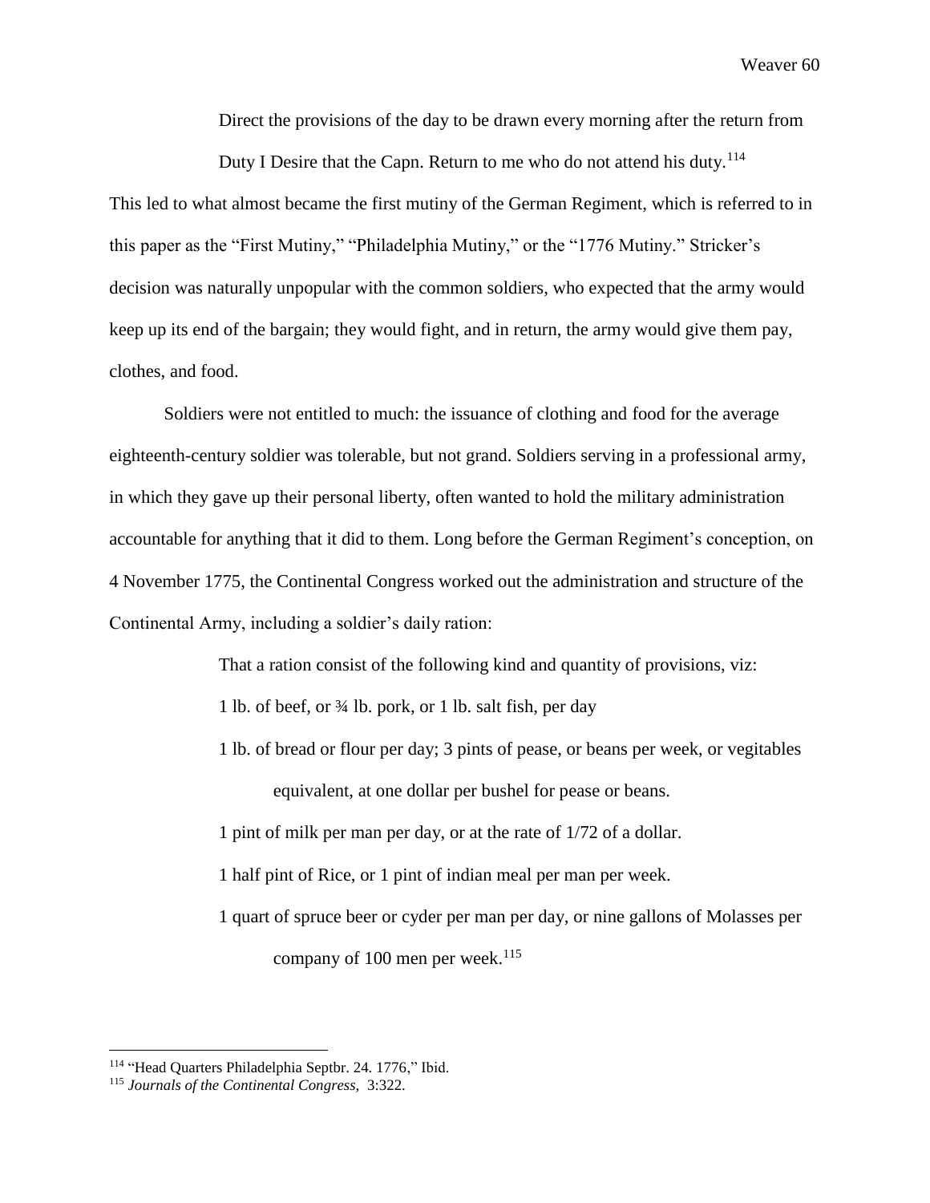> Direct the provisions of the day to be drawn every morning after the return from Duty I Desire that the Capn. Return to me who do not attend his duty.[114]

This led to what almost became the first mutiny of the German Regiment, which is referred to in this paper as the "First Mutiny," "Philadelphia Mutiny," or the "1776 Mutiny." Stricker's decision was naturally unpopular with the common soldiers, who expected that the army would keep up its end of the bargain; they would fight, and in return, the army would give them pay, clothes, and food.

Soldiers were not entitled to much: the issuance of clothing and food for the average eighteenth-century soldier was tolerable, but not grand. Soldiers serving in a professional army, in which they gave up their personal liberty, often wanted to hold the military administration accountable for anything that it did to them. Long before the German Regiment's conception, on 4 November 1775, the Continental Congress worked out the administration and structure of the Continental Army, including a soldier's daily ration:

> That a ration consist of the following kind and quantity of provisions, viz:
>
> 1 lb. of beef, or ¾ lb. pork, or 1 lb. salt fish, per day
>
> 1 lb. of bread or flour per day; 3 pints of pease, or beans per week, or vegitables equivalent, at one dollar per bushel for pease or beans.
>
> 1 pint of milk per man per day, or at the rate of 1/72 of a dollar.
>
> 1 half pint of Rice, or 1 pint of indian meal per man per week.
>
> 1 quart of spruce beer or cyder per man per day, or nine gallons of Molasses per company of 100 men per week.[115]

---

[114] "Head Quarters Philadelphia Septbr. 24. 1776," Ibid.

[115] *Journals of the Continental Congress,* 3:322.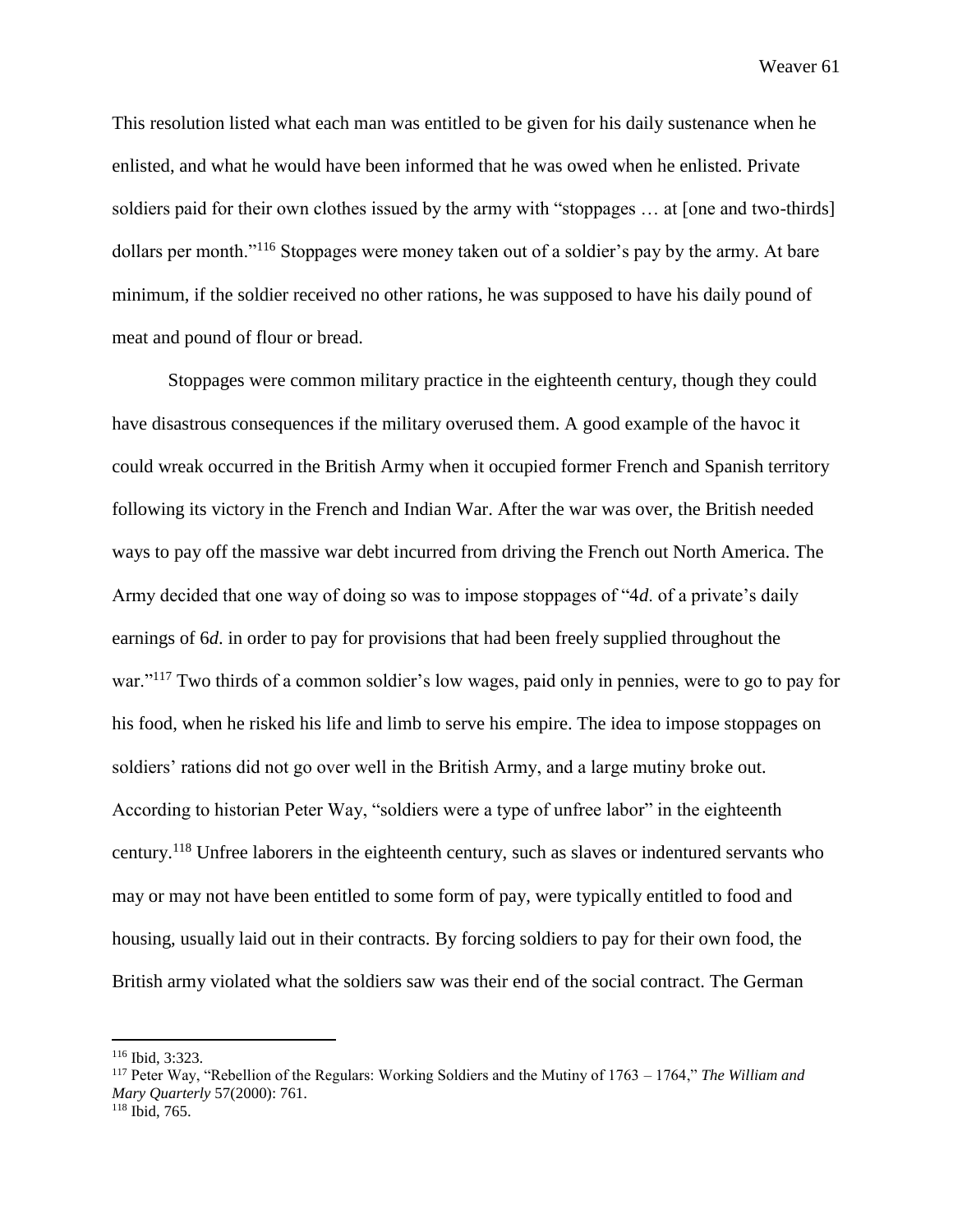This resolution listed what each man was entitled to be given for his daily sustenance when he enlisted, and what he would have been informed that he was owed when he enlisted. Private soldiers paid for their own clothes issued by the army with "stoppages … at [one and two-thirds] dollars per month."[116] Stoppages were money taken out of a soldier's pay by the army. At bare minimum, if the soldier received no other rations, he was supposed to have his daily pound of meat and pound of flour or bread.

Stoppages were common military practice in the eighteenth century, though they could have disastrous consequences if the military overused them. A good example of the havoc it could wreak occurred in the British Army when it occupied former French and Spanish territory following its victory in the French and Indian War. After the war was over, the British needed ways to pay off the massive war debt incurred from driving the French out North America. The Army decided that one way of doing so was to impose stoppages of "4*d*. of a private's daily earnings of 6*d*. in order to pay for provisions that had been freely supplied throughout the war."[117] Two thirds of a common soldier's low wages, paid only in pennies, were to go to pay for his food, when he risked his life and limb to serve his empire. The idea to impose stoppages on soldiers' rations did not go over well in the British Army, and a large mutiny broke out. According to historian Peter Way, "soldiers were a type of unfree labor" in the eighteenth century.[118] Unfree laborers in the eighteenth century, such as slaves or indentured servants who may or may not have been entitled to some form of pay, were typically entitled to food and housing, usually laid out in their contracts. By forcing soldiers to pay for their own food, the British army violated what the soldiers saw was their end of the social contract. The German

---

[116] Ibid, 3:323.

[117] Peter Way, "Rebellion of the Regulars: Working Soldiers and the Mutiny of 1763 – 1764," *The William and Mary Quarterly* 57(2000): 761.

[118] Ibid, 765.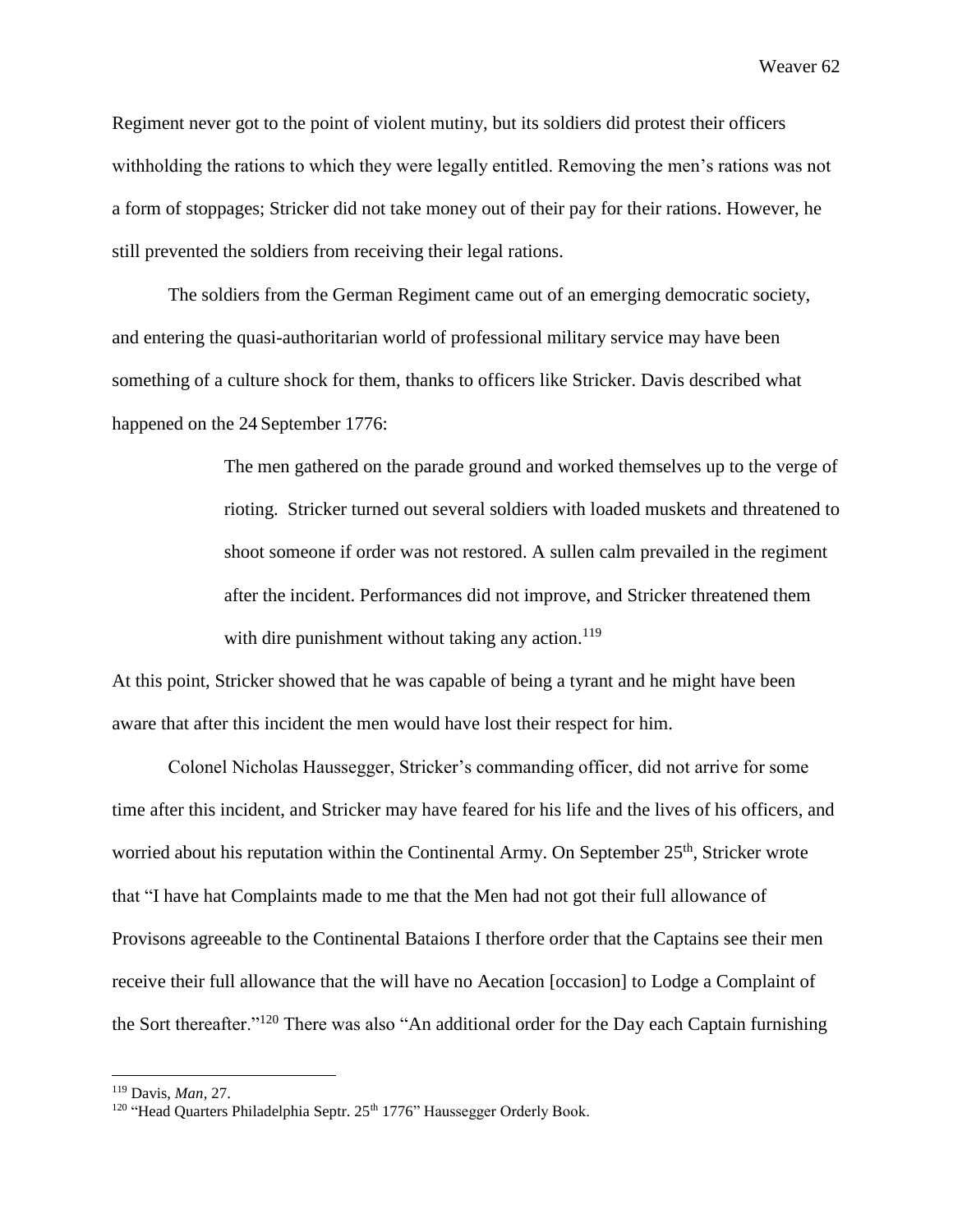Regiment never got to the point of violent mutiny, but its soldiers did protest their officers withholding the rations to which they were legally entitled. Removing the men's rations was not a form of stoppages; Stricker did not take money out of their pay for their rations. However, he still prevented the soldiers from receiving their legal rations.

The soldiers from the German Regiment came out of an emerging democratic society, and entering the quasi-authoritarian world of professional military service may have been something of a culture shock for them, thanks to officers like Stricker. Davis described what happened on the 24 September 1776:

> The men gathered on the parade ground and worked themselves up to the verge of rioting. Stricker turned out several soldiers with loaded muskets and threatened to shoot someone if order was not restored. A sullen calm prevailed in the regiment after the incident. Performances did not improve, and Stricker threatened them with dire punishment without taking any action.[119]

At this point, Stricker showed that he was capable of being a tyrant and he might have been aware that after this incident the men would have lost their respect for him.

Colonel Nicholas Haussegger, Stricker's commanding officer, did not arrive for some time after this incident, and Stricker may have feared for his life and the lives of his officers, and worried about his reputation within the Continental Army. On September 25th, Stricker wrote that "I have hat Complaints made to me that the Men had not got their full allowance of Provisons agreeable to the Continental Bataions I therfore order that the Captains see their men receive their full allowance that the will have no Aecation [occasion] to Lodge a Complaint of the Sort thereafter."[120] There was also "An additional order for the Day each Captain furnishing

---

[119] Davis, *Man*, 27.

[120] "Head Quarters Philadelphia Septr. 25th 1776" Haussegger Orderly Book.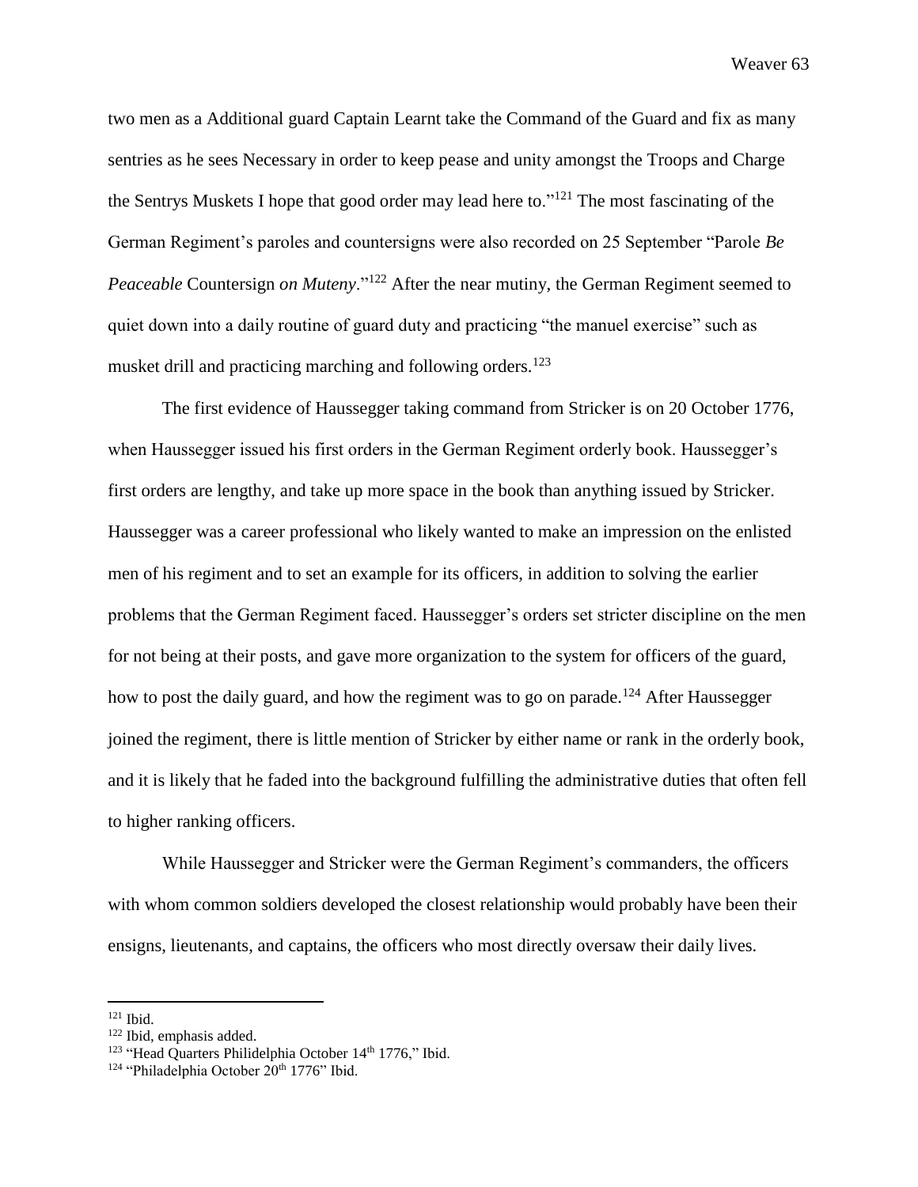two men as a Additional guard Captain Learnt take the Command of the Guard and fix as many sentries as he sees Necessary in order to keep pease and unity amongst the Troops and Charge the Sentrys Muskets I hope that good order may lead here to."[121] The most fascinating of the German Regiment's paroles and countersigns were also recorded on 25 September "Parole *Be Peaceable* Countersign *on Muteny*."[122] After the near mutiny, the German Regiment seemed to quiet down into a daily routine of guard duty and practicing "the manuel exercise" such as musket drill and practicing marching and following orders.[123]

The first evidence of Haussegger taking command from Stricker is on 20 October 1776, when Haussegger issued his first orders in the German Regiment orderly book. Haussegger's first orders are lengthy, and take up more space in the book than anything issued by Stricker. Haussegger was a career professional who likely wanted to make an impression on the enlisted men of his regiment and to set an example for its officers, in addition to solving the earlier problems that the German Regiment faced. Haussegger's orders set stricter discipline on the men for not being at their posts, and gave more organization to the system for officers of the guard, how to post the daily guard, and how the regiment was to go on parade.[124] After Haussegger joined the regiment, there is little mention of Stricker by either name or rank in the orderly book, and it is likely that he faded into the background fulfilling the administrative duties that often fell to higher ranking officers.

While Haussegger and Stricker were the German Regiment's commanders, the officers with whom common soldiers developed the closest relationship would probably have been their ensigns, lieutenants, and captains, the officers who most directly oversaw their daily lives.

---

[121] Ibid.

[122] Ibid, emphasis added.

[123] "Head Quarters Philidelphia October 14th 1776," Ibid.

[124] "Philadelphia October 20th 1776" Ibid.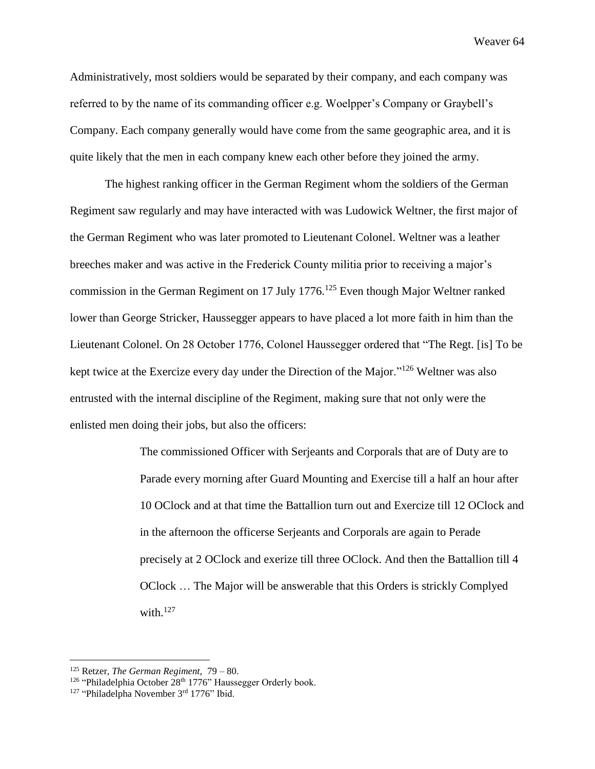Administratively, most soldiers would be separated by their company, and each company was referred to by the name of its commanding officer e.g. Woelpper's Company or Graybell's Company. Each company generally would have come from the same geographic area, and it is quite likely that the men in each company knew each other before they joined the army.

The highest ranking officer in the German Regiment whom the soldiers of the German Regiment saw regularly and may have interacted with was Ludowick Weltner, the first major of the German Regiment who was later promoted to Lieutenant Colonel. Weltner was a leather breeches maker and was active in the Frederick County militia prior to receiving a major's commission in the German Regiment on 17 July 1776.[125] Even though Major Weltner ranked lower than George Stricker, Haussegger appears to have placed a lot more faith in him than the Lieutenant Colonel. On 28 October 1776, Colonel Haussegger ordered that "The Regt. [is] To be kept twice at the Exercize every day under the Direction of the Major."[126] Weltner was also entrusted with the internal discipline of the Regiment, making sure that not only were the enlisted men doing their jobs, but also the officers:

> The commissioned Officer with Serjeants and Corporals that are of Duty are to Parade every morning after Guard Mounting and Exercise till a half an hour after 10 OClock and at that time the Battallion turn out and Exercize till 12 OClock and in the afternoon the officerse Serjeants and Corporals are again to Perade precisely at 2 OClock and exerize till three OClock. And then the Battallion till 4 OClock … The Major will be answerable that this Orders is strickly Complyed with.[127]

---

[125] Retzer, *The German Regiment,* 79 – 80.

[126] "Philadelphia October 28th 1776" Haussegger Orderly book.

[127] "Philadelpha November 3rd 1776" Ibid.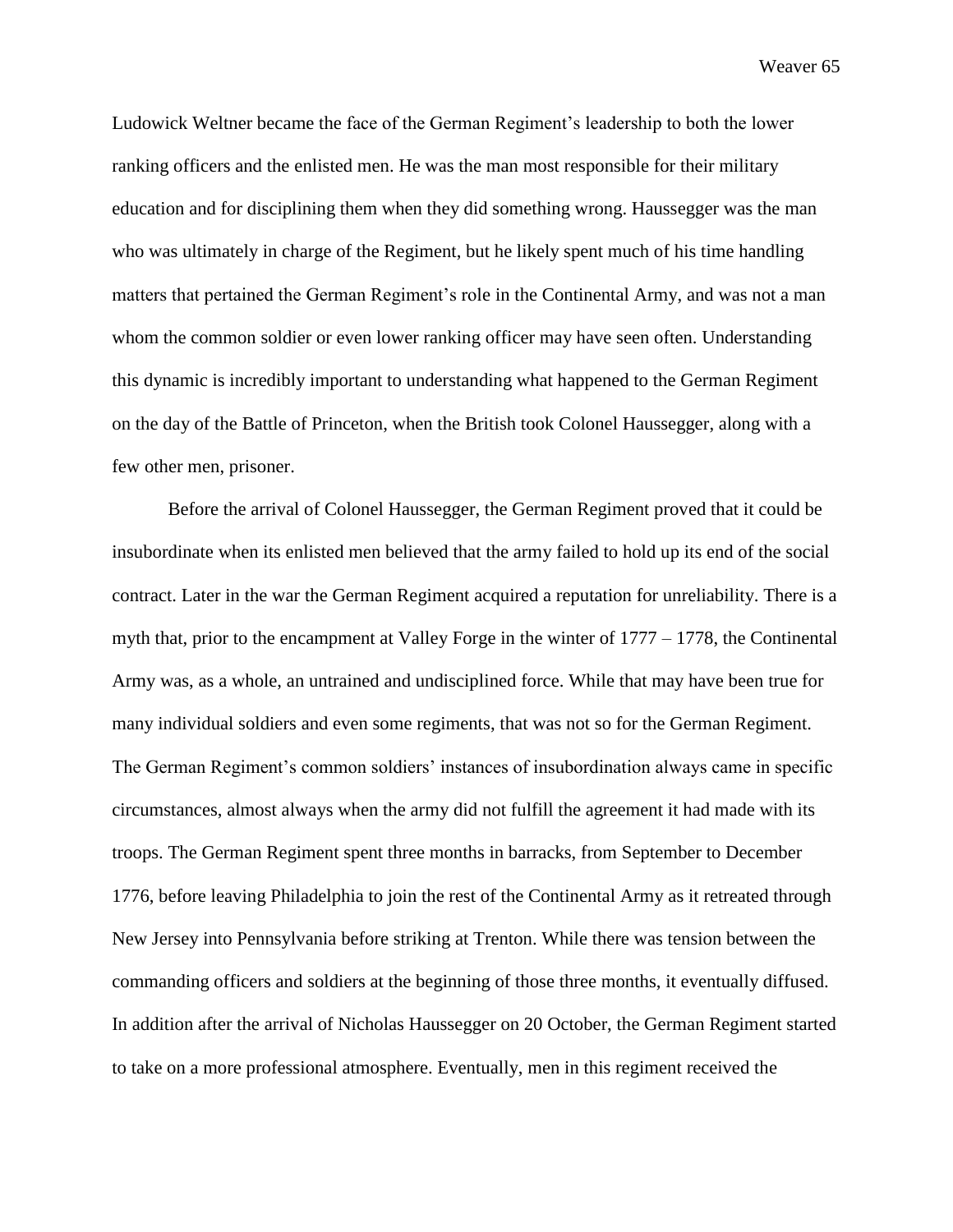Ludowick Weltner became the face of the German Regiment's leadership to both the lower ranking officers and the enlisted men. He was the man most responsible for their military education and for disciplining them when they did something wrong. Haussegger was the man who was ultimately in charge of the Regiment, but he likely spent much of his time handling matters that pertained the German Regiment's role in the Continental Army, and was not a man whom the common soldier or even lower ranking officer may have seen often. Understanding this dynamic is incredibly important to understanding what happened to the German Regiment on the day of the Battle of Princeton, when the British took Colonel Haussegger, along with a few other men, prisoner.

Before the arrival of Colonel Haussegger, the German Regiment proved that it could be insubordinate when its enlisted men believed that the army failed to hold up its end of the social contract. Later in the war the German Regiment acquired a reputation for unreliability. There is a myth that, prior to the encampment at Valley Forge in the winter of 1777 – 1778, the Continental Army was, as a whole, an untrained and undisciplined force. While that may have been true for many individual soldiers and even some regiments, that was not so for the German Regiment. The German Regiment's common soldiers' instances of insubordination always came in specific circumstances, almost always when the army did not fulfill the agreement it had made with its troops. The German Regiment spent three months in barracks, from September to December 1776, before leaving Philadelphia to join the rest of the Continental Army as it retreated through New Jersey into Pennsylvania before striking at Trenton. While there was tension between the commanding officers and soldiers at the beginning of those three months, it eventually diffused. In addition after the arrival of Nicholas Haussegger on 20 October, the German Regiment started to take on a more professional atmosphere. Eventually, men in this regiment received the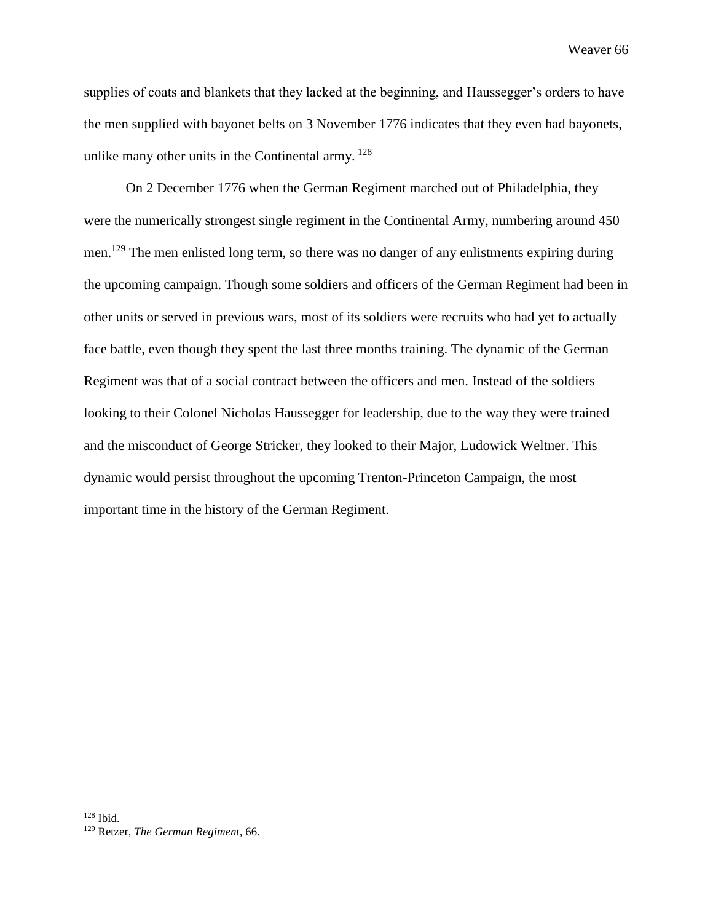supplies of coats and blankets that they lacked at the beginning, and Haussegger's orders to have the men supplied with bayonet belts on 3 November 1776 indicates that they even had bayonets, unlike many other units in the Continental army. [128]

On 2 December 1776 when the German Regiment marched out of Philadelphia, they were the numerically strongest single regiment in the Continental Army, numbering around 450 men.[129] The men enlisted long term, so there was no danger of any enlistments expiring during the upcoming campaign. Though some soldiers and officers of the German Regiment had been in other units or served in previous wars, most of its soldiers were recruits who had yet to actually face battle, even though they spent the last three months training. The dynamic of the German Regiment was that of a social contract between the officers and men. Instead of the soldiers looking to their Colonel Nicholas Haussegger for leadership, due to the way they were trained and the misconduct of George Stricker, they looked to their Major, Ludowick Weltner. This dynamic would persist throughout the upcoming Trenton-Princeton Campaign, the most important time in the history of the German Regiment.

[128] Ibid.

[129] Retzer, *The German Regiment*, 66.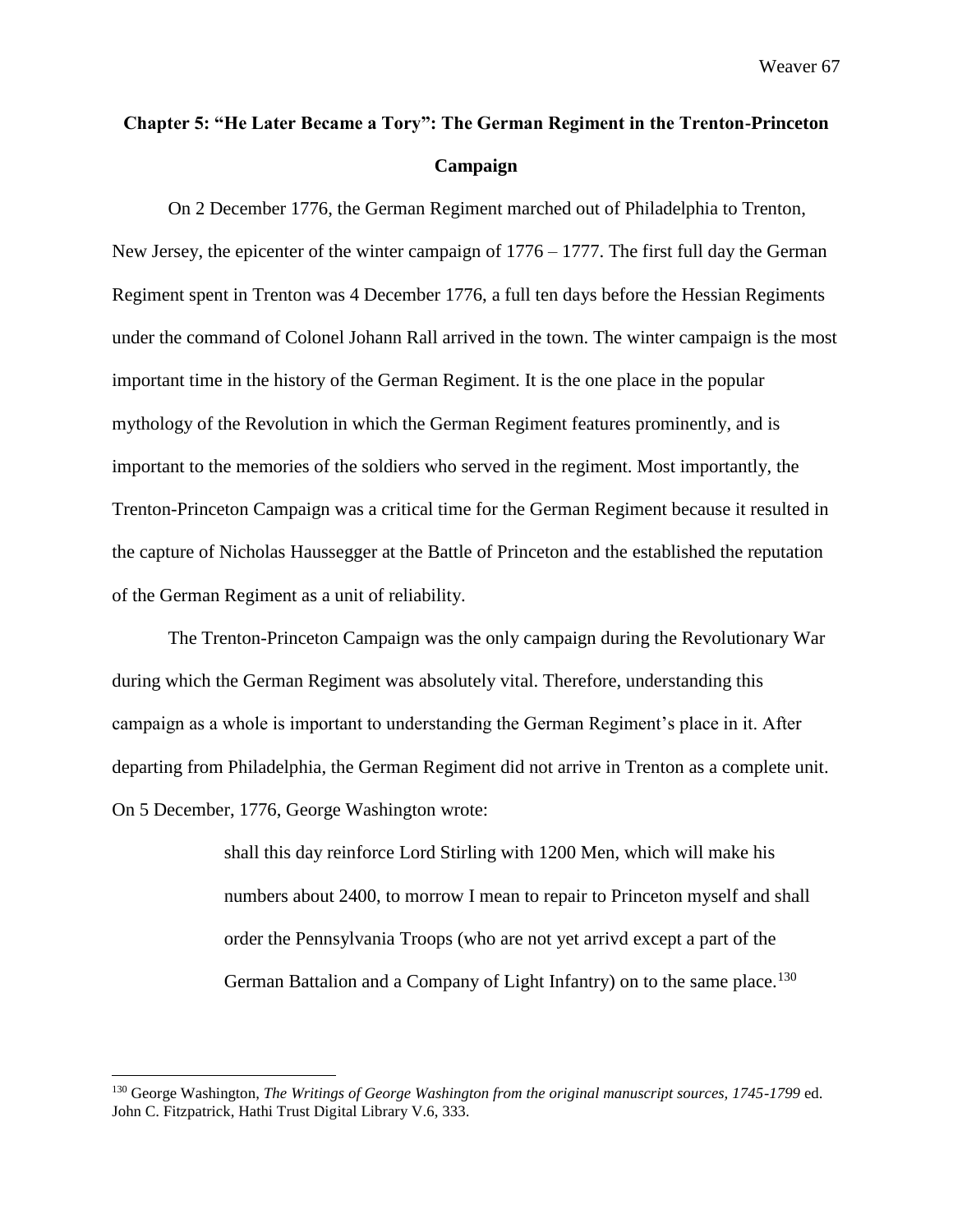## Chapter 5: "He Later Became a Tory": The German Regiment in the Trenton-Princeton Campaign

On 2 December 1776, the German Regiment marched out of Philadelphia to Trenton, New Jersey, the epicenter of the winter campaign of 1776 – 1777. The first full day the German Regiment spent in Trenton was 4 December 1776, a full ten days before the Hessian Regiments under the command of Colonel Johann Rall arrived in the town. The winter campaign is the most important time in the history of the German Regiment. It is the one place in the popular mythology of the Revolution in which the German Regiment features prominently, and is important to the memories of the soldiers who served in the regiment. Most importantly, the Trenton-Princeton Campaign was a critical time for the German Regiment because it resulted in the capture of Nicholas Haussegger at the Battle of Princeton and the established the reputation of the German Regiment as a unit of reliability.

The Trenton-Princeton Campaign was the only campaign during the Revolutionary War during which the German Regiment was absolutely vital. Therefore, understanding this campaign as a whole is important to understanding the German Regiment's place in it. After departing from Philadelphia, the German Regiment did not arrive in Trenton as a complete unit. On 5 December, 1776, George Washington wrote:

> shall this day reinforce Lord Stirling with 1200 Men, which will make his numbers about 2400, to morrow I mean to repair to Princeton myself and shall order the Pennsylvania Troops (who are not yet arrivd except a part of the German Battalion and a Company of Light Infantry) on to the same place.[130]

---

[130] George Washington, *The Writings of George Washington from the original manuscript sources, 1745-1799* ed. John C. Fitzpatrick, Hathi Trust Digital Library V.6, 333.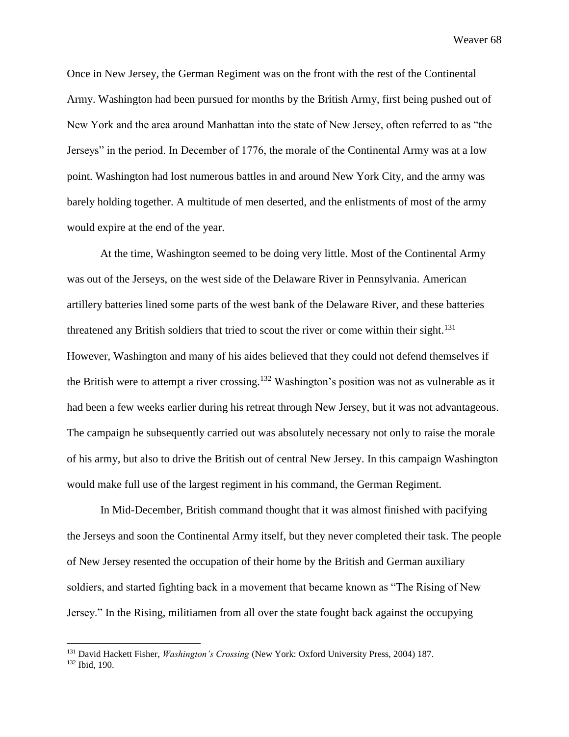Once in New Jersey, the German Regiment was on the front with the rest of the Continental Army. Washington had been pursued for months by the British Army, first being pushed out of New York and the area around Manhattan into the state of New Jersey, often referred to as "the Jerseys" in the period. In December of 1776, the morale of the Continental Army was at a low point. Washington had lost numerous battles in and around New York City, and the army was barely holding together. A multitude of men deserted, and the enlistments of most of the army would expire at the end of the year.

At the time, Washington seemed to be doing very little. Most of the Continental Army was out of the Jerseys, on the west side of the Delaware River in Pennsylvania. American artillery batteries lined some parts of the west bank of the Delaware River, and these batteries threatened any British soldiers that tried to scout the river or come within their sight.[131] However, Washington and many of his aides believed that they could not defend themselves if the British were to attempt a river crossing.[132] Washington's position was not as vulnerable as it had been a few weeks earlier during his retreat through New Jersey, but it was not advantageous. The campaign he subsequently carried out was absolutely necessary not only to raise the morale of his army, but also to drive the British out of central New Jersey. In this campaign Washington would make full use of the largest regiment in his command, the German Regiment.

In Mid-December, British command thought that it was almost finished with pacifying the Jerseys and soon the Continental Army itself, but they never completed their task. The people of New Jersey resented the occupation of their home by the British and German auxiliary soldiers, and started fighting back in a movement that became known as "The Rising of New Jersey." In the Rising, militiamen from all over the state fought back against the occupying

---

[131] David Hackett Fisher, *Washington's Crossing* (New York: Oxford University Press, 2004) 187.

[132] Ibid, 190.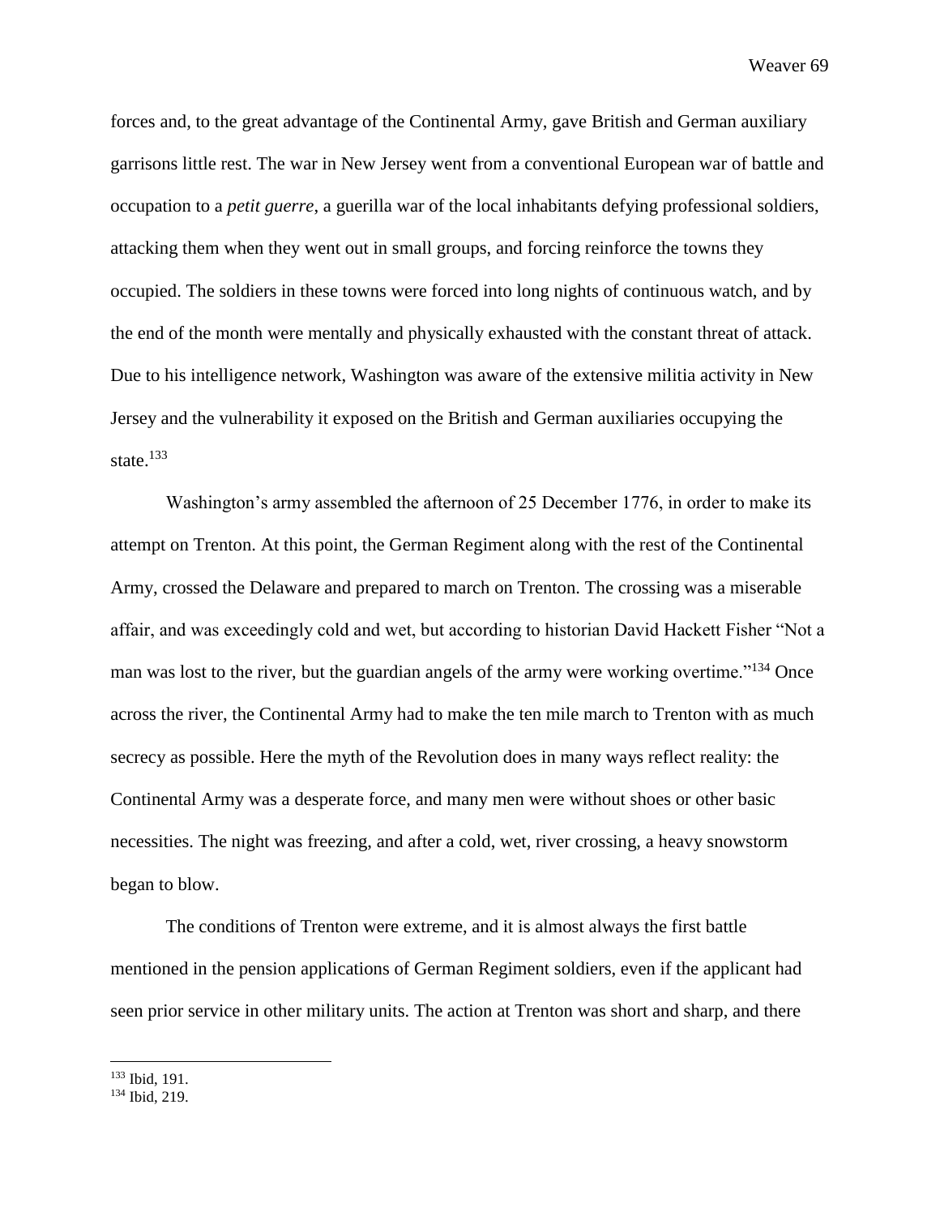forces and, to the great advantage of the Continental Army, gave British and German auxiliary garrisons little rest. The war in New Jersey went from a conventional European war of battle and occupation to a *petit guerre*, a guerilla war of the local inhabitants defying professional soldiers, attacking them when they went out in small groups, and forcing reinforce the towns they occupied. The soldiers in these towns were forced into long nights of continuous watch, and by the end of the month were mentally and physically exhausted with the constant threat of attack. Due to his intelligence network, Washington was aware of the extensive militia activity in New Jersey and the vulnerability it exposed on the British and German auxiliaries occupying the state.[133]

Washington's army assembled the afternoon of 25 December 1776, in order to make its attempt on Trenton. At this point, the German Regiment along with the rest of the Continental Army, crossed the Delaware and prepared to march on Trenton. The crossing was a miserable affair, and was exceedingly cold and wet, but according to historian David Hackett Fisher "Not a man was lost to the river, but the guardian angels of the army were working overtime."[134] Once across the river, the Continental Army had to make the ten mile march to Trenton with as much secrecy as possible. Here the myth of the Revolution does in many ways reflect reality: the Continental Army was a desperate force, and many men were without shoes or other basic necessities. The night was freezing, and after a cold, wet, river crossing, a heavy snowstorm began to blow.

The conditions of Trenton were extreme, and it is almost always the first battle mentioned in the pension applications of German Regiment soldiers, even if the applicant had seen prior service in other military units. The action at Trenton was short and sharp, and there

---

[133] Ibid, 191.

[134] Ibid, 219.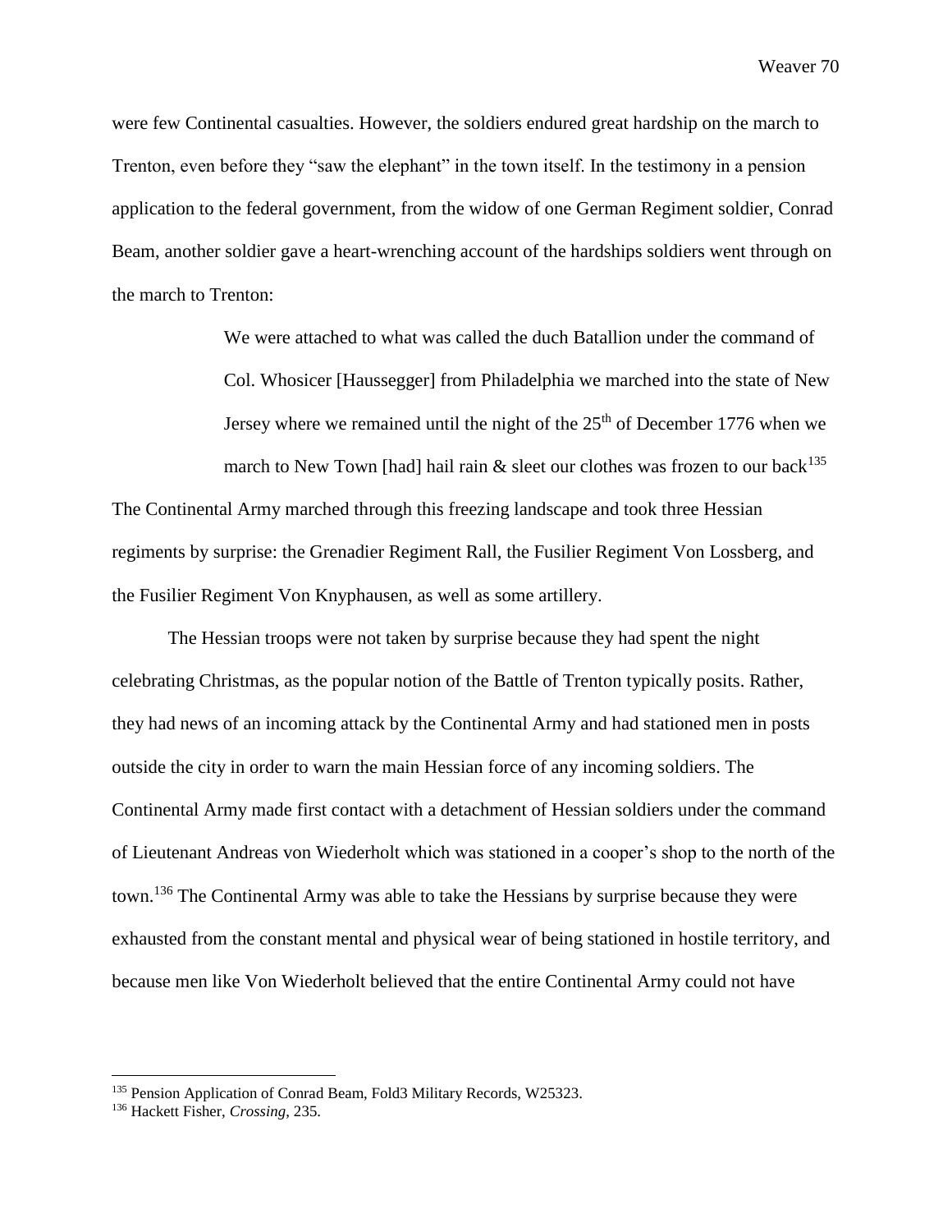were few Continental casualties. However, the soldiers endured great hardship on the march to Trenton, even before they "saw the elephant" in the town itself. In the testimony in a pension application to the federal government, from the widow of one German Regiment soldier, Conrad Beam, another soldier gave a heart-wrenching account of the hardships soldiers went through on the march to Trenton:

> We were attached to what was called the duch Batallion under the command of Col. Whosicer [Haussegger] from Philadelphia we marched into the state of New Jersey where we remained until the night of the 25th of December 1776 when we march to New Town [had] hail rain & sleet our clothes was frozen to our back[135]

The Continental Army marched through this freezing landscape and took three Hessian regiments by surprise: the Grenadier Regiment Rall, the Fusilier Regiment Von Lossberg, and the Fusilier Regiment Von Knyphausen, as well as some artillery.

The Hessian troops were not taken by surprise because they had spent the night celebrating Christmas, as the popular notion of the Battle of Trenton typically posits. Rather, they had news of an incoming attack by the Continental Army and had stationed men in posts outside the city in order to warn the main Hessian force of any incoming soldiers. The Continental Army made first contact with a detachment of Hessian soldiers under the command of Lieutenant Andreas von Wiederholt which was stationed in a cooper's shop to the north of the town.[136] The Continental Army was able to take the Hessians by surprise because they were exhausted from the constant mental and physical wear of being stationed in hostile territory, and because men like Von Wiederholt believed that the entire Continental Army could not have

---

[135] Pension Application of Conrad Beam, Fold3 Military Records, W25323.

[136] Hackett Fisher, *Crossing*, 235.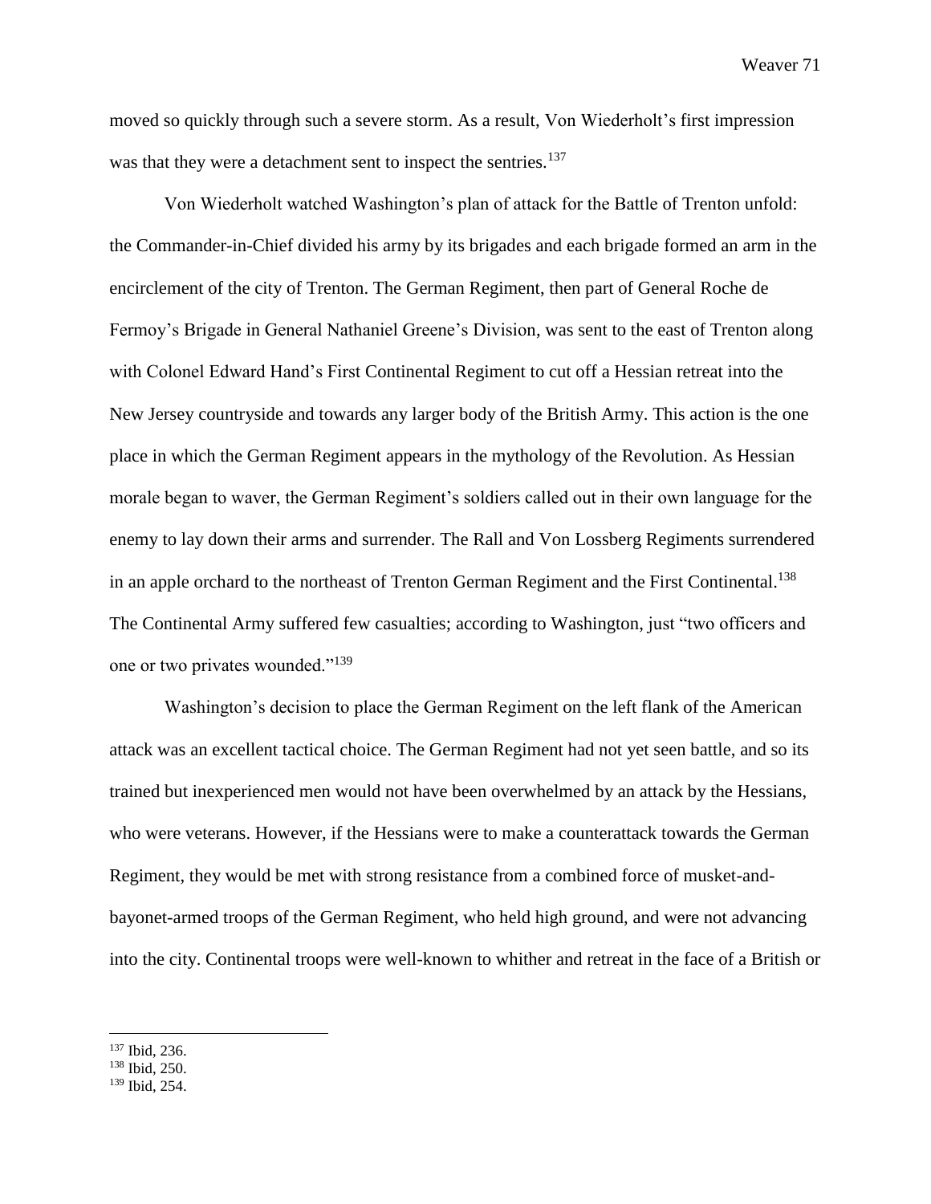moved so quickly through such a severe storm. As a result, Von Wiederholt's first impression was that they were a detachment sent to inspect the sentries.[137]

Von Wiederholt watched Washington's plan of attack for the Battle of Trenton unfold: the Commander-in-Chief divided his army by its brigades and each brigade formed an arm in the encirclement of the city of Trenton. The German Regiment, then part of General Roche de Fermoy's Brigade in General Nathaniel Greene's Division, was sent to the east of Trenton along with Colonel Edward Hand's First Continental Regiment to cut off a Hessian retreat into the New Jersey countryside and towards any larger body of the British Army. This action is the one place in which the German Regiment appears in the mythology of the Revolution. As Hessian morale began to waver, the German Regiment's soldiers called out in their own language for the enemy to lay down their arms and surrender. The Rall and Von Lossberg Regiments surrendered in an apple orchard to the northeast of Trenton German Regiment and the First Continental.[138] The Continental Army suffered few casualties; according to Washington, just "two officers and one or two privates wounded."[139]

Washington's decision to place the German Regiment on the left flank of the American attack was an excellent tactical choice. The German Regiment had not yet seen battle, and so its trained but inexperienced men would not have been overwhelmed by an attack by the Hessians, who were veterans. However, if the Hessians were to make a counterattack towards the German Regiment, they would be met with strong resistance from a combined force of musket-and-bayonet-armed troops of the German Regiment, who held high ground, and were not advancing into the city. Continental troops were well-known to whither and retreat in the face of a British or

---

[137] Ibid, 236.

[138] Ibid, 250.

[139] Ibid, 254.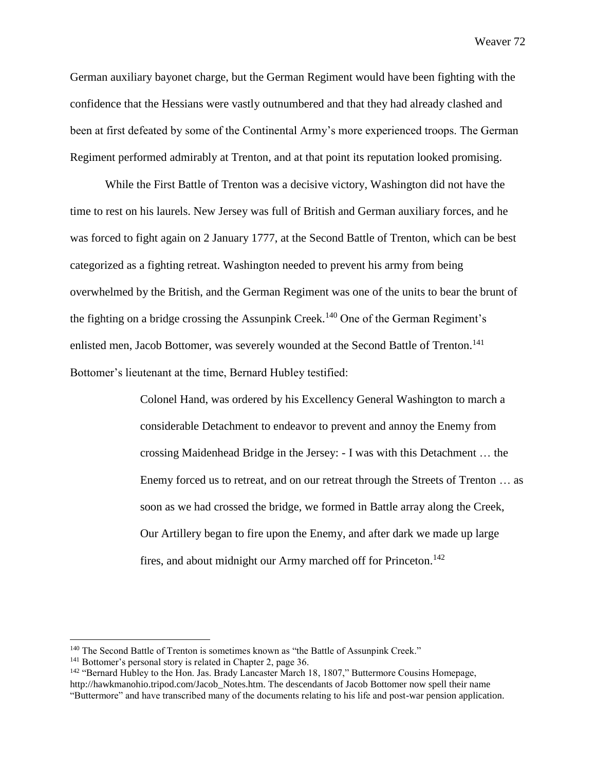German auxiliary bayonet charge, but the German Regiment would have been fighting with the confidence that the Hessians were vastly outnumbered and that they had already clashed and been at first defeated by some of the Continental Army's more experienced troops. The German Regiment performed admirably at Trenton, and at that point its reputation looked promising.

While the First Battle of Trenton was a decisive victory, Washington did not have the time to rest on his laurels. New Jersey was full of British and German auxiliary forces, and he was forced to fight again on 2 January 1777, at the Second Battle of Trenton, which can be best categorized as a fighting retreat. Washington needed to prevent his army from being overwhelmed by the British, and the German Regiment was one of the units to bear the brunt of the fighting on a bridge crossing the Assunpink Creek.[140] One of the German Regiment's enlisted men, Jacob Bottomer, was severely wounded at the Second Battle of Trenton.[141] Bottomer's lieutenant at the time, Bernard Hubley testified:

> Colonel Hand, was ordered by his Excellency General Washington to march a considerable Detachment to endeavor to prevent and annoy the Enemy from crossing Maidenhead Bridge in the Jersey: - I was with this Detachment … the Enemy forced us to retreat, and on our retreat through the Streets of Trenton … as soon as we had crossed the bridge, we formed in Battle array along the Creek, Our Artillery began to fire upon the Enemy, and after dark we made up large fires, and about midnight our Army marched off for Princeton.[142]

---

[140] The Second Battle of Trenton is sometimes known as "the Battle of Assunpink Creek."

[141] Bottomer's personal story is related in Chapter 2, page 36.

[142] "Bernard Hubley to the Hon. Jas. Brady Lancaster March 18, 1807," Buttermore Cousins Homepage, http://hawkmanohio.tripod.com/Jacob_Notes.htm. The descendants of Jacob Bottomer now spell their name "Buttermore" and have transcribed many of the documents relating to his life and post-war pension application.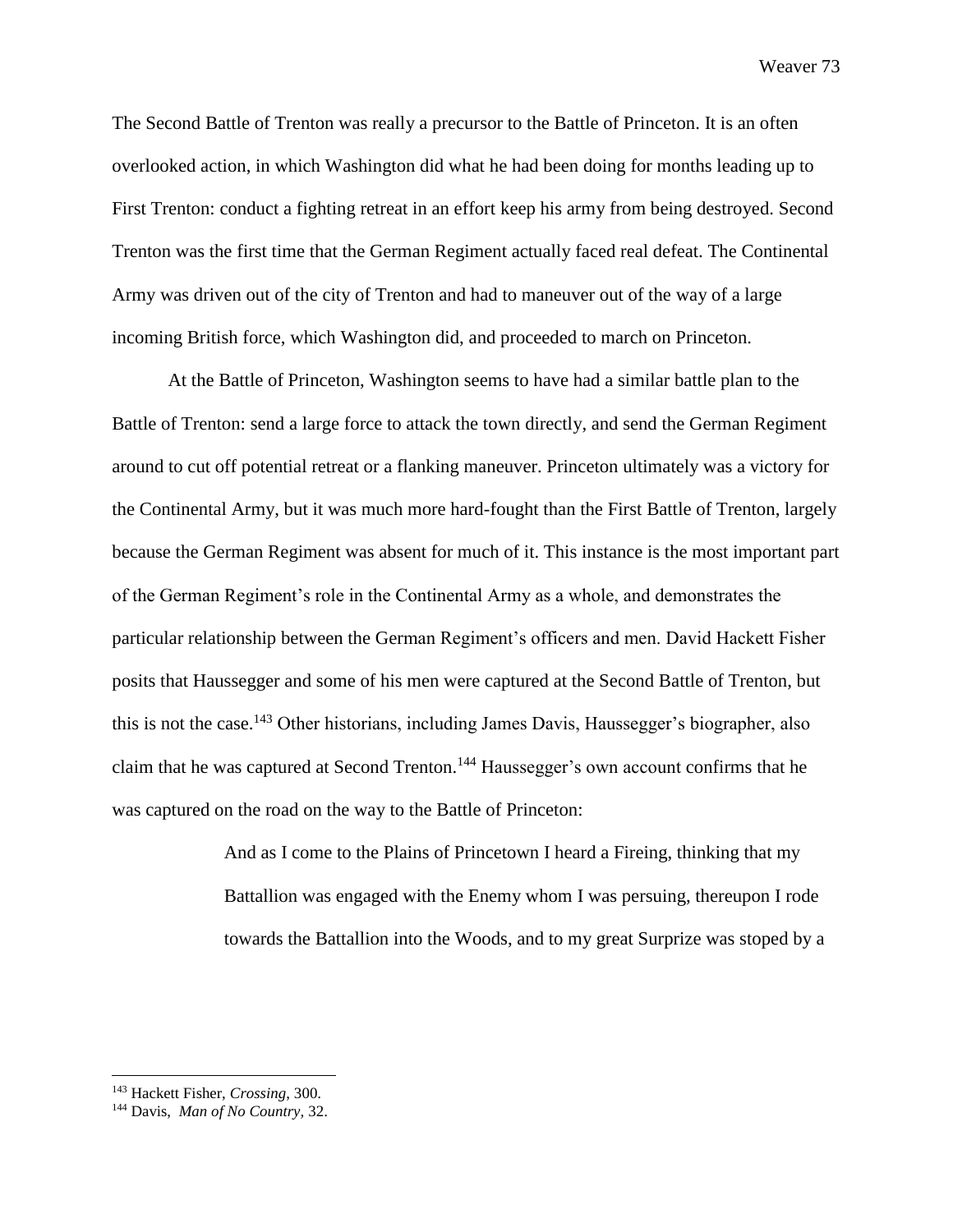The Second Battle of Trenton was really a precursor to the Battle of Princeton. It is an often overlooked action, in which Washington did what he had been doing for months leading up to First Trenton: conduct a fighting retreat in an effort keep his army from being destroyed. Second Trenton was the first time that the German Regiment actually faced real defeat. The Continental Army was driven out of the city of Trenton and had to maneuver out of the way of a large incoming British force, which Washington did, and proceeded to march on Princeton.

At the Battle of Princeton, Washington seems to have had a similar battle plan to the Battle of Trenton: send a large force to attack the town directly, and send the German Regiment around to cut off potential retreat or a flanking maneuver. Princeton ultimately was a victory for the Continental Army, but it was much more hard-fought than the First Battle of Trenton, largely because the German Regiment was absent for much of it. This instance is the most important part of the German Regiment's role in the Continental Army as a whole, and demonstrates the particular relationship between the German Regiment's officers and men. David Hackett Fisher posits that Haussegger and some of his men were captured at the Second Battle of Trenton, but this is not the case.[143] Other historians, including James Davis, Haussegger's biographer, also claim that he was captured at Second Trenton.[144] Haussegger's own account confirms that he was captured on the road on the way to the Battle of Princeton:

> And as I come to the Plains of Princetown I heard a Fireing, thinking that my Battallion was engaged with the Enemy whom I was persuing, thereupon I rode towards the Battallion into the Woods, and to my great Surprize was stoped by a

---

[143] Hackett Fisher, *Crossing*, 300.

[144] Davis, *Man of No Country*, 32.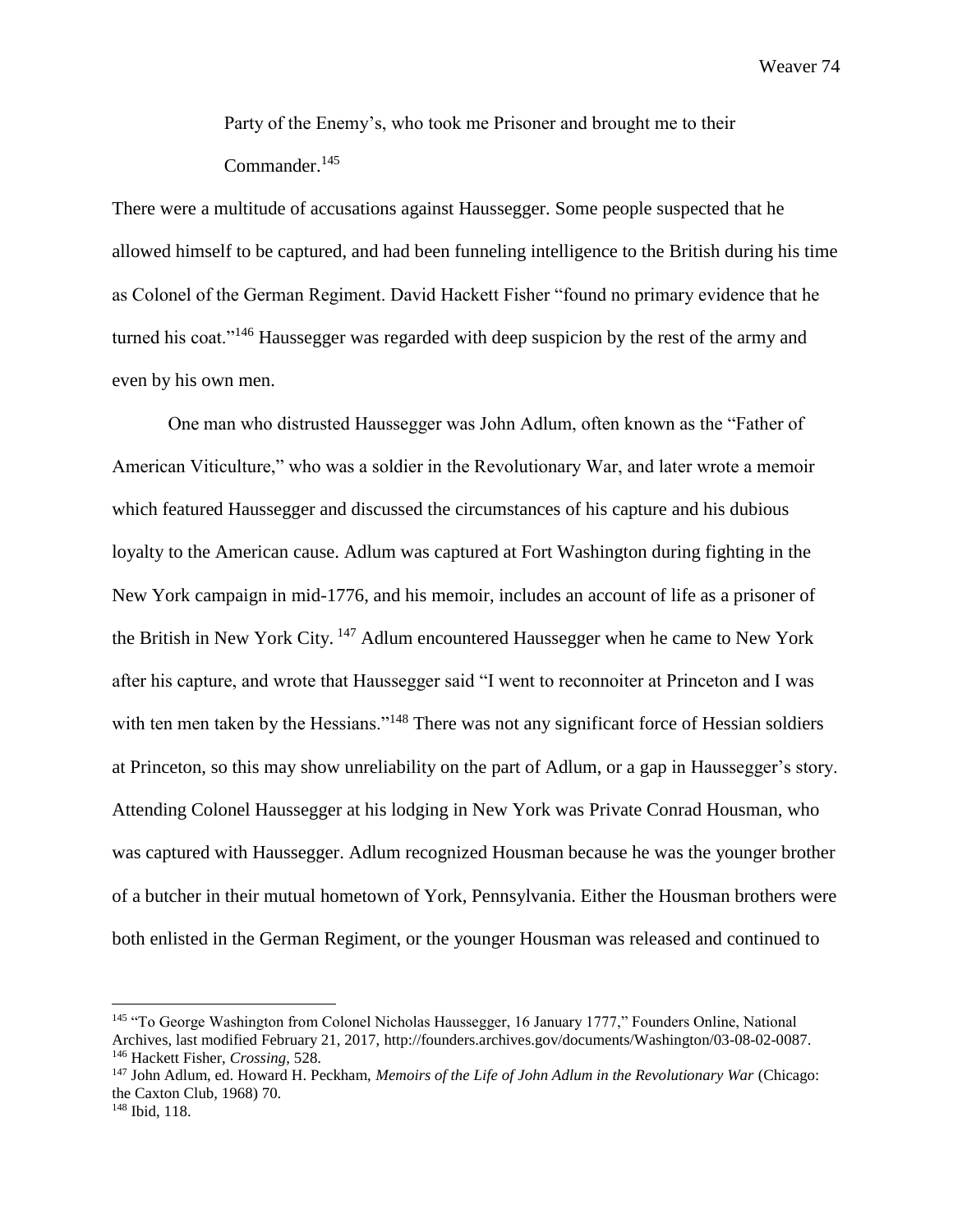> Party of the Enemy's, who took me Prisoner and brought me to their Commander.[145]

There were a multitude of accusations against Haussegger. Some people suspected that he allowed himself to be captured, and had been funneling intelligence to the British during his time as Colonel of the German Regiment. David Hackett Fisher "found no primary evidence that he turned his coat."[146] Haussegger was regarded with deep suspicion by the rest of the army and even by his own men.

One man who distrusted Haussegger was John Adlum, often known as the "Father of American Viticulture," who was a soldier in the Revolutionary War, and later wrote a memoir which featured Haussegger and discussed the circumstances of his capture and his dubious loyalty to the American cause. Adlum was captured at Fort Washington during fighting in the New York campaign in mid-1776, and his memoir, includes an account of life as a prisoner of the British in New York City.[147] Adlum encountered Haussegger when he came to New York after his capture, and wrote that Haussegger said "I went to reconnoiter at Princeton and I was with ten men taken by the Hessians."[148] There was not any significant force of Hessian soldiers at Princeton, so this may show unreliability on the part of Adlum, or a gap in Haussegger's story. Attending Colonel Haussegger at his lodging in New York was Private Conrad Housman, who was captured with Haussegger. Adlum recognized Housman because he was the younger brother of a butcher in their mutual hometown of York, Pennsylvania. Either the Housman brothers were both enlisted in the German Regiment, or the younger Housman was released and continued to

---

[145] "To George Washington from Colonel Nicholas Haussegger, 16 January 1777," Founders Online, National Archives, last modified February 21, 2017, http://founders.archives.gov/documents/Washington/03-08-02-0087.

[146] Hackett Fisher, *Crossing*, 528.

[147] John Adlum, ed. Howard H. Peckham, *Memoirs of the Life of John Adlum in the Revolutionary War* (Chicago: the Caxton Club, 1968) 70.

[148] Ibid, 118.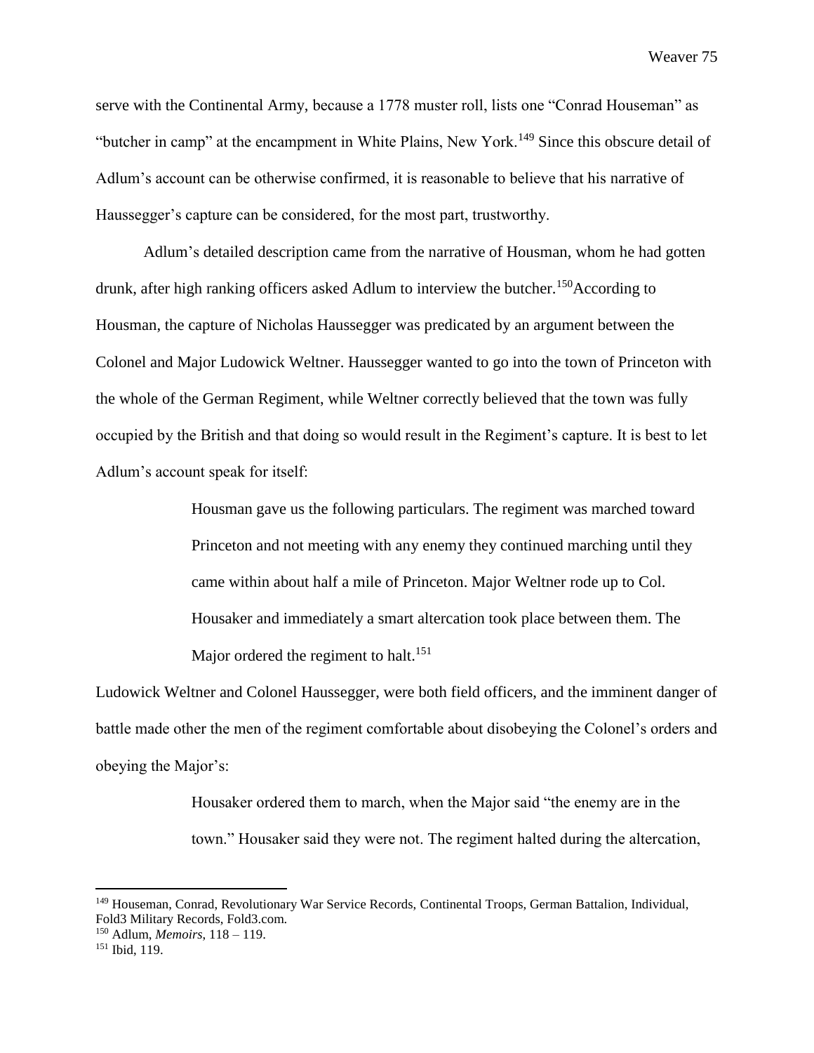serve with the Continental Army, because a 1778 muster roll, lists one "Conrad Houseman" as "butcher in camp" at the encampment in White Plains, New York.[149] Since this obscure detail of Adlum's account can be otherwise confirmed, it is reasonable to believe that his narrative of Haussegger's capture can be considered, for the most part, trustworthy.

Adlum's detailed description came from the narrative of Housman, whom he had gotten drunk, after high ranking officers asked Adlum to interview the butcher.[150]According to Housman, the capture of Nicholas Haussegger was predicated by an argument between the Colonel and Major Ludowick Weltner. Haussegger wanted to go into the town of Princeton with the whole of the German Regiment, while Weltner correctly believed that the town was fully occupied by the British and that doing so would result in the Regiment's capture. It is best to let Adlum's account speak for itself:

> Housman gave us the following particulars. The regiment was marched toward Princeton and not meeting with any enemy they continued marching until they came within about half a mile of Princeton. Major Weltner rode up to Col. Housaker and immediately a smart altercation took place between them. The Major ordered the regiment to halt.[151]

Ludowick Weltner and Colonel Haussegger, were both field officers, and the imminent danger of battle made other the men of the regiment comfortable about disobeying the Colonel's orders and obeying the Major's:

> Housaker ordered them to march, when the Major said "the enemy are in the town." Housaker said they were not. The regiment halted during the altercation,

---

[149] Houseman, Conrad, Revolutionary War Service Records, Continental Troops, German Battalion, Individual, Fold3 Military Records, Fold3.com.

[150] Adlum, *Memoirs*, 118 – 119.

[151] Ibid, 119.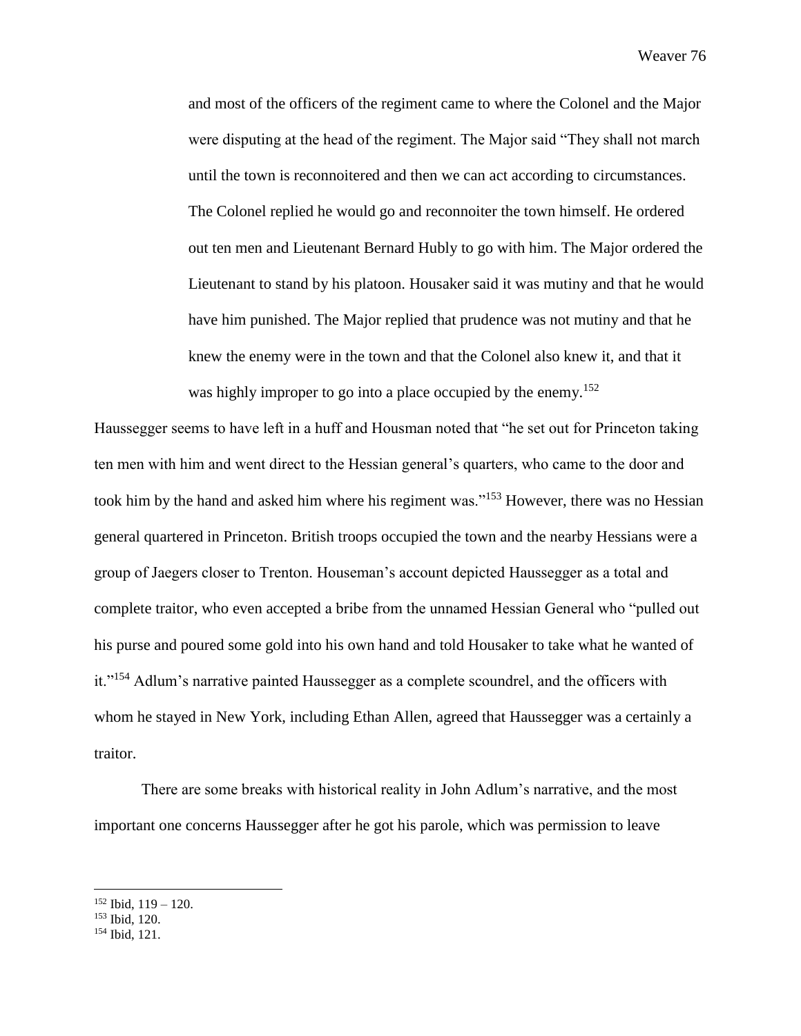> and most of the officers of the regiment came to where the Colonel and the Major were disputing at the head of the regiment. The Major said "They shall not march until the town is reconnoitered and then we can act according to circumstances. The Colonel replied he would go and reconnoiter the town himself. He ordered out ten men and Lieutenant Bernard Hubly to go with him. The Major ordered the Lieutenant to stand by his platoon. Housaker said it was mutiny and that he would have him punished. The Major replied that prudence was not mutiny and that he knew the enemy were in the town and that the Colonel also knew it, and that it was highly improper to go into a place occupied by the enemy.[152]

Haussegger seems to have left in a huff and Housman noted that "he set out for Princeton taking ten men with him and went direct to the Hessian general's quarters, who came to the door and took him by the hand and asked him where his regiment was."[153] However, there was no Hessian general quartered in Princeton. British troops occupied the town and the nearby Hessians were a group of Jaegers closer to Trenton. Houseman's account depicted Haussegger as a total and complete traitor, who even accepted a bribe from the unnamed Hessian General who "pulled out his purse and poured some gold into his own hand and told Housaker to take what he wanted of it."[154] Adlum's narrative painted Haussegger as a complete scoundrel, and the officers with whom he stayed in New York, including Ethan Allen, agreed that Haussegger was a certainly a traitor.

There are some breaks with historical reality in John Adlum's narrative, and the most important one concerns Haussegger after he got his parole, which was permission to leave

---

[152] Ibid, 119 – 120.

[153] Ibid, 120.

[154] Ibid, 121.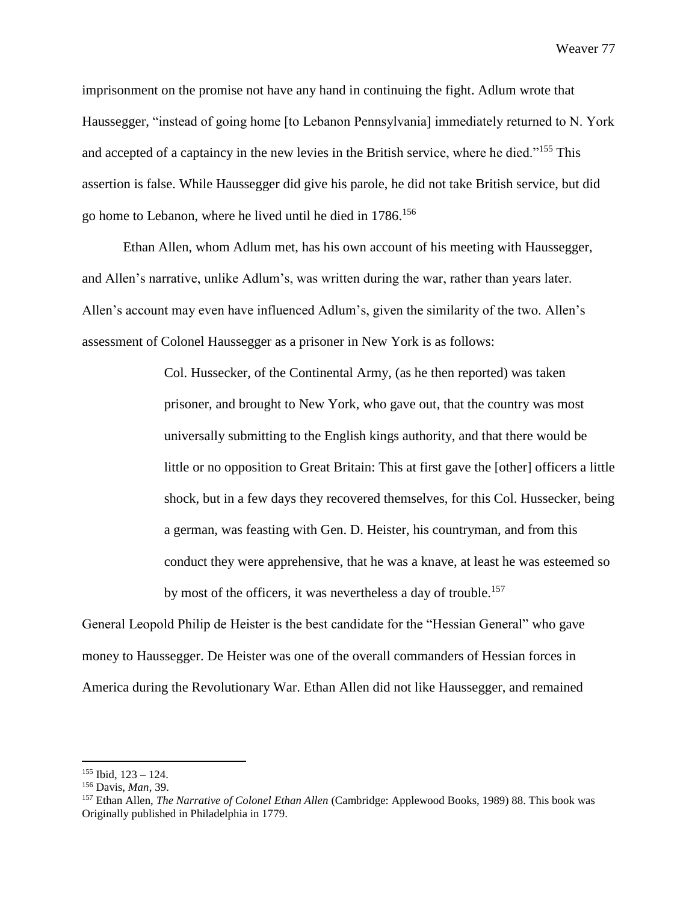imprisonment on the promise not have any hand in continuing the fight. Adlum wrote that Haussegger, "instead of going home [to Lebanon Pennsylvania] immediately returned to N. York and accepted of a captaincy in the new levies in the British service, where he died."[155] This assertion is false. While Haussegger did give his parole, he did not take British service, but did go home to Lebanon, where he lived until he died in 1786.[156]

Ethan Allen, whom Adlum met, has his own account of his meeting with Haussegger, and Allen's narrative, unlike Adlum's, was written during the war, rather than years later. Allen's account may even have influenced Adlum's, given the similarity of the two. Allen's assessment of Colonel Haussegger as a prisoner in New York is as follows:

> Col. Hussecker, of the Continental Army, (as he then reported) was taken prisoner, and brought to New York, who gave out, that the country was most universally submitting to the English kings authority, and that there would be little or no opposition to Great Britain: This at first gave the [other] officers a little shock, but in a few days they recovered themselves, for this Col. Hussecker, being a german, was feasting with Gen. D. Heister, his countryman, and from this conduct they were apprehensive, that he was a knave, at least he was esteemed so by most of the officers, it was nevertheless a day of trouble.[157]

General Leopold Philip de Heister is the best candidate for the "Hessian General" who gave money to Haussegger. De Heister was one of the overall commanders of Hessian forces in America during the Revolutionary War. Ethan Allen did not like Haussegger, and remained

---

[155] Ibid, 123 – 124.

[156] Davis, *Man*, 39.

[157] Ethan Allen, *The Narrative of Colonel Ethan Allen* (Cambridge: Applewood Books, 1989) 88. This book was Originally published in Philadelphia in 1779.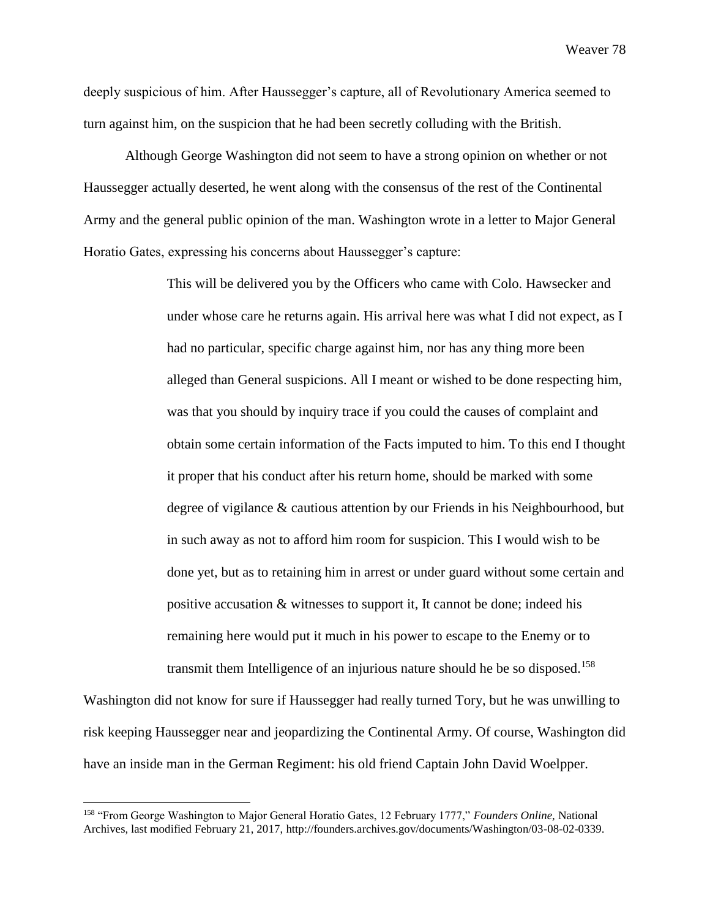deeply suspicious of him. After Haussegger's capture, all of Revolutionary America seemed to turn against him, on the suspicion that he had been secretly colluding with the British.

Although George Washington did not seem to have a strong opinion on whether or not Haussegger actually deserted, he went along with the consensus of the rest of the Continental Army and the general public opinion of the man. Washington wrote in a letter to Major General Horatio Gates, expressing his concerns about Haussegger's capture:

> This will be delivered you by the Officers who came with Colo. Hawsecker and under whose care he returns again. His arrival here was what I did not expect, as I had no particular, specific charge against him, nor has any thing more been alleged than General suspicions. All I meant or wished to be done respecting him, was that you should by inquiry trace if you could the causes of complaint and obtain some certain information of the Facts imputed to him. To this end I thought it proper that his conduct after his return home, should be marked with some degree of vigilance & cautious attention by our Friends in his Neighbourhood, but in such away as not to afford him room for suspicion. This I would wish to be done yet, but as to retaining him in arrest or under guard without some certain and positive accusation & witnesses to support it, It cannot be done; indeed his remaining here would put it much in his power to escape to the Enemy or to transmit them Intelligence of an injurious nature should he be so disposed.[158]

Washington did not know for sure if Haussegger had really turned Tory, but he was unwilling to risk keeping Haussegger near and jeopardizing the Continental Army. Of course, Washington did have an inside man in the German Regiment: his old friend Captain John David Woelpper.

---

[158] "From George Washington to Major General Horatio Gates, 12 February 1777," *Founders Online,* National Archives, last modified February 21, 2017, http://founders.archives.gov/documents/Washington/03-08-02-0339.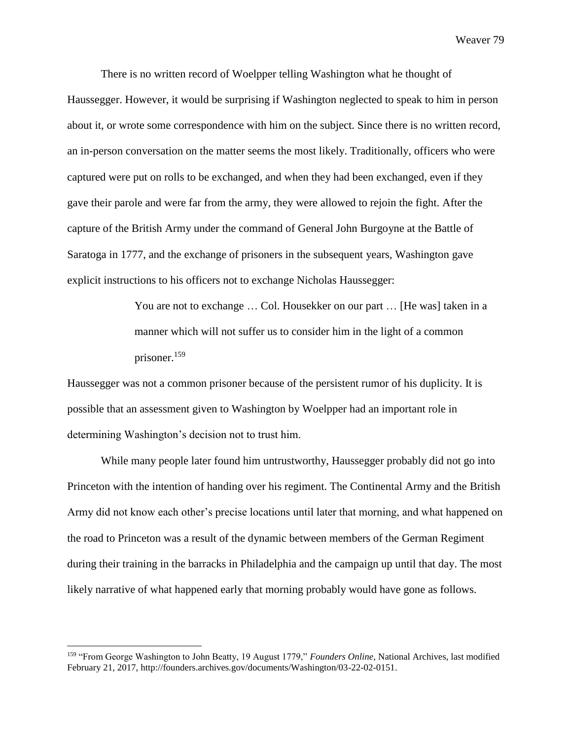There is no written record of Woelpper telling Washington what he thought of Haussegger. However, it would be surprising if Washington neglected to speak to him in person about it, or wrote some correspondence with him on the subject. Since there is no written record, an in-person conversation on the matter seems the most likely. Traditionally, officers who were captured were put on rolls to be exchanged, and when they had been exchanged, even if they gave their parole and were far from the army, they were allowed to rejoin the fight. After the capture of the British Army under the command of General John Burgoyne at the Battle of Saratoga in 1777, and the exchange of prisoners in the subsequent years, Washington gave explicit instructions to his officers not to exchange Nicholas Haussegger:

> You are not to exchange … Col. Housekker on our part … [He was] taken in a manner which will not suffer us to consider him in the light of a common prisoner.[159]

Haussegger was not a common prisoner because of the persistent rumor of his duplicity. It is possible that an assessment given to Washington by Woelpper had an important role in determining Washington's decision not to trust him.

While many people later found him untrustworthy, Haussegger probably did not go into Princeton with the intention of handing over his regiment. The Continental Army and the British Army did not know each other's precise locations until later that morning, and what happened on the road to Princeton was a result of the dynamic between members of the German Regiment during their training in the barracks in Philadelphia and the campaign up until that day. The most likely narrative of what happened early that morning probably would have gone as follows.

---

[159] "From George Washington to John Beatty, 19 August 1779," *Founders Online*, National Archives, last modified February 21, 2017, http://founders.archives.gov/documents/Washington/03-22-02-0151.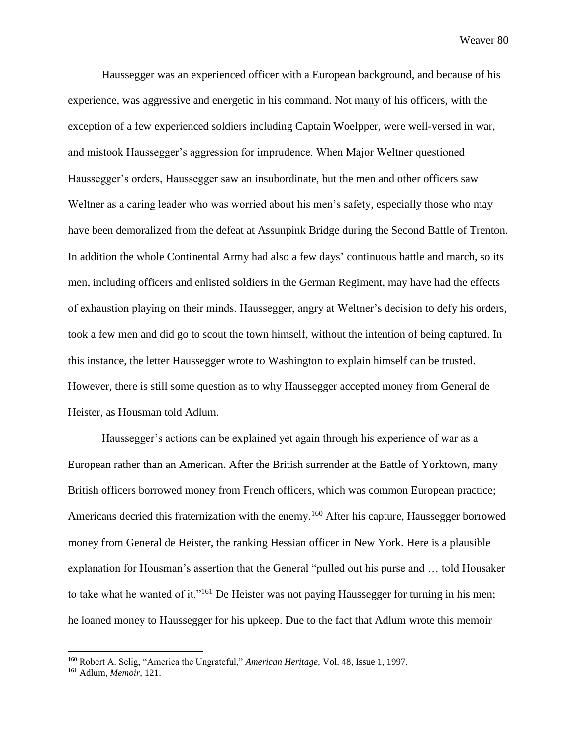Haussegger was an experienced officer with a European background, and because of his experience, was aggressive and energetic in his command. Not many of his officers, with the exception of a few experienced soldiers including Captain Woelpper, were well-versed in war, and mistook Haussegger's aggression for imprudence. When Major Weltner questioned Haussegger's orders, Haussegger saw an insubordinate, but the men and other officers saw Weltner as a caring leader who was worried about his men's safety, especially those who may have been demoralized from the defeat at Assunpink Bridge during the Second Battle of Trenton. In addition the whole Continental Army had also a few days' continuous battle and march, so its men, including officers and enlisted soldiers in the German Regiment, may have had the effects of exhaustion playing on their minds. Haussegger, angry at Weltner's decision to defy his orders, took a few men and did go to scout the town himself, without the intention of being captured. In this instance, the letter Haussegger wrote to Washington to explain himself can be trusted. However, there is still some question as to why Haussegger accepted money from General de Heister, as Housman told Adlum.

Haussegger's actions can be explained yet again through his experience of war as a European rather than an American. After the British surrender at the Battle of Yorktown, many British officers borrowed money from French officers, which was common European practice; Americans decried this fraternization with the enemy.[160] After his capture, Haussegger borrowed money from General de Heister, the ranking Hessian officer in New York. Here is a plausible explanation for Housman's assertion that the General "pulled out his purse and … told Housaker to take what he wanted of it."[161] De Heister was not paying Haussegger for turning in his men; he loaned money to Haussegger for his upkeep. Due to the fact that Adlum wrote this memoir

---

[160] Robert A. Selig, "America the Ungrateful," *American Heritage,* Vol. 48, Issue 1, 1997.

[161] Adlum, *Memoir*, 121.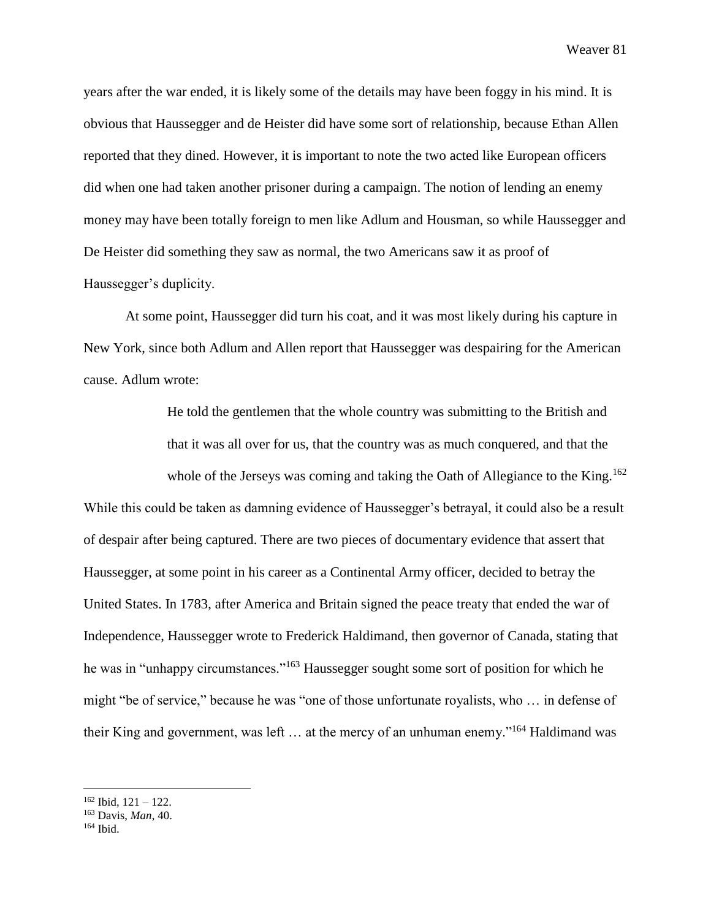years after the war ended, it is likely some of the details may have been foggy in his mind. It is obvious that Haussegger and de Heister did have some sort of relationship, because Ethan Allen reported that they dined. However, it is important to note the two acted like European officers did when one had taken another prisoner during a campaign. The notion of lending an enemy money may have been totally foreign to men like Adlum and Housman, so while Haussegger and De Heister did something they saw as normal, the two Americans saw it as proof of Haussegger's duplicity.

At some point, Haussegger did turn his coat, and it was most likely during his capture in New York, since both Adlum and Allen report that Haussegger was despairing for the American cause. Adlum wrote:

> He told the gentlemen that the whole country was submitting to the British and that it was all over for us, that the country was as much conquered, and that the whole of the Jerseys was coming and taking the Oath of Allegiance to the King.[162]

While this could be taken as damning evidence of Haussegger's betrayal, it could also be a result of despair after being captured. There are two pieces of documentary evidence that assert that Haussegger, at some point in his career as a Continental Army officer, decided to betray the United States. In 1783, after America and Britain signed the peace treaty that ended the war of Independence, Haussegger wrote to Frederick Haldimand, then governor of Canada, stating that he was in "unhappy circumstances."[163] Haussegger sought some sort of position for which he might "be of service," because he was "one of those unfortunate royalists, who … in defense of their King and government, was left … at the mercy of an unhuman enemy."[164] Haldimand was

---

[162] Ibid, 121 – 122.

[163] Davis, *Man*, 40.

[164] Ibid.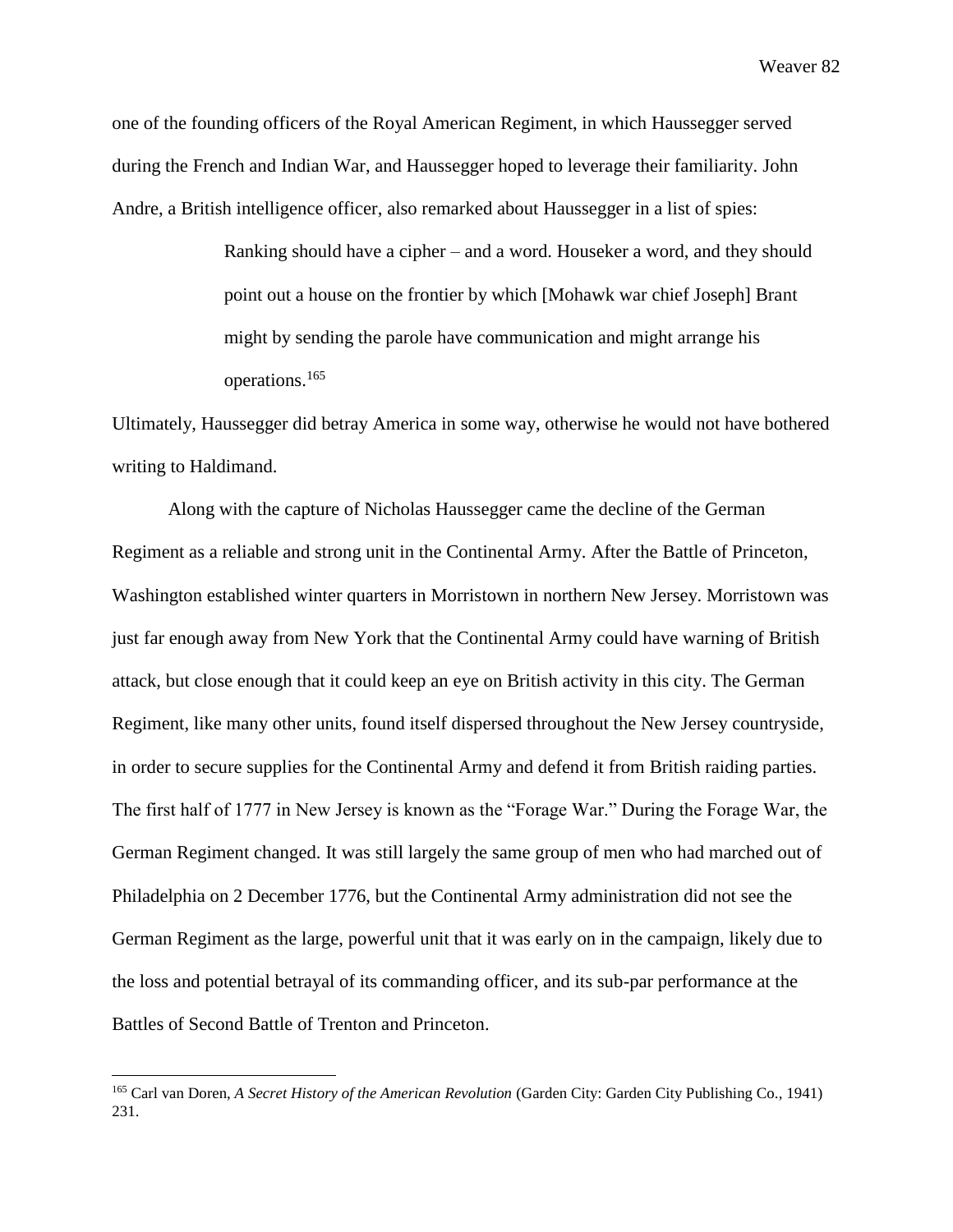one of the founding officers of the Royal American Regiment, in which Haussegger served during the French and Indian War, and Haussegger hoped to leverage their familiarity. John Andre, a British intelligence officer, also remarked about Haussegger in a list of spies:

> Ranking should have a cipher – and a word. Houseker a word, and they should point out a house on the frontier by which [Mohawk war chief Joseph] Brant might by sending the parole have communication and might arrange his operations.[165]

Ultimately, Haussegger did betray America in some way, otherwise he would not have bothered writing to Haldimand.

Along with the capture of Nicholas Haussegger came the decline of the German Regiment as a reliable and strong unit in the Continental Army. After the Battle of Princeton, Washington established winter quarters in Morristown in northern New Jersey. Morristown was just far enough away from New York that the Continental Army could have warning of British attack, but close enough that it could keep an eye on British activity in this city. The German Regiment, like many other units, found itself dispersed throughout the New Jersey countryside, in order to secure supplies for the Continental Army and defend it from British raiding parties. The first half of 1777 in New Jersey is known as the "Forage War." During the Forage War, the German Regiment changed. It was still largely the same group of men who had marched out of Philadelphia on 2 December 1776, but the Continental Army administration did not see the German Regiment as the large, powerful unit that it was early on in the campaign, likely due to the loss and potential betrayal of its commanding officer, and its sub-par performance at the Battles of Second Battle of Trenton and Princeton.

---

[165] Carl van Doren, *A Secret History of the American Revolution* (Garden City: Garden City Publishing Co., 1941) 231.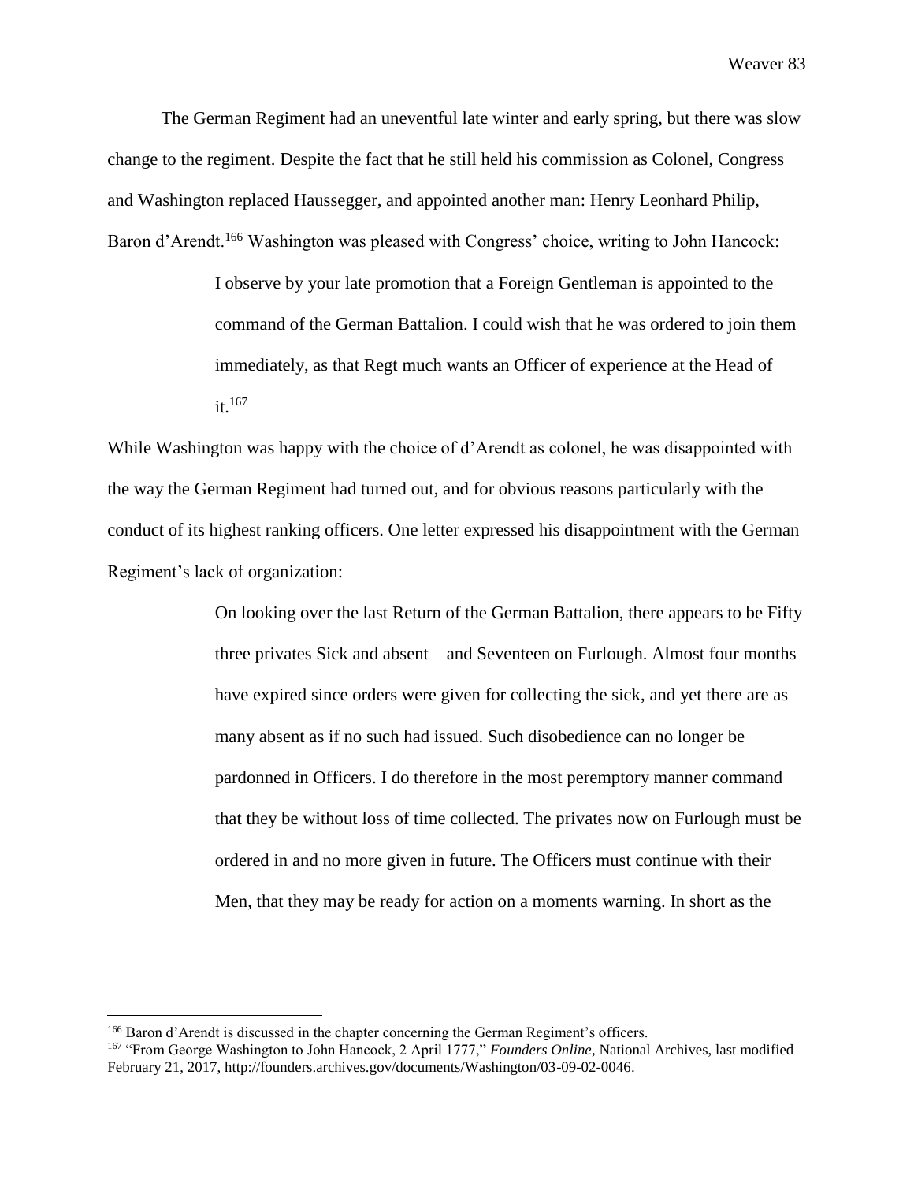The German Regiment had an uneventful late winter and early spring, but there was slow change to the regiment. Despite the fact that he still held his commission as Colonel, Congress and Washington replaced Haussegger, and appointed another man: Henry Leonhard Philip, Baron d'Arendt.[166] Washington was pleased with Congress' choice, writing to John Hancock:

> I observe by your late promotion that a Foreign Gentleman is appointed to the command of the German Battalion. I could wish that he was ordered to join them immediately, as that Regt much wants an Officer of experience at the Head of it.[167]

While Washington was happy with the choice of d'Arendt as colonel, he was disappointed with the way the German Regiment had turned out, and for obvious reasons particularly with the conduct of its highest ranking officers. One letter expressed his disappointment with the German Regiment's lack of organization:

> On looking over the last Return of the German Battalion, there appears to be Fifty three privates Sick and absent—and Seventeen on Furlough. Almost four months have expired since orders were given for collecting the sick, and yet there are as many absent as if no such had issued. Such disobedience can no longer be pardonned in Officers. I do therefore in the most peremptory manner command that they be without loss of time collected. The privates now on Furlough must be ordered in and no more given in future. The Officers must continue with their Men, that they may be ready for action on a moments warning. In short as the

---

[166] Baron d'Arendt is discussed in the chapter concerning the German Regiment's officers.

[167] "From George Washington to John Hancock, 2 April 1777," *Founders Online*, National Archives, last modified February 21, 2017, http://founders.archives.gov/documents/Washington/03-09-02-0046.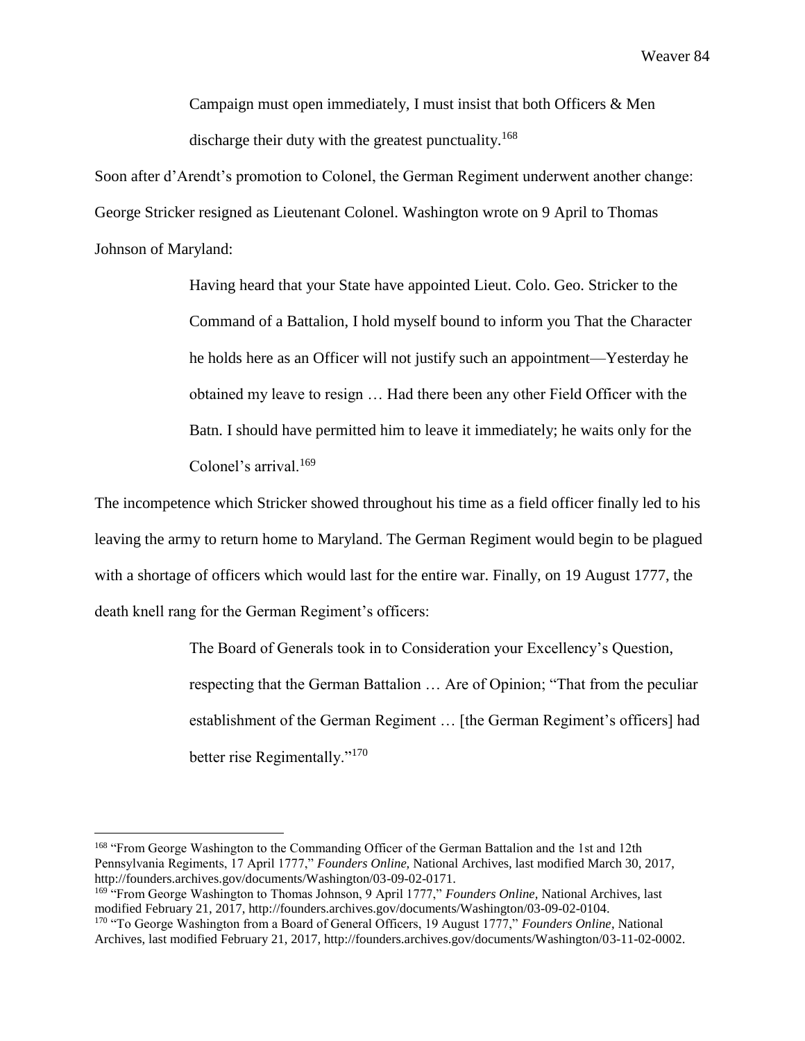> Campaign must open immediately, I must insist that both Officers & Men discharge their duty with the greatest punctuality.[168]

Soon after d'Arendt's promotion to Colonel, the German Regiment underwent another change: George Stricker resigned as Lieutenant Colonel. Washington wrote on 9 April to Thomas Johnson of Maryland:

> Having heard that your State have appointed Lieut. Colo. Geo. Stricker to the Command of a Battalion, I hold myself bound to inform you That the Character he holds here as an Officer will not justify such an appointment—Yesterday he obtained my leave to resign … Had there been any other Field Officer with the Batn. I should have permitted him to leave it immediately; he waits only for the Colonel's arrival.[169]

The incompetence which Stricker showed throughout his time as a field officer finally led to his leaving the army to return home to Maryland. The German Regiment would begin to be plagued with a shortage of officers which would last for the entire war. Finally, on 19 August 1777, the death knell rang for the German Regiment's officers:

> The Board of Generals took in to Consideration your Excellency's Question, respecting that the German Battalion … Are of Opinion; "That from the peculiar establishment of the German Regiment … [the German Regiment's officers] had better rise Regimentally."[170]

---

[168] "From George Washington to the Commanding Officer of the German Battalion and the 1st and 12th Pennsylvania Regiments, 17 April 1777," *Founders Online,* National Archives, last modified March 30, 2017, http://founders.archives.gov/documents/Washington/03-09-02-0171.

[169] "From George Washington to Thomas Johnson, 9 April 1777," *Founders Online,* National Archives, last modified February 21, 2017, http://founders.archives.gov/documents/Washington/03-09-02-0104.

[170] "To George Washington from a Board of General Officers, 19 August 1777," *Founders Online*, National Archives, last modified February 21, 2017, http://founders.archives.gov/documents/Washington/03-11-02-0002.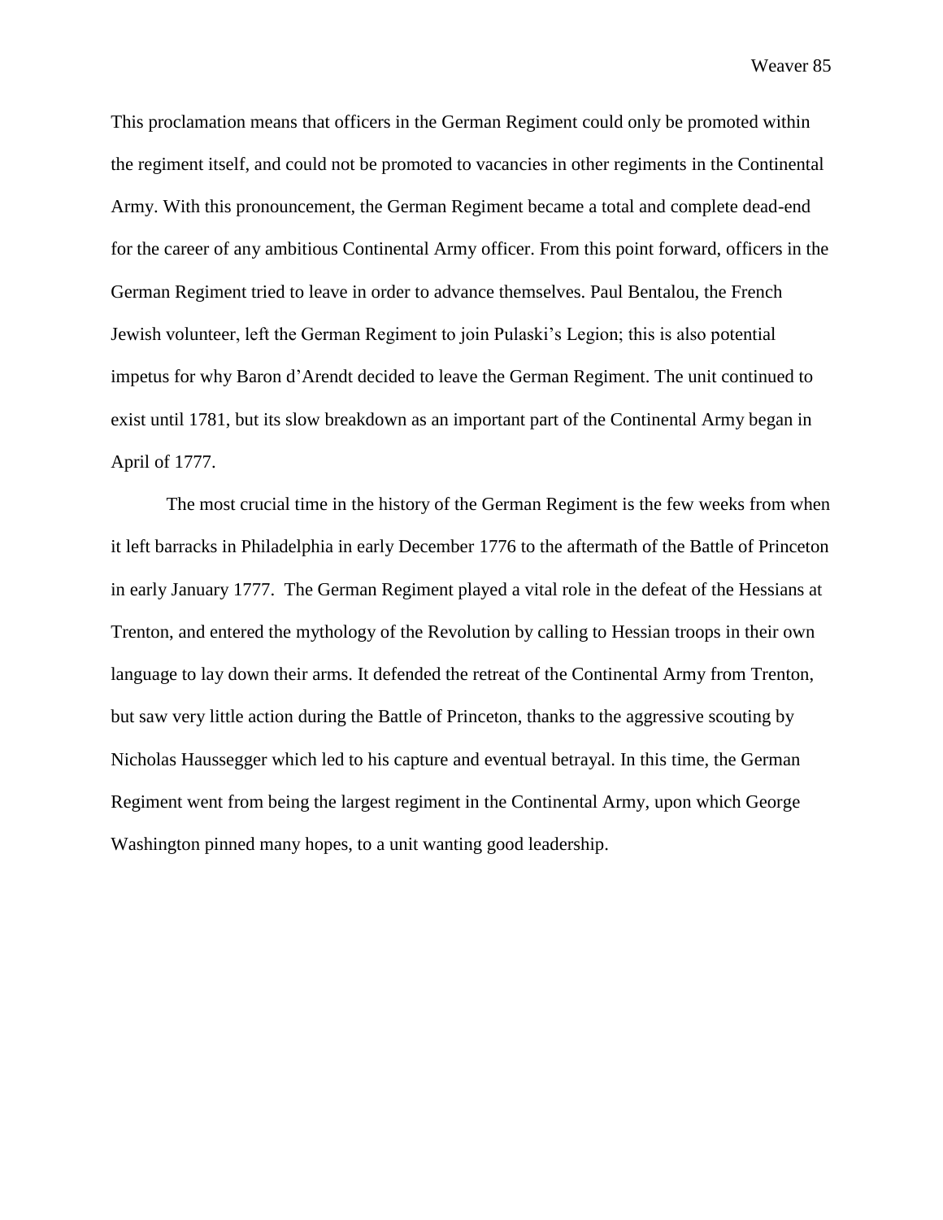This proclamation means that officers in the German Regiment could only be promoted within the regiment itself, and could not be promoted to vacancies in other regiments in the Continental Army. With this pronouncement, the German Regiment became a total and complete dead-end for the career of any ambitious Continental Army officer. From this point forward, officers in the German Regiment tried to leave in order to advance themselves. Paul Bentalou, the French Jewish volunteer, left the German Regiment to join Pulaski's Legion; this is also potential impetus for why Baron d'Arendt decided to leave the German Regiment. The unit continued to exist until 1781, but its slow breakdown as an important part of the Continental Army began in April of 1777.

The most crucial time in the history of the German Regiment is the few weeks from when it left barracks in Philadelphia in early December 1776 to the aftermath of the Battle of Princeton in early January 1777. The German Regiment played a vital role in the defeat of the Hessians at Trenton, and entered the mythology of the Revolution by calling to Hessian troops in their own language to lay down their arms. It defended the retreat of the Continental Army from Trenton, but saw very little action during the Battle of Princeton, thanks to the aggressive scouting by Nicholas Haussegger which led to his capture and eventual betrayal. In this time, the German Regiment went from being the largest regiment in the Continental Army, upon which George Washington pinned many hopes, to a unit wanting good leadership.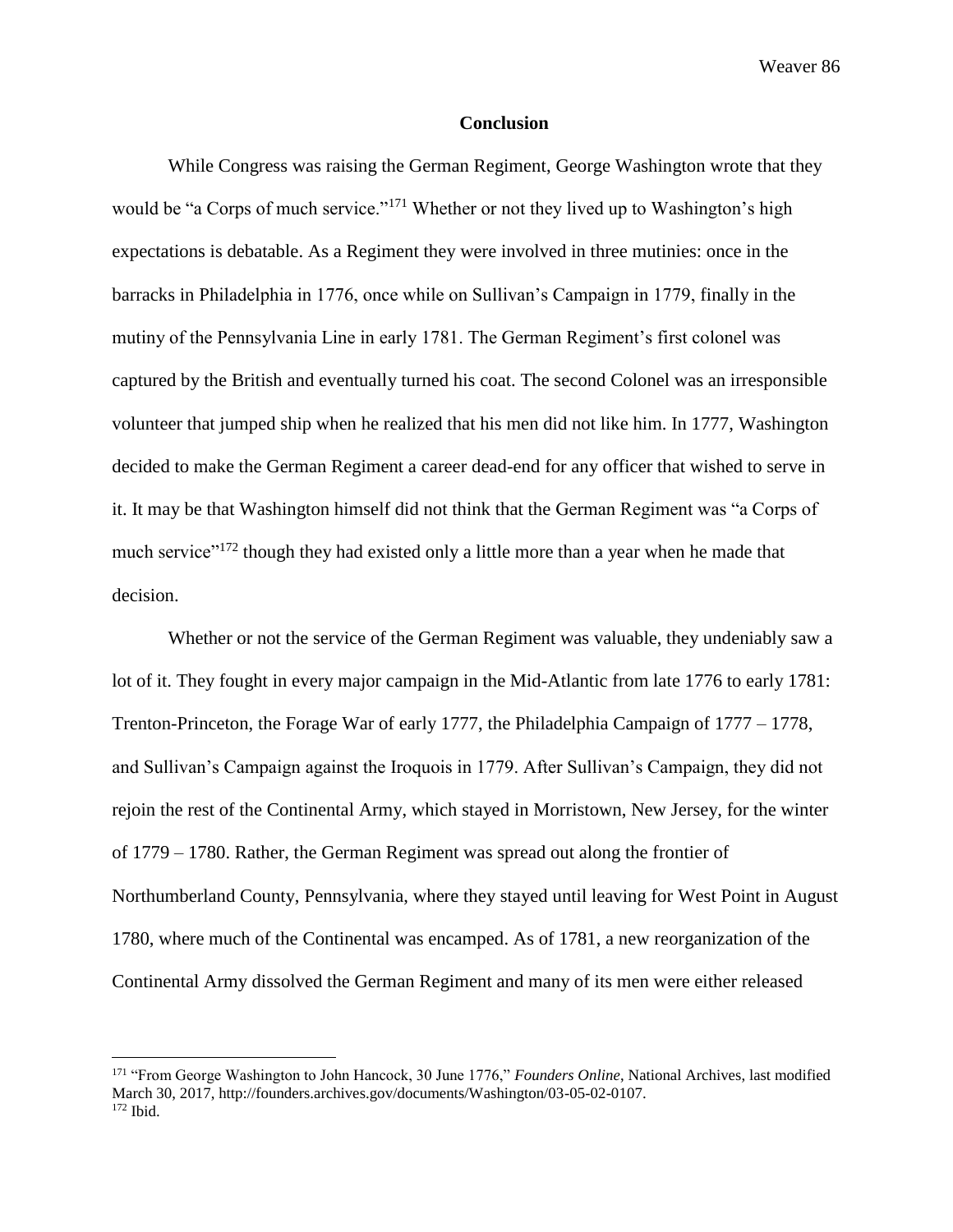## Conclusion

While Congress was raising the German Regiment, George Washington wrote that they would be "a Corps of much service."[171] Whether or not they lived up to Washington's high expectations is debatable. As a Regiment they were involved in three mutinies: once in the barracks in Philadelphia in 1776, once while on Sullivan's Campaign in 1779, finally in the mutiny of the Pennsylvania Line in early 1781. The German Regiment's first colonel was captured by the British and eventually turned his coat. The second Colonel was an irresponsible volunteer that jumped ship when he realized that his men did not like him. In 1777, Washington decided to make the German Regiment a career dead-end for any officer that wished to serve in it. It may be that Washington himself did not think that the German Regiment was "a Corps of much service"[172] though they had existed only a little more than a year when he made that decision.

Whether or not the service of the German Regiment was valuable, they undeniably saw a lot of it. They fought in every major campaign in the Mid-Atlantic from late 1776 to early 1781: Trenton-Princeton, the Forage War of early 1777, the Philadelphia Campaign of 1777 – 1778, and Sullivan's Campaign against the Iroquois in 1779. After Sullivan's Campaign, they did not rejoin the rest of the Continental Army, which stayed in Morristown, New Jersey, for the winter of 1779 – 1780. Rather, the German Regiment was spread out along the frontier of Northumberland County, Pennsylvania, where they stayed until leaving for West Point in August 1780, where much of the Continental was encamped. As of 1781, a new reorganization of the Continental Army dissolved the German Regiment and many of its men were either released

---

171 "From George Washington to John Hancock, 30 June 1776," *Founders Online*, National Archives, last modified March 30, 2017, http://founders.archives.gov/documents/Washington/03-05-02-0107.

172 Ibid.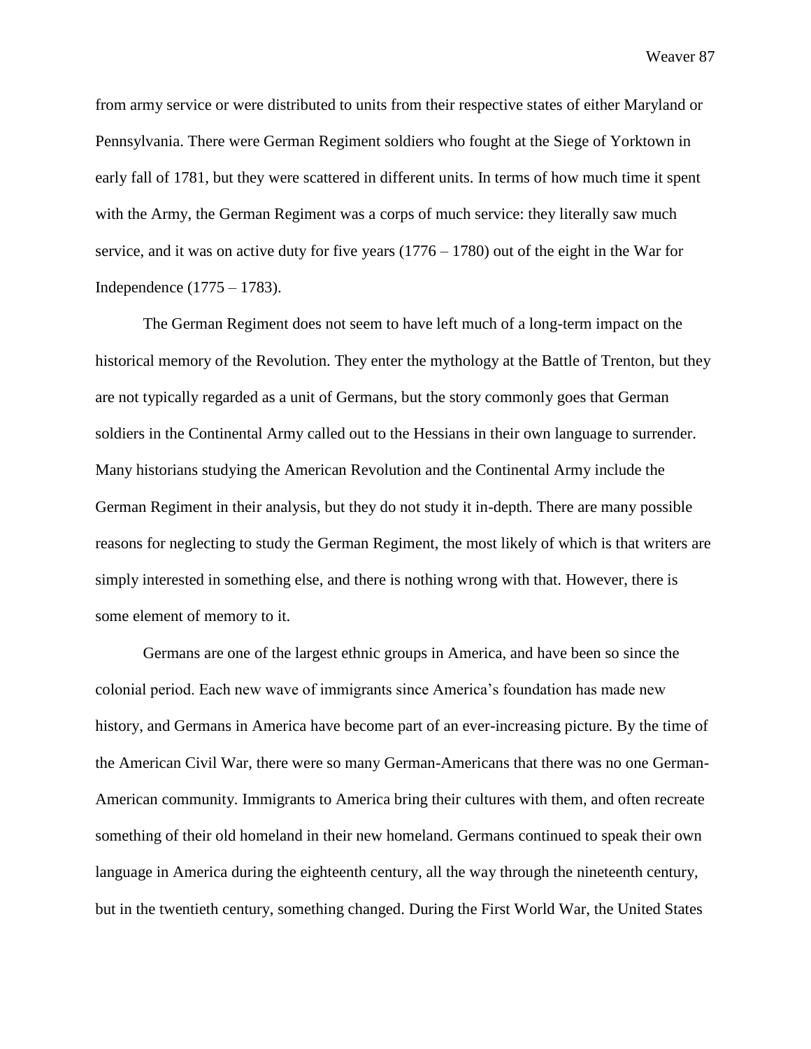from army service or were distributed to units from their respective states of either Maryland or Pennsylvania. There were German Regiment soldiers who fought at the Siege of Yorktown in early fall of 1781, but they were scattered in different units. In terms of how much time it spent with the Army, the German Regiment was a corps of much service: they literally saw much service, and it was on active duty for five years (1776 – 1780) out of the eight in the War for Independence (1775 – 1783).

The German Regiment does not seem to have left much of a long-term impact on the historical memory of the Revolution. They enter the mythology at the Battle of Trenton, but they are not typically regarded as a unit of Germans, but the story commonly goes that German soldiers in the Continental Army called out to the Hessians in their own language to surrender. Many historians studying the American Revolution and the Continental Army include the German Regiment in their analysis, but they do not study it in-depth. There are many possible reasons for neglecting to study the German Regiment, the most likely of which is that writers are simply interested in something else, and there is nothing wrong with that. However, there is some element of memory to it.

Germans are one of the largest ethnic groups in America, and have been so since the colonial period. Each new wave of immigrants since America's foundation has made new history, and Germans in America have become part of an ever-increasing picture. By the time of the American Civil War, there were so many German-Americans that there was no one German-American community. Immigrants to America bring their cultures with them, and often recreate something of their old homeland in their new homeland. Germans continued to speak their own language in America during the eighteenth century, all the way through the nineteenth century, but in the twentieth century, something changed. During the First World War, the United States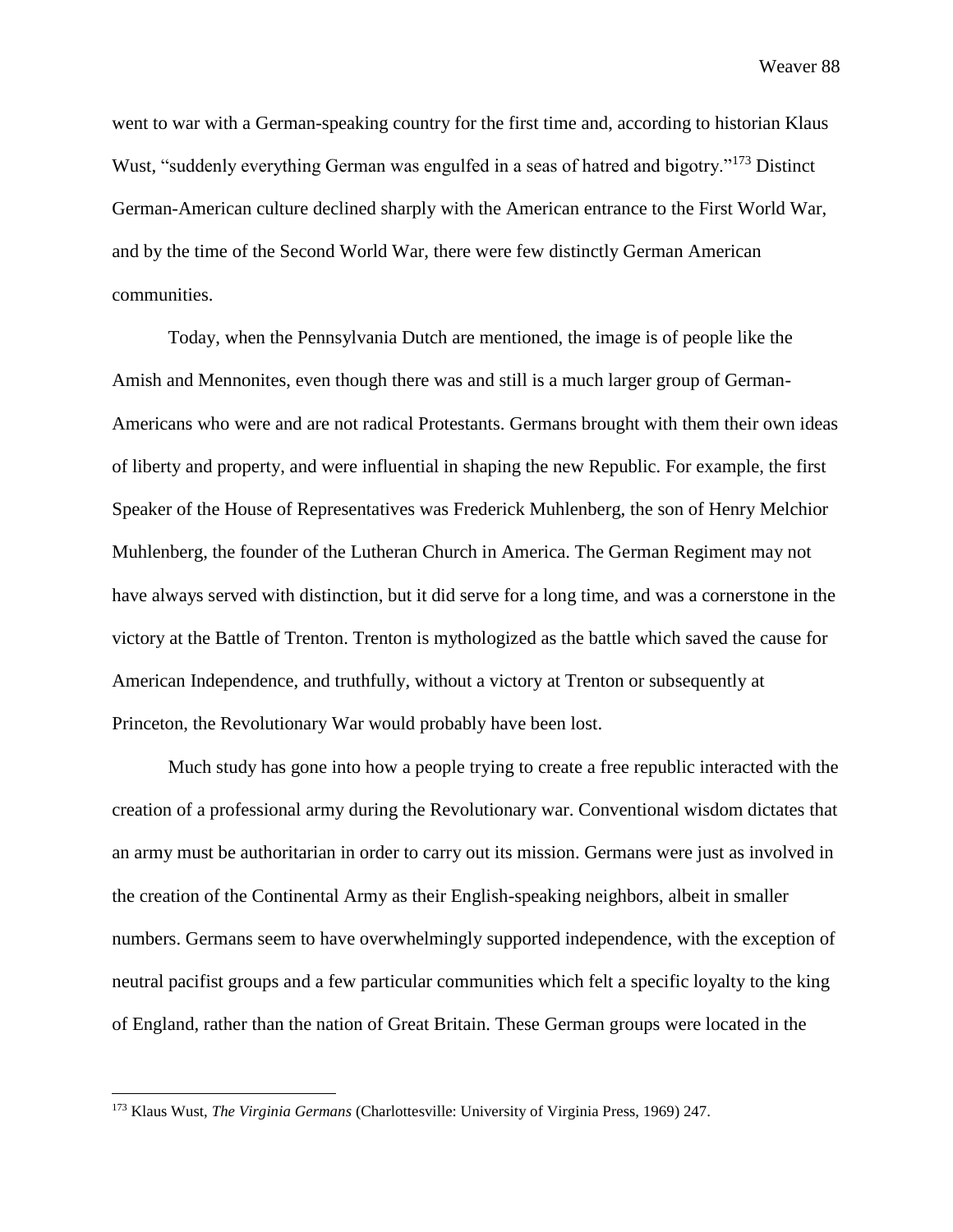went to war with a German-speaking country for the first time and, according to historian Klaus Wust, "suddenly everything German was engulfed in a seas of hatred and bigotry."[173] Distinct German-American culture declined sharply with the American entrance to the First World War, and by the time of the Second World War, there were few distinctly German American communities.

Today, when the Pennsylvania Dutch are mentioned, the image is of people like the Amish and Mennonites, even though there was and still is a much larger group of German-Americans who were and are not radical Protestants. Germans brought with them their own ideas of liberty and property, and were influential in shaping the new Republic. For example, the first Speaker of the House of Representatives was Frederick Muhlenberg, the son of Henry Melchior Muhlenberg, the founder of the Lutheran Church in America. The German Regiment may not have always served with distinction, but it did serve for a long time, and was a cornerstone in the victory at the Battle of Trenton. Trenton is mythologized as the battle which saved the cause for American Independence, and truthfully, without a victory at Trenton or subsequently at Princeton, the Revolutionary War would probably have been lost.

Much study has gone into how a people trying to create a free republic interacted with the creation of a professional army during the Revolutionary war. Conventional wisdom dictates that an army must be authoritarian in order to carry out its mission. Germans were just as involved in the creation of the Continental Army as their English-speaking neighbors, albeit in smaller numbers. Germans seem to have overwhelmingly supported independence, with the exception of neutral pacifist groups and a few particular communities which felt a specific loyalty to the king of England, rather than the nation of Great Britain. These German groups were located in the

[173] Klaus Wust, *The Virginia Germans* (Charlottesville: University of Virginia Press, 1969) 247.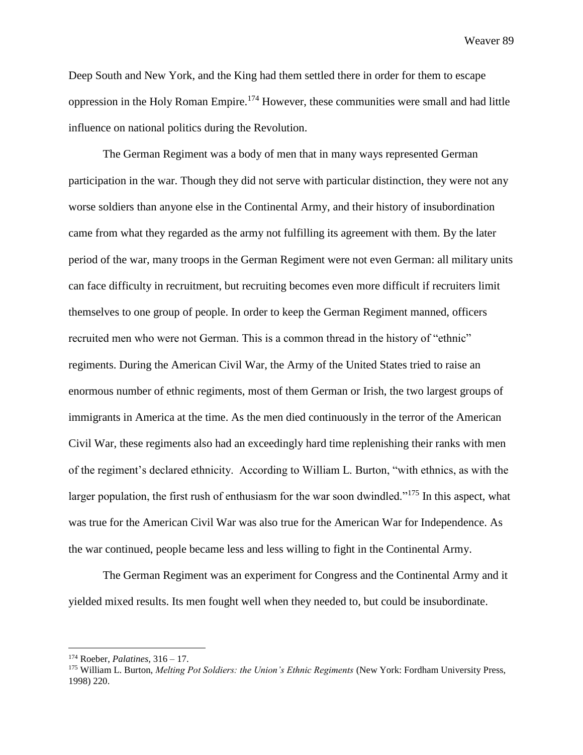Deep South and New York, and the King had them settled there in order for them to escape oppression in the Holy Roman Empire.[174] However, these communities were small and had little influence on national politics during the Revolution.

The German Regiment was a body of men that in many ways represented German participation in the war. Though they did not serve with particular distinction, they were not any worse soldiers than anyone else in the Continental Army, and their history of insubordination came from what they regarded as the army not fulfilling its agreement with them. By the later period of the war, many troops in the German Regiment were not even German: all military units can face difficulty in recruitment, but recruiting becomes even more difficult if recruiters limit themselves to one group of people. In order to keep the German Regiment manned, officers recruited men who were not German. This is a common thread in the history of "ethnic" regiments. During the American Civil War, the Army of the United States tried to raise an enormous number of ethnic regiments, most of them German or Irish, the two largest groups of immigrants in America at the time. As the men died continuously in the terror of the American Civil War, these regiments also had an exceedingly hard time replenishing their ranks with men of the regiment's declared ethnicity. According to William L. Burton, "with ethnics, as with the larger population, the first rush of enthusiasm for the war soon dwindled."[175] In this aspect, what was true for the American Civil War was also true for the American War for Independence. As the war continued, people became less and less willing to fight in the Continental Army.

The German Regiment was an experiment for Congress and the Continental Army and it yielded mixed results. Its men fought well when they needed to, but could be insubordinate.

---

[174] Roeber, *Palatines*, 316 – 17.

[175] William L. Burton, *Melting Pot Soldiers: the Union's Ethnic Regiments* (New York: Fordham University Press, 1998) 220.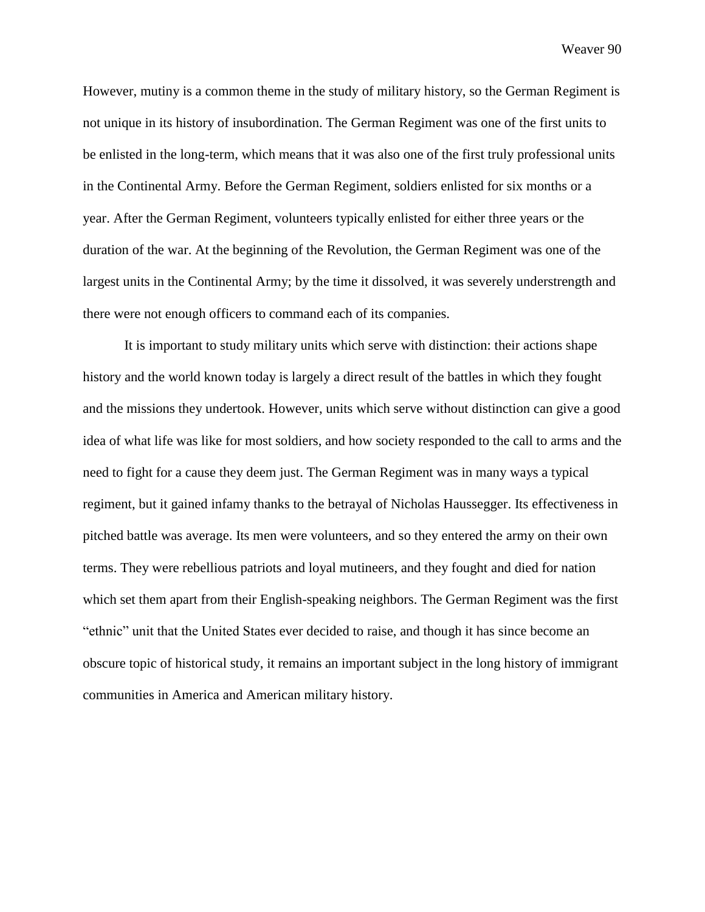However, mutiny is a common theme in the study of military history, so the German Regiment is not unique in its history of insubordination. The German Regiment was one of the first units to be enlisted in the long-term, which means that it was also one of the first truly professional units in the Continental Army. Before the German Regiment, soldiers enlisted for six months or a year. After the German Regiment, volunteers typically enlisted for either three years or the duration of the war. At the beginning of the Revolution, the German Regiment was one of the largest units in the Continental Army; by the time it dissolved, it was severely understrength and there were not enough officers to command each of its companies.

It is important to study military units which serve with distinction: their actions shape history and the world known today is largely a direct result of the battles in which they fought and the missions they undertook. However, units which serve without distinction can give a good idea of what life was like for most soldiers, and how society responded to the call to arms and the need to fight for a cause they deem just. The German Regiment was in many ways a typical regiment, but it gained infamy thanks to the betrayal of Nicholas Haussegger. Its effectiveness in pitched battle was average. Its men were volunteers, and so they entered the army on their own terms. They were rebellious patriots and loyal mutineers, and they fought and died for nation which set them apart from their English-speaking neighbors. The German Regiment was the first "ethnic" unit that the United States ever decided to raise, and though it has since become an obscure topic of historical study, it remains an important subject in the long history of immigrant communities in America and American military history.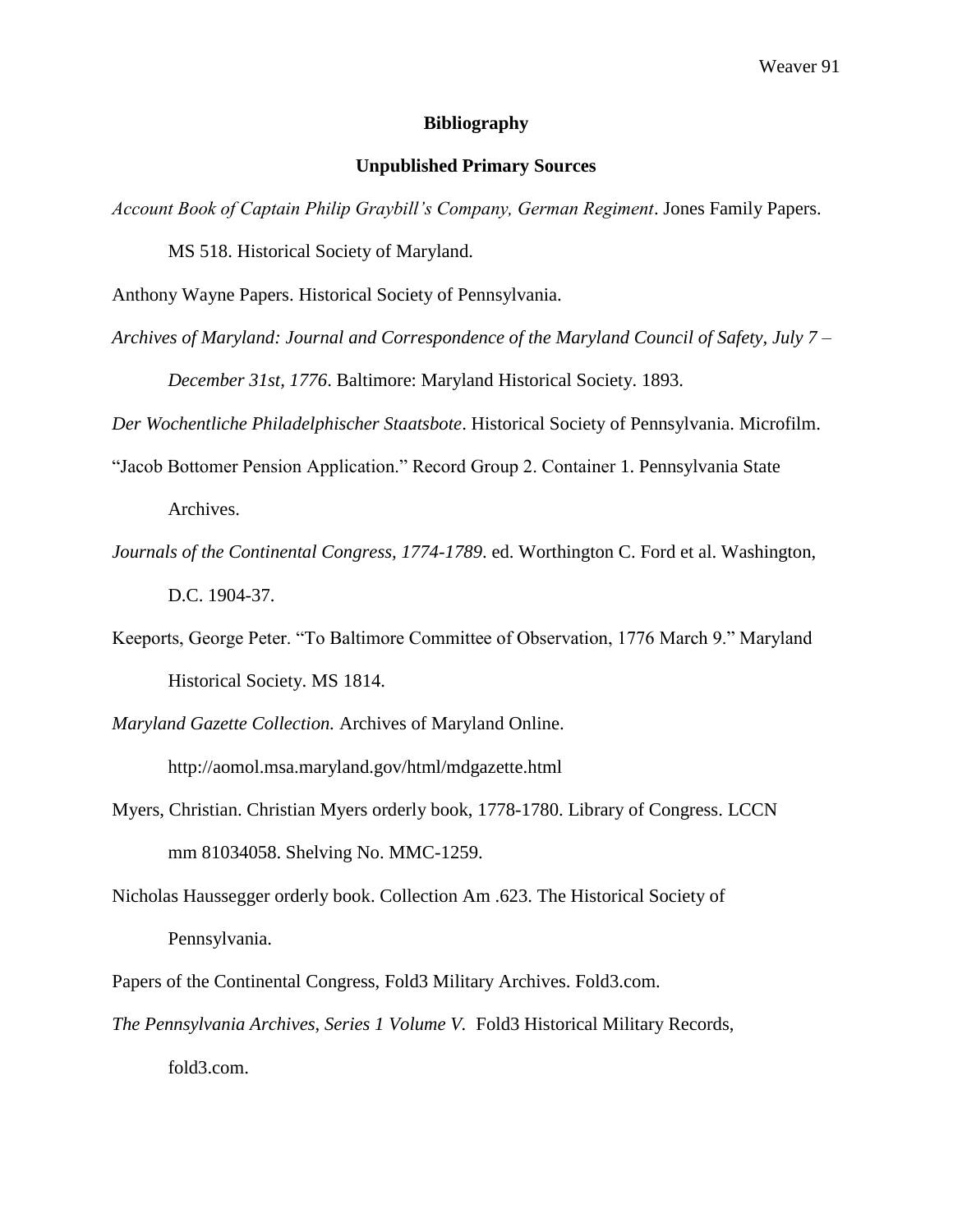# Bibliography

## Unpublished Primary Sources

*Account Book of Captain Philip Graybill's Company, German Regiment*. Jones Family Papers. MS 518. Historical Society of Maryland.

Anthony Wayne Papers. Historical Society of Pennsylvania.

*Archives of Maryland: Journal and Correspondence of the Maryland Council of Safety, July 7 – December 31st, 1776*. Baltimore: Maryland Historical Society. 1893.

*Der Wochentliche Philadelphischer Staatsbote*. Historical Society of Pennsylvania. Microfilm.

"Jacob Bottomer Pension Application." Record Group 2. Container 1. Pennsylvania State Archives.

*Journals of the Continental Congress, 1774-1789*. ed. Worthington C. Ford et al. Washington, D.C. 1904-37.

Keeports, George Peter. "To Baltimore Committee of Observation, 1776 March 9." Maryland Historical Society. MS 1814.

*Maryland Gazette Collection.* Archives of Maryland Online. http://aomol.msa.maryland.gov/html/mdgazette.html

Myers, Christian. Christian Myers orderly book, 1778-1780. Library of Congress. LCCN mm 81034058. Shelving No. MMC-1259.

Nicholas Haussegger orderly book. Collection Am .623. The Historical Society of Pennsylvania.

Papers of the Continental Congress, Fold3 Military Archives. Fold3.com.

*The Pennsylvania Archives, Series 1 Volume V.* Fold3 Historical Military Records, fold3.com.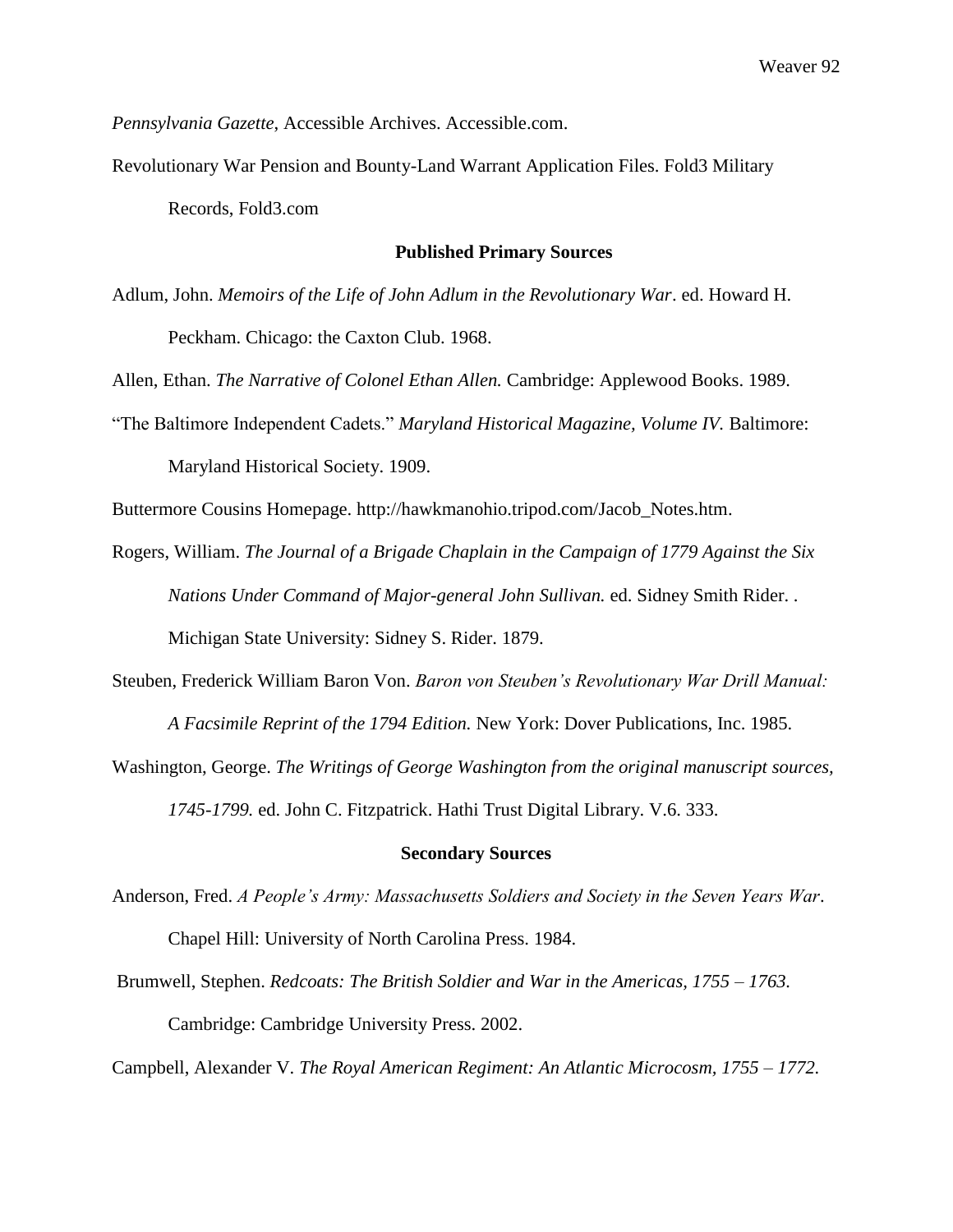*Pennsylvania Gazette*, Accessible Archives. Accessible.com.

Revolutionary War Pension and Bounty-Land Warrant Application Files. Fold3 Military Records, Fold3.com

### Published Primary Sources

Adlum, John. *Memoirs of the Life of John Adlum in the Revolutionary War*. ed. Howard H. Peckham. Chicago: the Caxton Club. 1968.

Allen, Ethan. *The Narrative of Colonel Ethan Allen.* Cambridge: Applewood Books. 1989.

"The Baltimore Independent Cadets." *Maryland Historical Magazine, Volume IV.* Baltimore: Maryland Historical Society. 1909.

Buttermore Cousins Homepage. http://hawkmanohio.tripod.com/Jacob_Notes.htm.

Rogers, William. *The Journal of a Brigade Chaplain in the Campaign of 1779 Against the Six Nations Under Command of Major-general John Sullivan.* ed. Sidney Smith Rider. . Michigan State University: Sidney S. Rider. 1879.

Steuben, Frederick William Baron Von. *Baron von Steuben's Revolutionary War Drill Manual: A Facsimile Reprint of the 1794 Edition.* New York: Dover Publications, Inc. 1985.

Washington, George. *The Writings of George Washington from the original manuscript sources, 1745-1799.* ed. John C. Fitzpatrick. Hathi Trust Digital Library. V.6. 333.

### Secondary Sources

Anderson, Fred. *A People's Army: Massachusetts Soldiers and Society in the Seven Years War*. Chapel Hill: University of North Carolina Press. 1984.

Brumwell, Stephen. *Redcoats: The British Soldier and War in the Americas, 1755 – 1763.* Cambridge: Cambridge University Press. 2002.

Campbell, Alexander V. *The Royal American Regiment: An Atlantic Microcosm, 1755 – 1772.*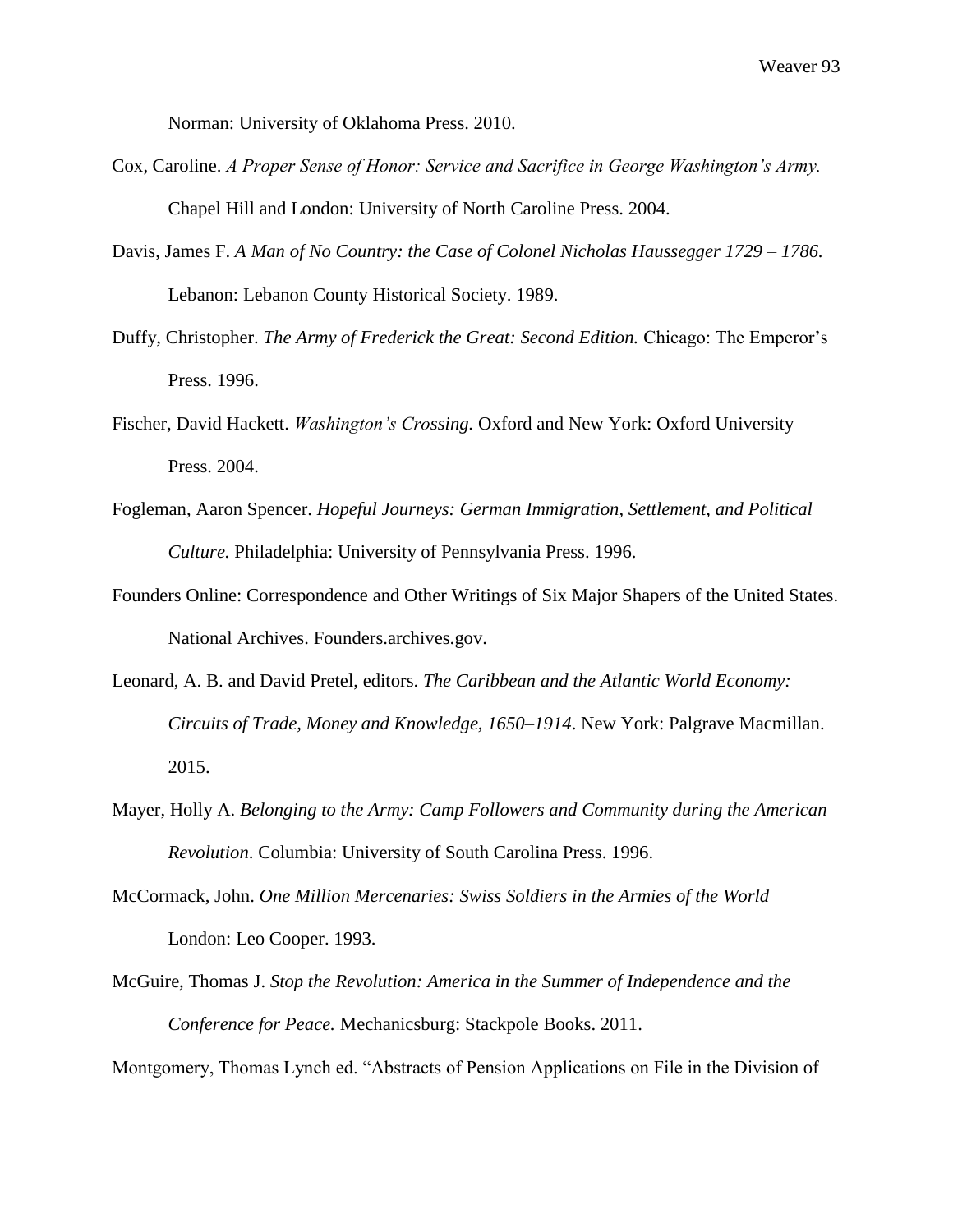Norman: University of Oklahoma Press. 2010.

Cox, Caroline. *A Proper Sense of Honor: Service and Sacrifice in George Washington's Army.* Chapel Hill and London: University of North Caroline Press. 2004.

Davis, James F. *A Man of No Country: the Case of Colonel Nicholas Haussegger 1729 – 1786.* Lebanon: Lebanon County Historical Society. 1989.

Duffy, Christopher. *The Army of Frederick the Great: Second Edition.* Chicago: The Emperor's Press. 1996.

Fischer, David Hackett. *Washington's Crossing.* Oxford and New York: Oxford University Press. 2004.

Fogleman, Aaron Spencer. *Hopeful Journeys: German Immigration, Settlement, and Political Culture.* Philadelphia: University of Pennsylvania Press. 1996.

Founders Online: Correspondence and Other Writings of Six Major Shapers of the United States. National Archives. Founders.archives.gov.

Leonard, A. B. and David Pretel, editors. *The Caribbean and the Atlantic World Economy: Circuits of Trade, Money and Knowledge, 1650–1914*. New York: Palgrave Macmillan. 2015.

Mayer, Holly A. *Belonging to the Army: Camp Followers and Community during the American Revolution*. Columbia: University of South Carolina Press. 1996.

McCormack, John. *One Million Mercenaries: Swiss Soldiers in the Armies of the World* London: Leo Cooper. 1993.

McGuire, Thomas J. *Stop the Revolution: America in the Summer of Independence and the Conference for Peace.* Mechanicsburg: Stackpole Books. 2011.

Montgomery, Thomas Lynch ed. "Abstracts of Pension Applications on File in the Division of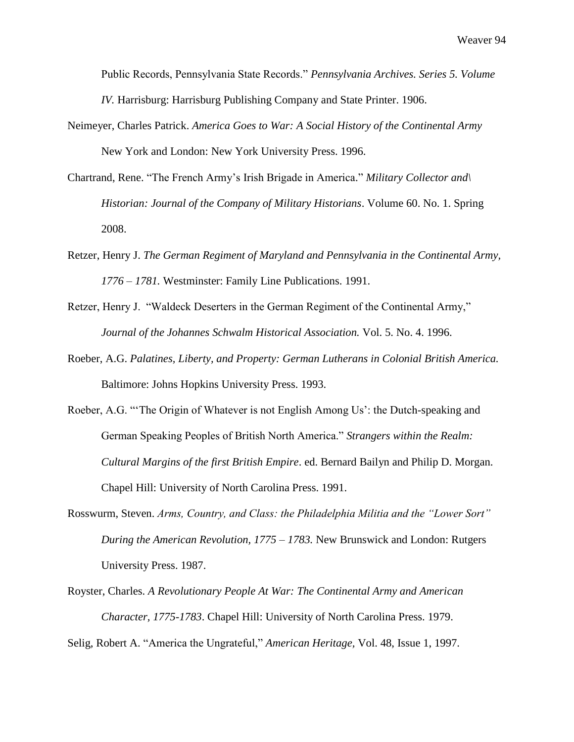Public Records, Pennsylvania State Records." *Pennsylvania Archives. Series 5. Volume IV.* Harrisburg: Harrisburg Publishing Company and State Printer. 1906.

Neimeyer, Charles Patrick. *America Goes to War: A Social History of the Continental Army* New York and London: New York University Press. 1996.

Chartrand, Rene. "The French Army's Irish Brigade in America." *Military Collector and\ Historian: Journal of the Company of Military Historians*. Volume 60. No. 1. Spring 2008.

Retzer, Henry J. *The German Regiment of Maryland and Pennsylvania in the Continental Army, 1776 – 1781.* Westminster: Family Line Publications. 1991.

Retzer, Henry J. "Waldeck Deserters in the German Regiment of the Continental Army," *Journal of the Johannes Schwalm Historical Association.* Vol. 5. No. 4. 1996.

Roeber, A.G. *Palatines, Liberty, and Property: German Lutherans in Colonial British America.* Baltimore: Johns Hopkins University Press. 1993.

Roeber, A.G. "'The Origin of Whatever is not English Among Us': the Dutch-speaking and German Speaking Peoples of British North America." *Strangers within the Realm: Cultural Margins of the first British Empire*. ed. Bernard Bailyn and Philip D. Morgan. Chapel Hill: University of North Carolina Press. 1991.

Rosswurm, Steven. *Arms, Country, and Class: the Philadelphia Militia and the "Lower Sort" During the American Revolution, 1775 – 1783.* New Brunswick and London: Rutgers University Press. 1987.

Royster, Charles. *A Revolutionary People At War: The Continental Army and American Character, 1775-1783*. Chapel Hill: University of North Carolina Press. 1979.

Selig, Robert A. "America the Ungrateful," *American Heritage,* Vol. 48, Issue 1, 1997.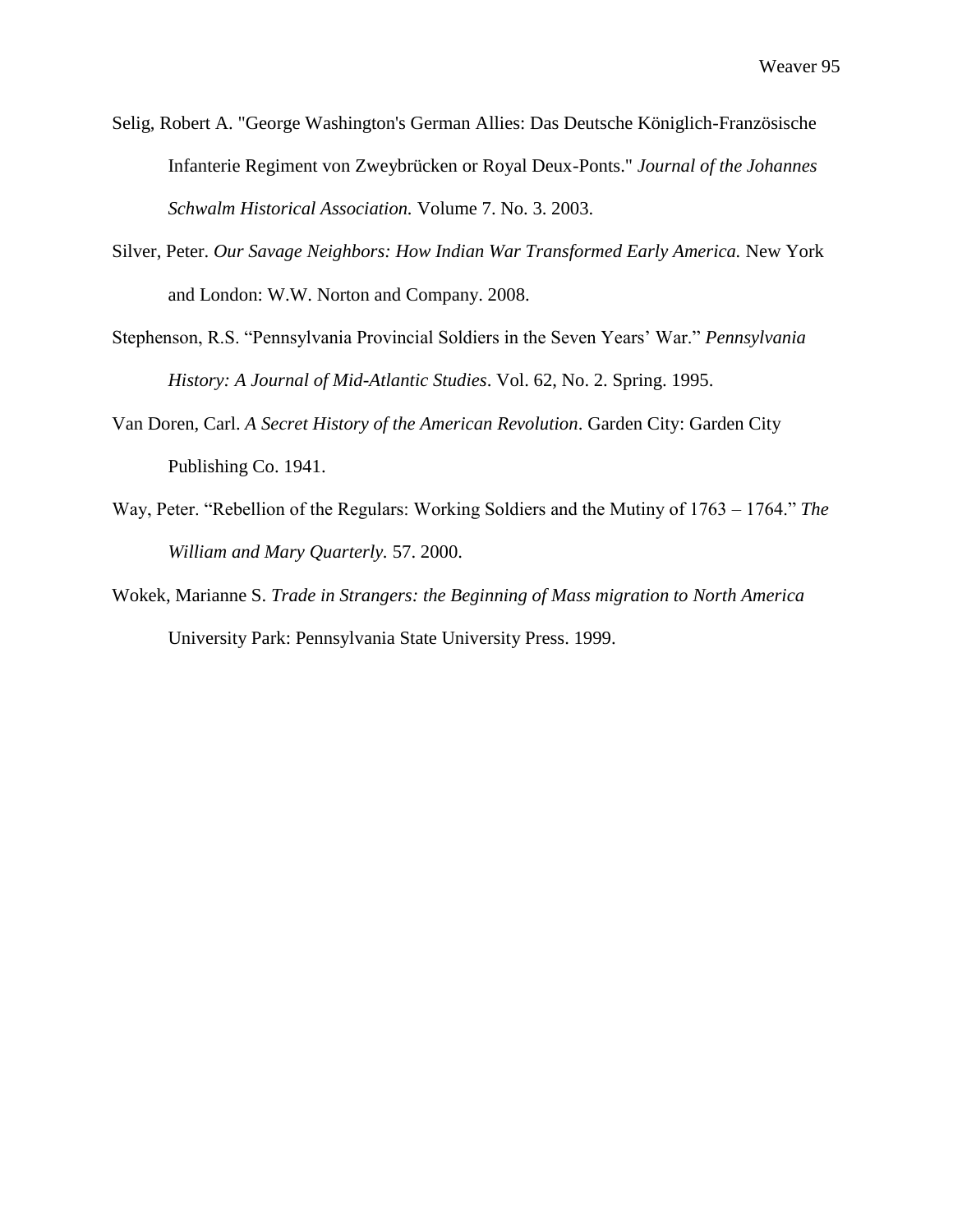Selig, Robert A. "George Washington's German Allies: Das Deutsche Königlich-Französische Infanterie Regiment von Zweybrücken or Royal Deux-Ponts." *Journal of the Johannes Schwalm Historical Association.* Volume 7. No. 3. 2003.

Silver, Peter. *Our Savage Neighbors: How Indian War Transformed Early America.* New York and London: W.W. Norton and Company. 2008.

Stephenson, R.S. "Pennsylvania Provincial Soldiers in the Seven Years' War." *Pennsylvania History: A Journal of Mid-Atlantic Studies*. Vol. 62, No. 2. Spring. 1995.

Van Doren, Carl. *A Secret History of the American Revolution*. Garden City: Garden City Publishing Co. 1941.

Way, Peter. "Rebellion of the Regulars: Working Soldiers and the Mutiny of 1763 – 1764." *The William and Mary Quarterly.* 57. 2000.

Wokek, Marianne S. *Trade in Strangers: the Beginning of Mass migration to North America* University Park: Pennsylvania State University Press. 1999.